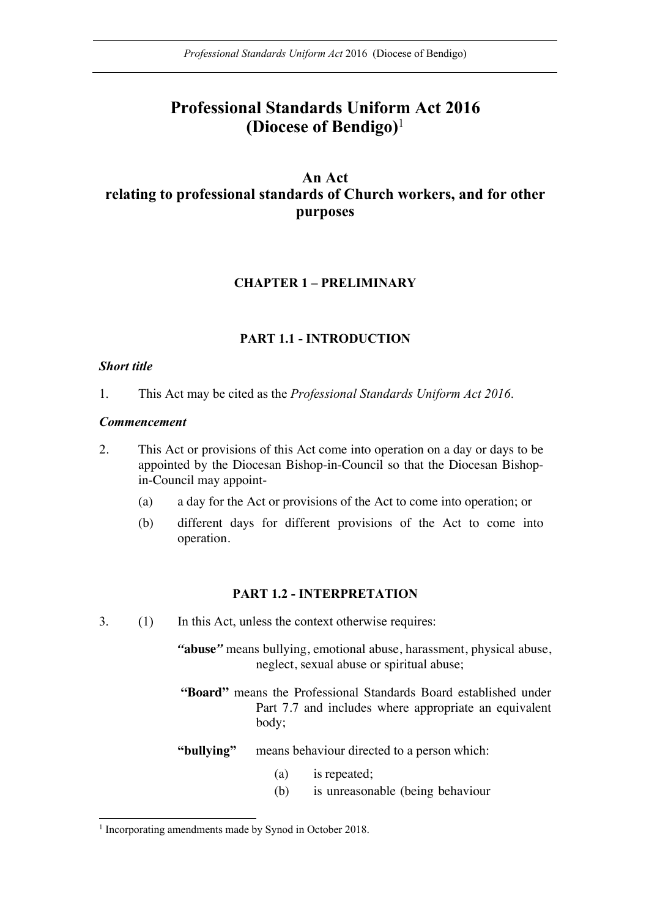# Professional Standards Uniform Act 2016 (Diocese of Bendigo)[1]

## An Act relating to professional standards of Church workers, and for other purposes

### CHAPTER 1 – PRELIMINARY

#### PART 1.1 - INTRODUCTION

***Short title***

1. This Act may be cited as the *Professional Standards Uniform Act 2016*.

***Commencement***

2. This Act or provisions of this Act come into operation on a day or days to be appointed by the Diocesan Bishop-in-Council so that the Diocesan Bishop-in-Council may appoint-

   (a) a day for the Act or provisions of the Act to come into operation; or

   (b) different days for different provisions of the Act to come into operation.

#### PART 1.2 - INTERPRETATION

3. (1) In this Act, unless the context otherwise requires:

   ***"abuse"*** means bullying, emotional abuse, harassment, physical abuse, neglect, sexual abuse or spiritual abuse;

   **"Board"** means the Professional Standards Board established under Part 7.7 and includes where appropriate an equivalent body;

   **"bullying"** means behaviour directed to a person which:

   (a) is repeated;

   (b) is unreasonable (being behaviour

[1] Incorporating amendments made by Synod in October 2018.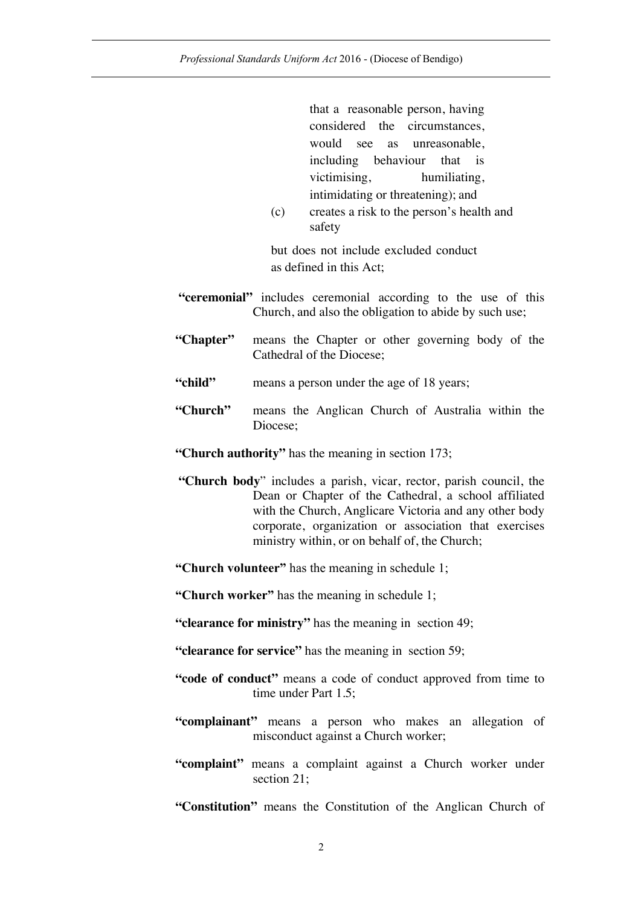that a reasonable person, having considered the circumstances, would see as unreasonable, including behaviour that is victimising, humiliating, intimidating or threatening); and

(c) creates a risk to the person's health and safety

but does not include excluded conduct as defined in this Act;

**"ceremonial"** includes ceremonial according to the use of this Church, and also the obligation to abide by such use;

**"Chapter"** means the Chapter or other governing body of the Cathedral of the Diocese;

**"child"** means a person under the age of 18 years;

**"Church"** means the Anglican Church of Australia within the Diocese;

**"Church authority"** has the meaning in section 173;

**"Church body"** includes a parish, vicar, rector, parish council, the Dean or Chapter of the Cathedral, a school affiliated with the Church, Anglicare Victoria and any other body corporate, organization or association that exercises ministry within, or on behalf of, the Church;

**"Church volunteer"** has the meaning in schedule 1;

**"Church worker"** has the meaning in schedule 1;

**"clearance for ministry"** has the meaning in section 49;

**"clearance for service"** has the meaning in section 59;

**"code of conduct"** means a code of conduct approved from time to time under Part 1.5;

**"complainant"** means a person who makes an allegation of misconduct against a Church worker;

**"complaint"** means a complaint against a Church worker under section 21;

**"Constitution"** means the Constitution of the Anglican Church of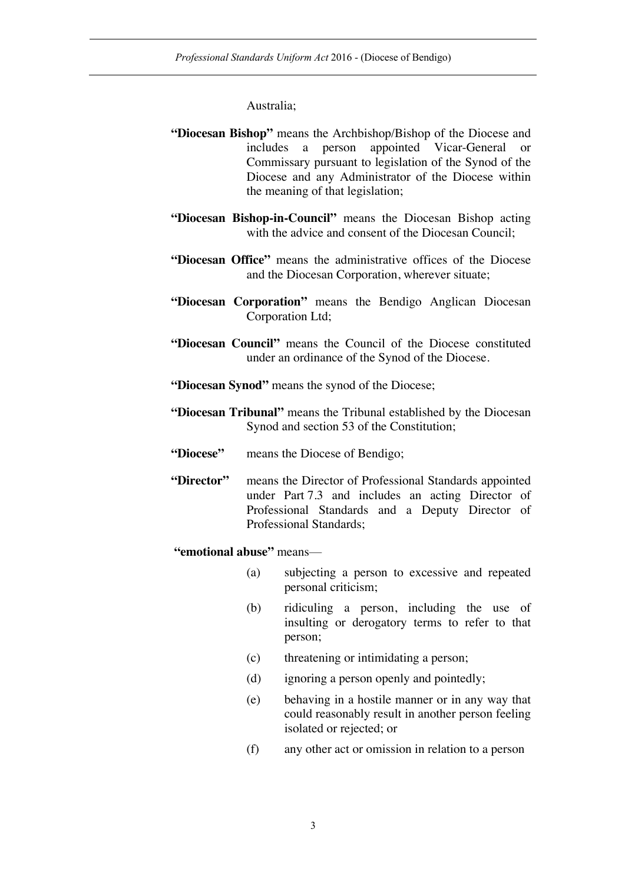Australia;

**"Diocesan Bishop"** means the Archbishop/Bishop of the Diocese and includes a person appointed Vicar-General or Commissary pursuant to legislation of the Synod of the Diocese and any Administrator of the Diocese within the meaning of that legislation;

**"Diocesan Bishop-in-Council"** means the Diocesan Bishop acting with the advice and consent of the Diocesan Council;

**"Diocesan Office"** means the administrative offices of the Diocese and the Diocesan Corporation, wherever situate;

**"Diocesan Corporation"** means the Bendigo Anglican Diocesan Corporation Ltd;

**"Diocesan Council"** means the Council of the Diocese constituted under an ordinance of the Synod of the Diocese.

**"Diocesan Synod"** means the synod of the Diocese;

**"Diocesan Tribunal"** means the Tribunal established by the Diocesan Synod and section 53 of the Constitution;

**"Diocese"** means the Diocese of Bendigo;

**"Director"** means the Director of Professional Standards appointed under Part 7.3 and includes an acting Director of Professional Standards and a Deputy Director of Professional Standards;

**"emotional abuse"** means—

(a) subjecting a person to excessive and repeated personal criticism;

(b) ridiculing a person, including the use of insulting or derogatory terms to refer to that person;

(c) threatening or intimidating a person;

(d) ignoring a person openly and pointedly;

(e) behaving in a hostile manner or in any way that could reasonably result in another person feeling isolated or rejected; or

(f) any other act or omission in relation to a person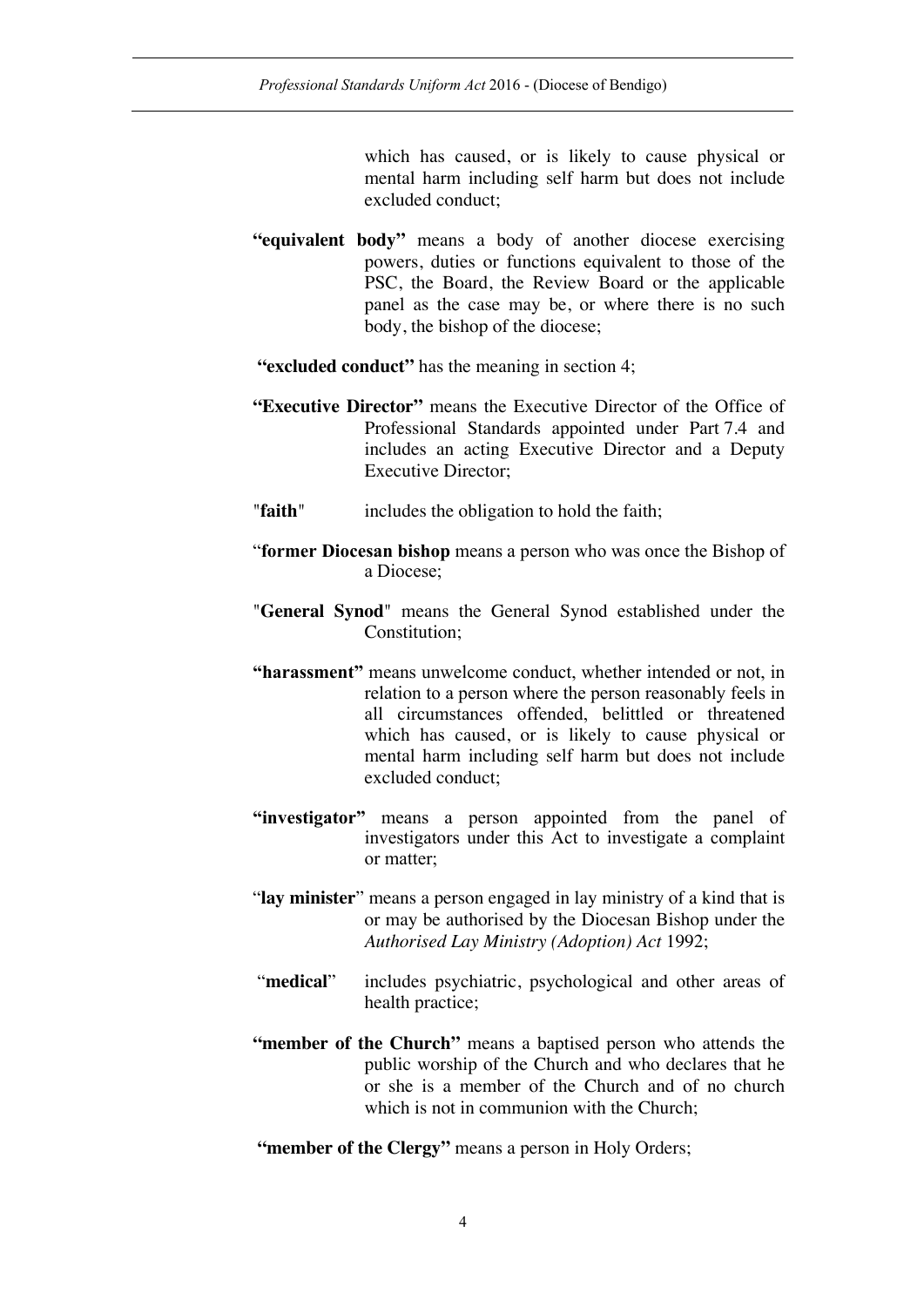which has caused, or is likely to cause physical or mental harm including self harm but does not include excluded conduct;

**"equivalent body"** means a body of another diocese exercising powers, duties or functions equivalent to those of the PSC, the Board, the Review Board or the applicable panel as the case may be, or where there is no such body, the bishop of the diocese;

**"excluded conduct"** has the meaning in section 4;

**"Executive Director"** means the Executive Director of the Office of Professional Standards appointed under Part 7.4 and includes an acting Executive Director and a Deputy Executive Director;

"**faith**" includes the obligation to hold the faith;

"**former Diocesan bishop** means a person who was once the Bishop of a Diocese;

"**General Synod**" means the General Synod established under the Constitution;

**"harassment"** means unwelcome conduct, whether intended or not, in relation to a person where the person reasonably feels in all circumstances offended, belittled or threatened which has caused, or is likely to cause physical or mental harm including self harm but does not include excluded conduct;

**"investigator"** means a person appointed from the panel of investigators under this Act to investigate a complaint or matter;

"**lay minister**" means a person engaged in lay ministry of a kind that is or may be authorised by the Diocesan Bishop under the *Authorised Lay Ministry (Adoption) Act* 1992;

"**medical**" includes psychiatric, psychological and other areas of health practice;

**"member of the Church"** means a baptised person who attends the public worship of the Church and who declares that he or she is a member of the Church and of no church which is not in communion with the Church;

**"member of the Clergy"** means a person in Holy Orders;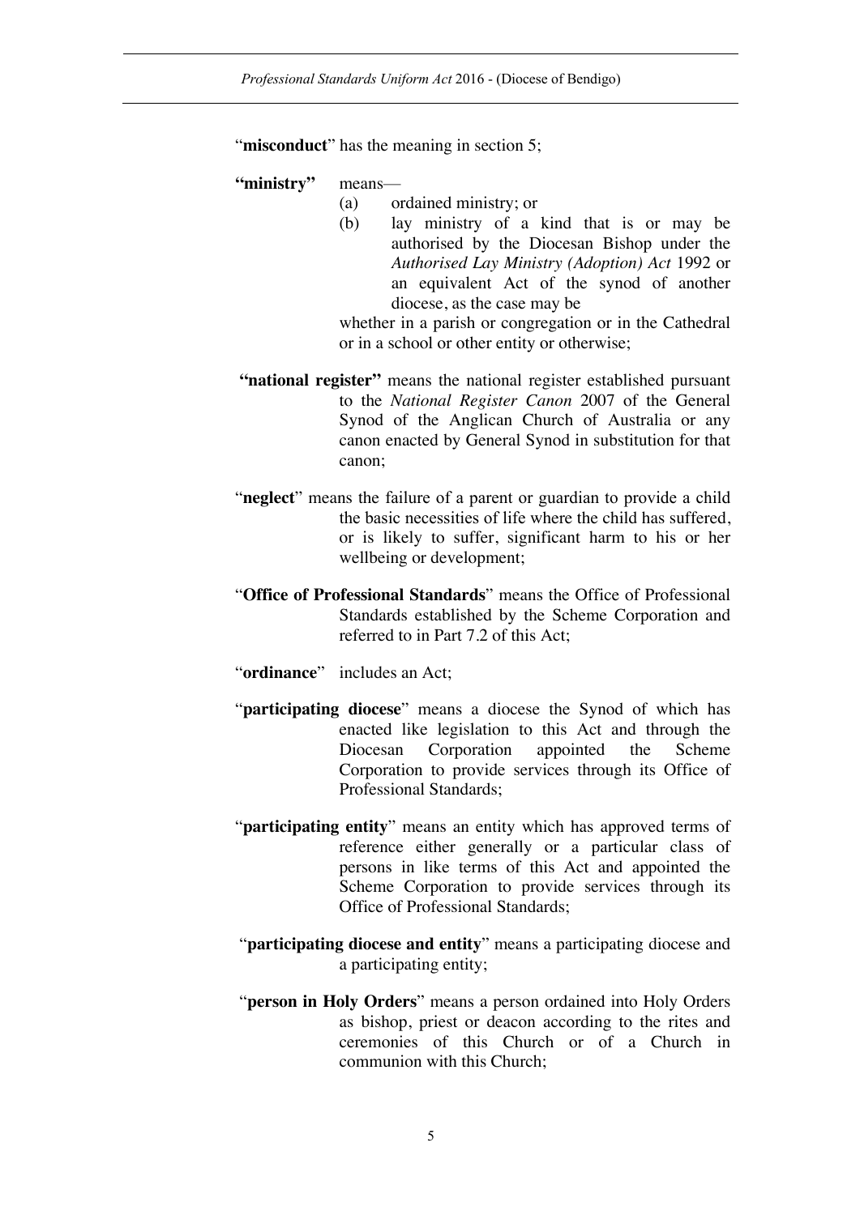"**misconduct**" has the meaning in section 5;

**"ministry"** means—

(a) ordained ministry; or

(b) lay ministry of a kind that is or may be authorised by the Diocesan Bishop under the *Authorised Lay Ministry (Adoption) Act* 1992 or an equivalent Act of the synod of another diocese, as the case may be

whether in a parish or congregation or in the Cathedral or in a school or other entity or otherwise;

**"national register"** means the national register established pursuant to the *National Register Canon* 2007 of the General Synod of the Anglican Church of Australia or any canon enacted by General Synod in substitution for that canon;

"**neglect**" means the failure of a parent or guardian to provide a child the basic necessities of life where the child has suffered, or is likely to suffer, significant harm to his or her wellbeing or development;

"**Office of Professional Standards**" means the Office of Professional Standards established by the Scheme Corporation and referred to in Part 7.2 of this Act;

"**ordinance**" includes an Act;

"**participating diocese**" means a diocese the Synod of which has enacted like legislation to this Act and through the Diocesan Corporation appointed the Scheme Corporation to provide services through its Office of Professional Standards;

"**participating entity**" means an entity which has approved terms of reference either generally or a particular class of persons in like terms of this Act and appointed the Scheme Corporation to provide services through its Office of Professional Standards;

"**participating diocese and entity**" means a participating diocese and a participating entity;

"**person in Holy Orders**" means a person ordained into Holy Orders as bishop, priest or deacon according to the rites and ceremonies of this Church or of a Church in communion with this Church;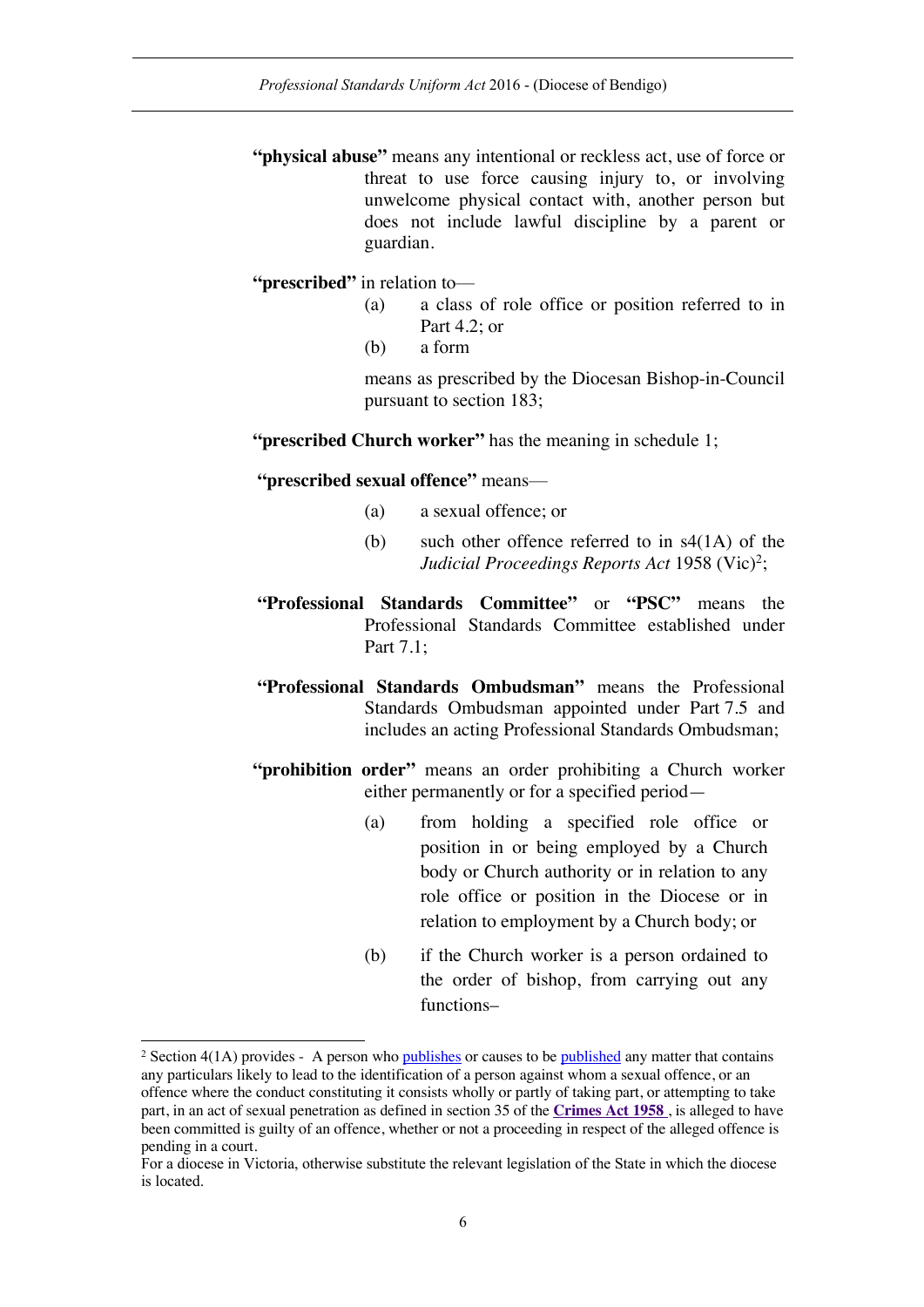**"physical abuse"** means any intentional or reckless act, use of force or threat to use force causing injury to, or involving unwelcome physical contact with, another person but does not include lawful discipline by a parent or guardian.

**"prescribed"** in relation to—

(a) a class of role office or position referred to in Part 4.2; or

(b) a form

means as prescribed by the Diocesan Bishop-in-Council pursuant to section 183;

**"prescribed Church worker"** has the meaning in schedule 1;

**"prescribed sexual offence"** means—

(a) a sexual offence; or

(b) such other offence referred to in s4(1A) of the *Judicial Proceedings Reports Act* 1958 (Vic)[2];

**"Professional Standards Committee"** or **"PSC"** means the Professional Standards Committee established under Part 7.1;

**"Professional Standards Ombudsman"** means the Professional Standards Ombudsman appointed under Part 7.5 and includes an acting Professional Standards Ombudsman;

**"prohibition order"** means an order prohibiting a Church worker either permanently or for a specified period—

(a) from holding a specified role office or position in or being employed by a Church body or Church authority or in relation to any role office or position in the Diocese or in relation to employment by a Church body; or

(b) if the Church worker is a person ordained to the order of bishop, from carrying out any functions–

---

[2] Section 4(1A) provides - A person who publishes or causes to be published any matter that contains any particulars likely to lead to the identification of a person against whom a sexual offence, or an offence where the conduct constituting it consists wholly or partly of taking part, or attempting to take part, in an act of sexual penetration as defined in section 35 of the **Crimes Act 1958** , is alleged to have been committed is guilty of an offence, whether or not a proceeding in respect of the alleged offence is pending in a court.

For a diocese in Victoria, otherwise substitute the relevant legislation of the State in which the diocese is located.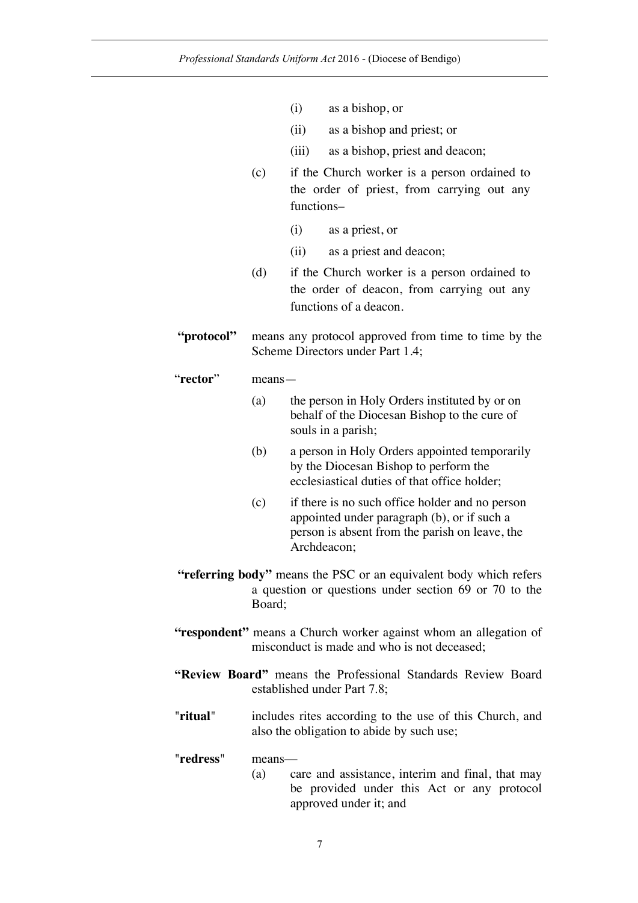(i) as a bishop, or

(ii) as a bishop and priest; or

(iii) as a bishop, priest and deacon;

(c) if the Church worker is a person ordained to the order of priest, from carrying out any functions–

(i) as a priest, or

(ii) as a priest and deacon;

(d) if the Church worker is a person ordained to the order of deacon, from carrying out any functions of a deacon.

**"protocol"** means any protocol approved from time to time by the Scheme Directors under Part 1.4;

"**rector**" means—

(a) the person in Holy Orders instituted by or on behalf of the Diocesan Bishop to the cure of souls in a parish;

(b) a person in Holy Orders appointed temporarily by the Diocesan Bishop to perform the ecclesiastical duties of that office holder;

(c) if there is no such office holder and no person appointed under paragraph (b), or if such a person is absent from the parish on leave, the Archdeacon;

**"referring body"** means the PSC or an equivalent body which refers a question or questions under section 69 or 70 to the Board;

**"respondent"** means a Church worker against whom an allegation of misconduct is made and who is not deceased;

**"Review Board"** means the Professional Standards Review Board established under Part 7.8;

"**ritual**" includes rites according to the use of this Church, and also the obligation to abide by such use;

"**redress**" means—

(a) care and assistance, interim and final, that may be provided under this Act or any protocol approved under it; and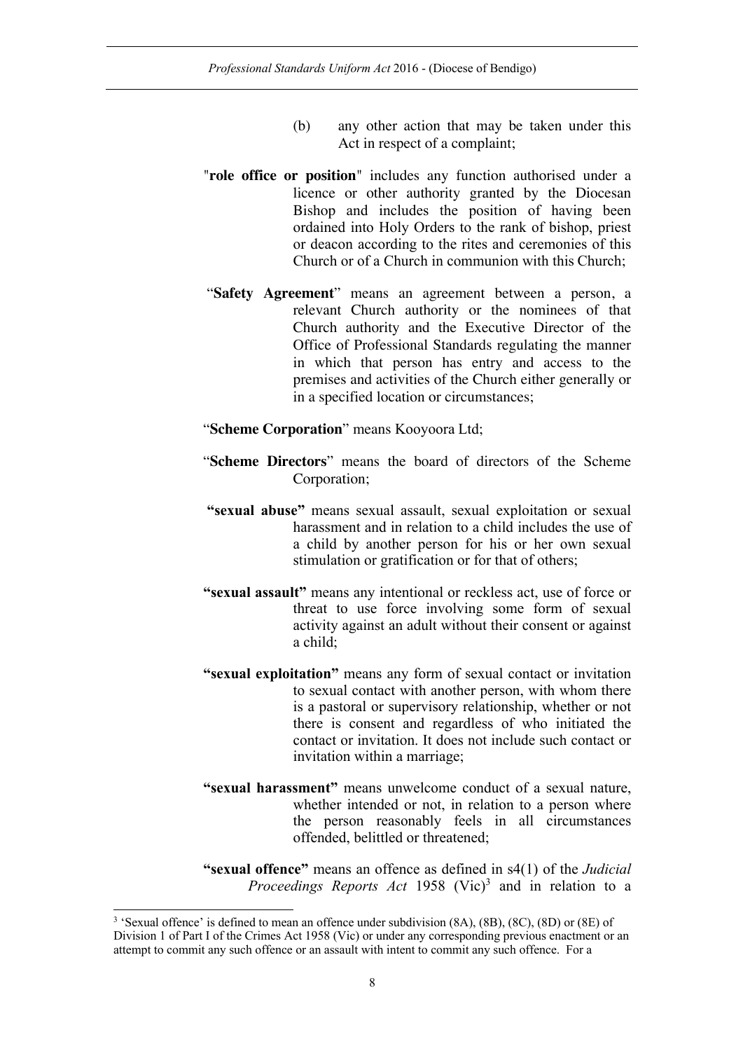(b) any other action that may be taken under this Act in respect of a complaint;

"**role office or position**" includes any function authorised under a licence or other authority granted by the Diocesan Bishop and includes the position of having been ordained into Holy Orders to the rank of bishop, priest or deacon according to the rites and ceremonies of this Church or of a Church in communion with this Church;

"**Safety Agreement**" means an agreement between a person, a relevant Church authority or the nominees of that Church authority and the Executive Director of the Office of Professional Standards regulating the manner in which that person has entry and access to the premises and activities of the Church either generally or in a specified location or circumstances;

"**Scheme Corporation**" means Kooyoora Ltd;

"**Scheme Directors**" means the board of directors of the Scheme Corporation;

**"sexual abuse"** means sexual assault, sexual exploitation or sexual harassment and in relation to a child includes the use of a child by another person for his or her own sexual stimulation or gratification or for that of others;

**"sexual assault"** means any intentional or reckless act, use of force or threat to use force involving some form of sexual activity against an adult without their consent or against a child;

**"sexual exploitation"** means any form of sexual contact or invitation to sexual contact with another person, with whom there is a pastoral or supervisory relationship, whether or not there is consent and regardless of who initiated the contact or invitation. It does not include such contact or invitation within a marriage;

**"sexual harassment"** means unwelcome conduct of a sexual nature, whether intended or not, in relation to a person where the person reasonably feels in all circumstances offended, belittled or threatened;

**"sexual offence"** means an offence as defined in s4(1) of the *Judicial Proceedings Reports Act* 1958 (Vic)[3] and in relation to a

---

[3] 'Sexual offence' is defined to mean an offence under subdivision (8A), (8B), (8C), (8D) or (8E) of Division 1 of Part I of the Crimes Act 1958 (Vic) or under any corresponding previous enactment or an attempt to commit any such offence or an assault with intent to commit any such offence. For a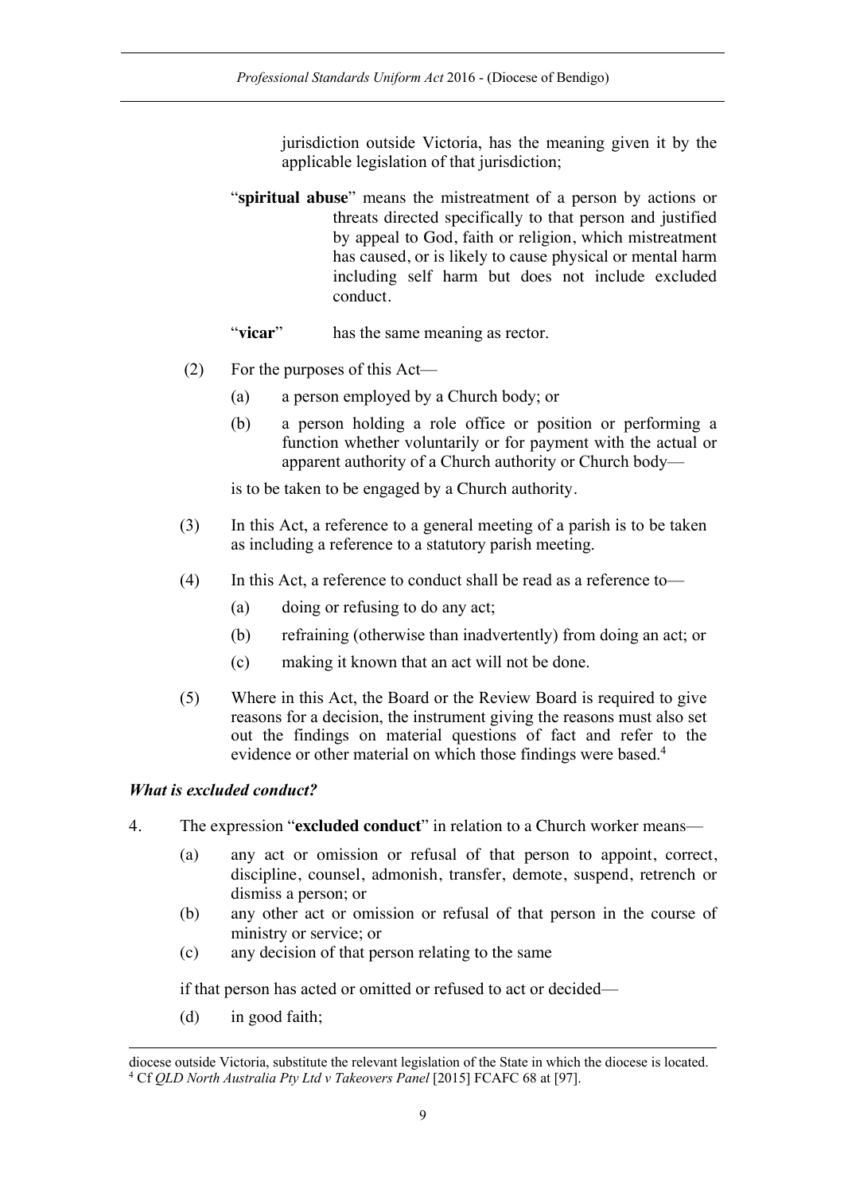jurisdiction outside Victoria, has the meaning given it by the applicable legislation of that jurisdiction;

"**spiritual abuse**" means the mistreatment of a person by actions or threats directed specifically to that person and justified by appeal to God, faith or religion, which mistreatment has caused, or is likely to cause physical or mental harm including self harm but does not include excluded conduct.

"**vicar**" has the same meaning as rector.

(2) For the purposes of this Act—

(a) a person employed by a Church body; or

(b) a person holding a role office or position or performing a function whether voluntarily or for payment with the actual or apparent authority of a Church authority or Church body—

is to be taken to be engaged by a Church authority.

(3) In this Act, a reference to a general meeting of a parish is to be taken as including a reference to a statutory parish meeting.

(4) In this Act, a reference to conduct shall be read as a reference to—

(a) doing or refusing to do any act;

(b) refraining (otherwise than inadvertently) from doing an act; or

(c) making it known that an act will not be done.

(5) Where in this Act, the Board or the Review Board is required to give reasons for a decision, the instrument giving the reasons must also set out the findings on material questions of fact and refer to the evidence or other material on which those findings were based.[4]

### *What is excluded conduct?*

4. The expression "**excluded conduct**" in relation to a Church worker means—

(a) any act or omission or refusal of that person to appoint, correct, discipline, counsel, admonish, transfer, demote, suspend, retrench or dismiss a person; or

(b) any other act or omission or refusal of that person in the course of ministry or service; or

(c) any decision of that person relating to the same

if that person has acted or omitted or refused to act or decided—

(d) in good faith;

---

diocese outside Victoria, substitute the relevant legislation of the State in which the diocese is located.

[4] Cf *QLD North Australia Pty Ltd v Takeovers Panel* [2015] FCAFC 68 at [97].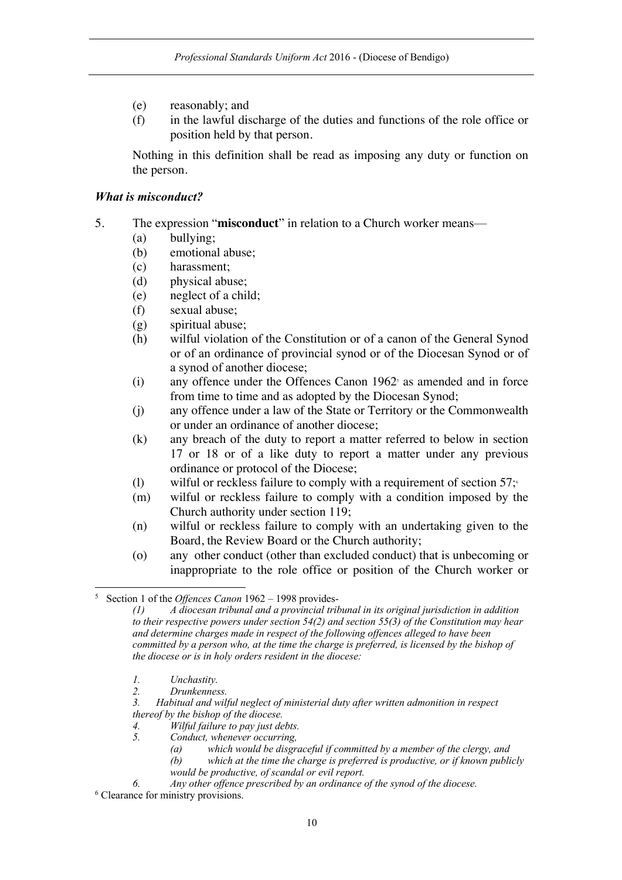(e) reasonably; and

(f) in the lawful discharge of the duties and functions of the role office or position held by that person.

Nothing in this definition shall be read as imposing any duty or function on the person.

### *What is misconduct?*

5. The expression "**misconduct**" in relation to a Church worker means—

   (a) bullying;

   (b) emotional abuse;

   (c) harassment;

   (d) physical abuse;

   (e) neglect of a child;

   (f) sexual abuse;

   (g) spiritual abuse;

   (h) wilful violation of the Constitution or of a canon of the General Synod or of an ordinance of provincial synod or of the Diocesan Synod or of a synod of another diocese;

   (i) any offence under the Offences Canon 1962[5] as amended and in force from time to time and as adopted by the Diocesan Synod;

   (j) any offence under a law of the State or Territory or the Commonwealth or under an ordinance of another diocese;

   (k) any breach of the duty to report a matter referred to below in section 17 or 18 or of a like duty to report a matter under any previous ordinance or protocol of the Diocese;

   (l) wilful or reckless failure to comply with a requirement of section 57;[6]

   (m) wilful or reckless failure to comply with a condition imposed by the Church authority under section 119;

   (n) wilful or reckless failure to comply with an undertaking given to the Board, the Review Board or the Church authority;

   (o) any other conduct (other than excluded conduct) that is unbecoming or inappropriate to the role office or position of the Church worker or

---

[5] Section 1 of the *Offences Canon* 1962 – 1998 provides-

*(1) A diocesan tribunal and a provincial tribunal in its original jurisdiction in addition to their respective powers under section 54(2) and section 55(3) of the Constitution may hear and determine charges made in respect of the following offences alleged to have been committed by a person who, at the time the charge is preferred, is licensed by the bishop of the diocese or is in holy orders resident in the diocese:*

*1. Unchastity.*
*2. Drunkenness.*
*3. Habitual and wilful neglect of ministerial duty after written admonition in respect thereof by the bishop of the diocese.*
*4. Wilful failure to pay just debts.*
*5. Conduct, whenever occurring,*
*(a) which would be disgraceful if committed by a member of the clergy, and*
*(b) which at the time the charge is preferred is productive, or if known publicly would be productive, of scandal or evil report.*
*6. Any other offence prescribed by an ordinance of the synod of the diocese.*

[6] Clearance for ministry provisions.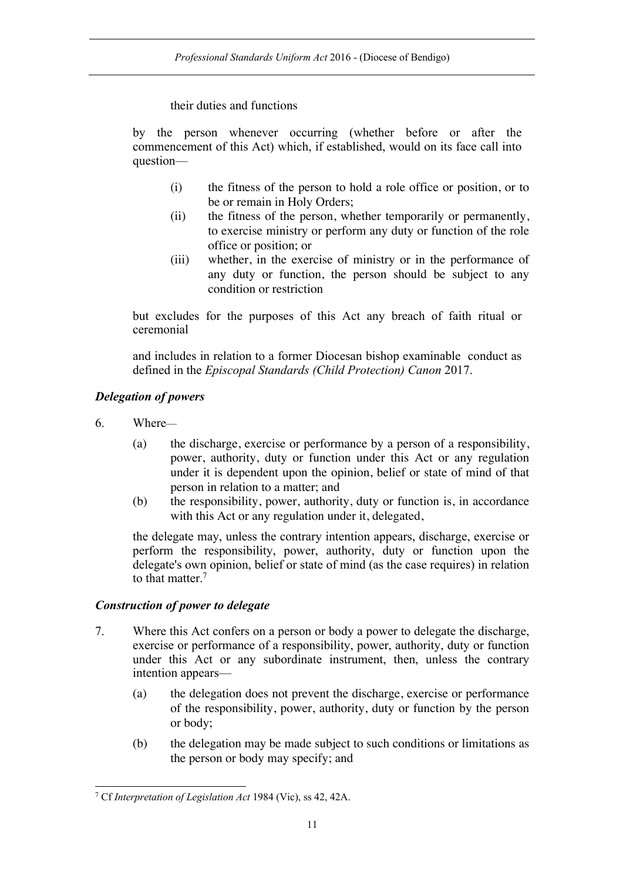their duties and functions

by the person whenever occurring (whether before or after the commencement of this Act) which, if established, would on its face call into question—

- (i) the fitness of the person to hold a role office or position, or to be or remain in Holy Orders;
- (ii) the fitness of the person, whether temporarily or permanently, to exercise ministry or perform any duty or function of the role office or position; or
- (iii) whether, in the exercise of ministry or in the performance of any duty or function, the person should be subject to any condition or restriction

but excludes for the purposes of this Act any breach of faith ritual or ceremonial

and includes in relation to a former Diocesan bishop examinable conduct as defined in the *Episcopal Standards (Child Protection) Canon* 2017.

### *Delegation of powers*

6. Where—
   - (a) the discharge, exercise or performance by a person of a responsibility, power, authority, duty or function under this Act or any regulation under it is dependent upon the opinion, belief or state of mind of that person in relation to a matter; and
   - (b) the responsibility, power, authority, duty or function is, in accordance with this Act or any regulation under it, delegated,

   the delegate may, unless the contrary intention appears, discharge, exercise or perform the responsibility, power, authority, duty or function upon the delegate's own opinion, belief or state of mind (as the case requires) in relation to that matter.[7]

### *Construction of power to delegate*

7. Where this Act confers on a person or body a power to delegate the discharge, exercise or performance of a responsibility, power, authority, duty or function under this Act or any subordinate instrument, then, unless the contrary intention appears—
   - (a) the delegation does not prevent the discharge, exercise or performance of the responsibility, power, authority, duty or function by the person or body;
   - (b) the delegation may be made subject to such conditions or limitations as the person or body may specify; and

[7] Cf *Interpretation of Legislation Act* 1984 (Vic), ss 42, 42A.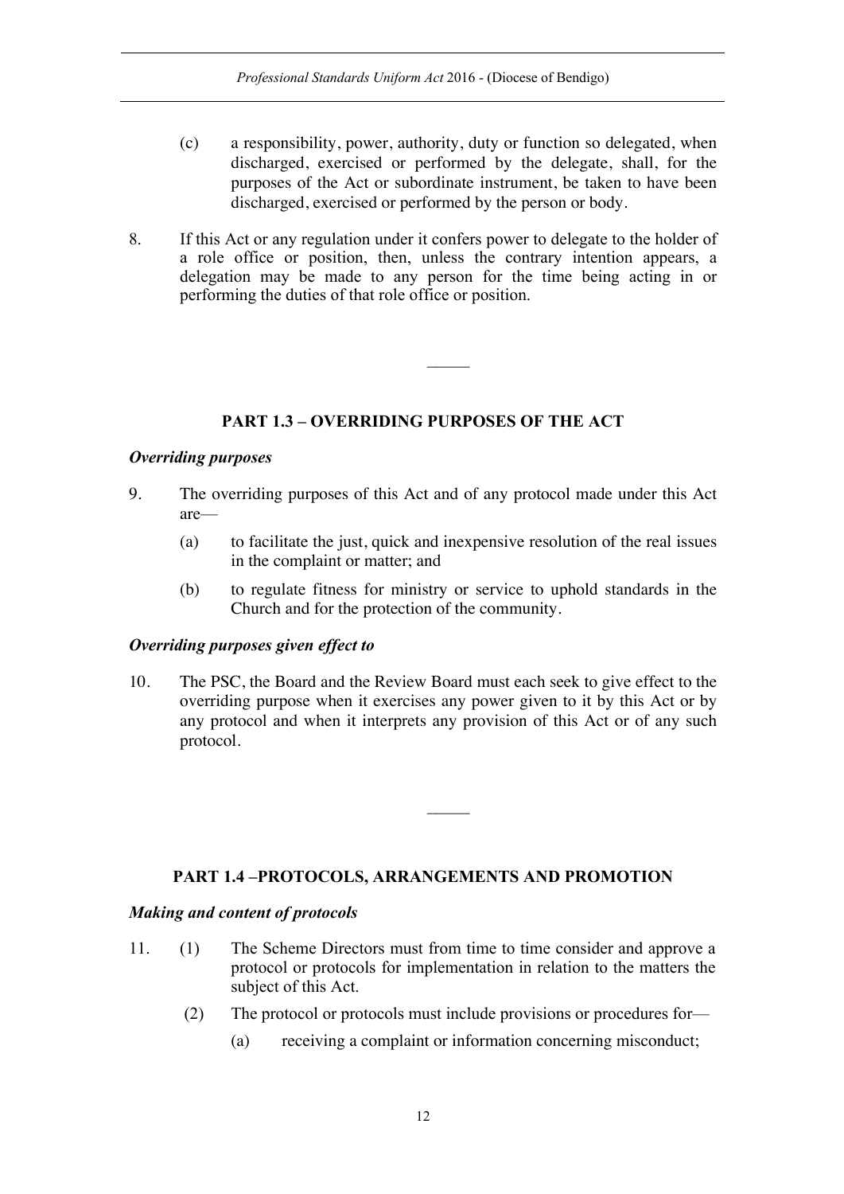(c) a responsibility, power, authority, duty or function so delegated, when discharged, exercised or performed by the delegate, shall, for the purposes of the Act or subordinate instrument, be taken to have been discharged, exercised or performed by the person or body.

8. If this Act or any regulation under it confers power to delegate to the holder of a role office or position, then, unless the contrary intention appears, a delegation may be made to any person for the time being acting in or performing the duties of that role office or position.

---

## PART 1.3 – OVERRIDING PURPOSES OF THE ACT

### *Overriding purposes*

9. The overriding purposes of this Act and of any protocol made under this Act are—

   (a) to facilitate the just, quick and inexpensive resolution of the real issues in the complaint or matter; and

   (b) to regulate fitness for ministry or service to uphold standards in the Church and for the protection of the community.

### *Overriding purposes given effect to*

10. The PSC, the Board and the Review Board must each seek to give effect to the overriding purpose when it exercises any power given to it by this Act or by any protocol and when it interprets any provision of this Act or of any such protocol.

---

## PART 1.4 –PROTOCOLS, ARRANGEMENTS AND PROMOTION

### *Making and content of protocols*

11. (1) The Scheme Directors must from time to time consider and approve a protocol or protocols for implementation in relation to the matters the subject of this Act.

    (2) The protocol or protocols must include provisions or procedures for—

      (a) receiving a complaint or information concerning misconduct;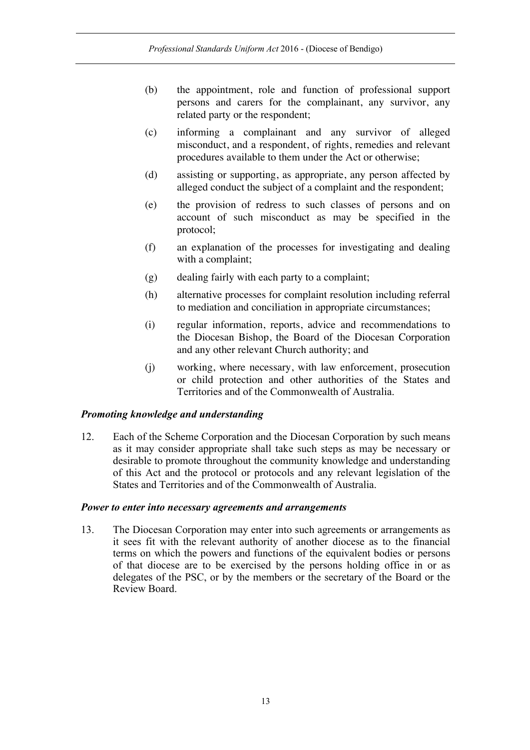(b) the appointment, role and function of professional support persons and carers for the complainant, any survivor, any related party or the respondent;

(c) informing a complainant and any survivor of alleged misconduct, and a respondent, of rights, remedies and relevant procedures available to them under the Act or otherwise;

(d) assisting or supporting, as appropriate, any person affected by alleged conduct the subject of a complaint and the respondent;

(e) the provision of redress to such classes of persons and on account of such misconduct as may be specified in the protocol;

(f) an explanation of the processes for investigating and dealing with a complaint;

(g) dealing fairly with each party to a complaint;

(h) alternative processes for complaint resolution including referral to mediation and conciliation in appropriate circumstances;

(i) regular information, reports, advice and recommendations to the Diocesan Bishop, the Board of the Diocesan Corporation and any other relevant Church authority; and

(j) working, where necessary, with law enforcement, prosecution or child protection and other authorities of the States and Territories and of the Commonwealth of Australia.

***Promoting knowledge and understanding***

12. Each of the Scheme Corporation and the Diocesan Corporation by such means as it may consider appropriate shall take such steps as may be necessary or desirable to promote throughout the community knowledge and understanding of this Act and the protocol or protocols and any relevant legislation of the States and Territories and of the Commonwealth of Australia.

***Power to enter into necessary agreements and arrangements***

13. The Diocesan Corporation may enter into such agreements or arrangements as it sees fit with the relevant authority of another diocese as to the financial terms on which the powers and functions of the equivalent bodies or persons of that diocese are to be exercised by the persons holding office in or as delegates of the PSC, or by the members or the secretary of the Board or the Review Board.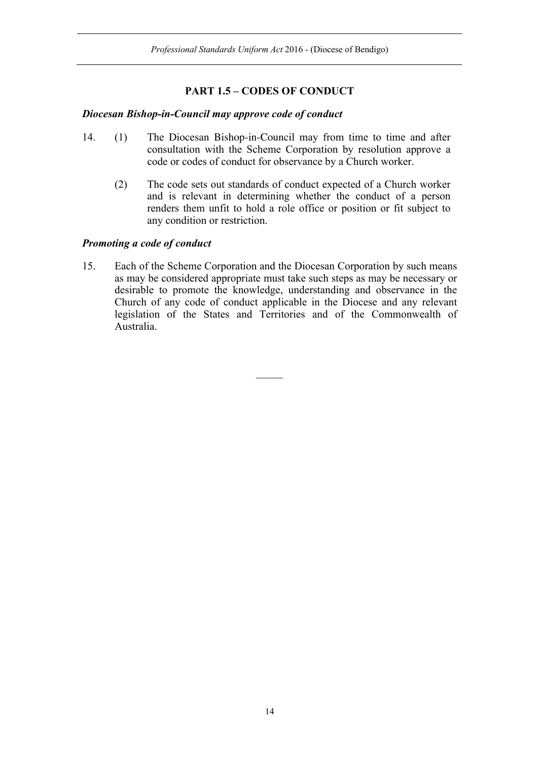## PART 1.5 – CODES OF CONDUCT

***Diocesan Bishop-in-Council may approve code of conduct***

14. (1) The Diocesan Bishop-in-Council may from time to time and after consultation with the Scheme Corporation by resolution approve a code or codes of conduct for observance by a Church worker.

    (2) The code sets out standards of conduct expected of a Church worker and is relevant in determining whether the conduct of a person renders them unfit to hold a role office or position or fit subject to any condition or restriction.

***Promoting a code of conduct***

15. Each of the Scheme Corporation and the Diocesan Corporation by such means as may be considered appropriate must take such steps as may be necessary or desirable to promote the knowledge, understanding and observance in the Church of any code of conduct applicable in the Diocese and any relevant legislation of the States and Territories and of the Commonwealth of Australia.

\_\_\_\_\_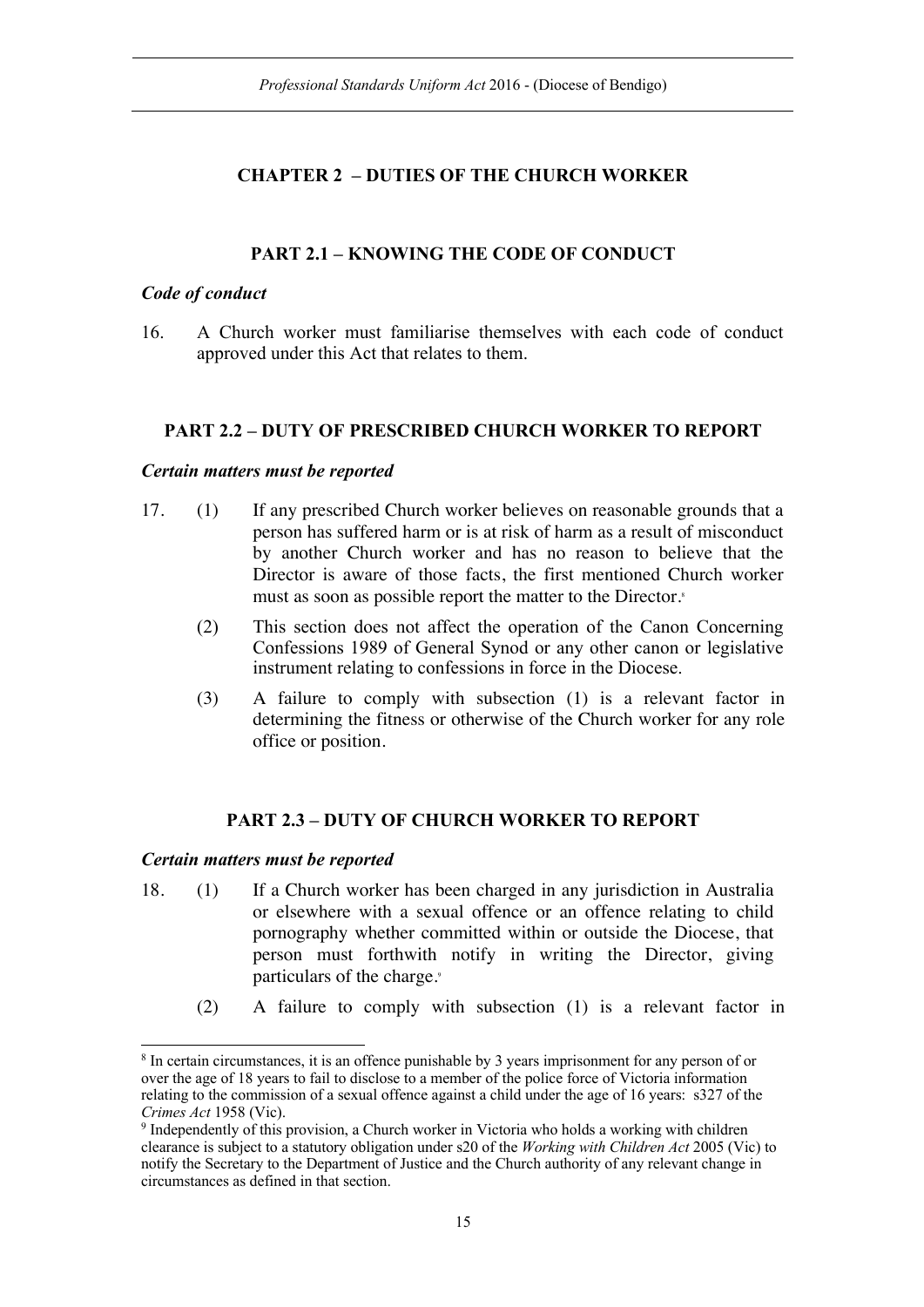## CHAPTER 2 – DUTIES OF THE CHURCH WORKER

### PART 2.1 – KNOWING THE CODE OF CONDUCT

*Code of conduct*

16. A Church worker must familiarise themselves with each code of conduct approved under this Act that relates to them.

### PART 2.2 – DUTY OF PRESCRIBED CHURCH WORKER TO REPORT

*Certain matters must be reported*

17. (1) If any prescribed Church worker believes on reasonable grounds that a person has suffered harm or is at risk of harm as a result of misconduct by another Church worker and has no reason to believe that the Director is aware of those facts, the first mentioned Church worker must as soon as possible report the matter to the Director.[8]

(2) This section does not affect the operation of the Canon Concerning Confessions 1989 of General Synod or any other canon or legislative instrument relating to confessions in force in the Diocese.

(3) A failure to comply with subsection (1) is a relevant factor in determining the fitness or otherwise of the Church worker for any role office or position.

### PART 2.3 – DUTY OF CHURCH WORKER TO REPORT

*Certain matters must be reported*

18. (1) If a Church worker has been charged in any jurisdiction in Australia or elsewhere with a sexual offence or an offence relating to child pornography whether committed within or outside the Diocese, that person must forthwith notify in writing the Director, giving particulars of the charge.[9]

(2) A failure to comply with subsection (1) is a relevant factor in

---

[8] In certain circumstances, it is an offence punishable by 3 years imprisonment for any person of or over the age of 18 years to fail to disclose to a member of the police force of Victoria information relating to the commission of a sexual offence against a child under the age of 16 years: s327 of the *Crimes Act* 1958 (Vic).

[9] Independently of this provision, a Church worker in Victoria who holds a working with children clearance is subject to a statutory obligation under s20 of the *Working with Children Act* 2005 (Vic) to notify the Secretary to the Department of Justice and the Church authority of any relevant change in circumstances as defined in that section.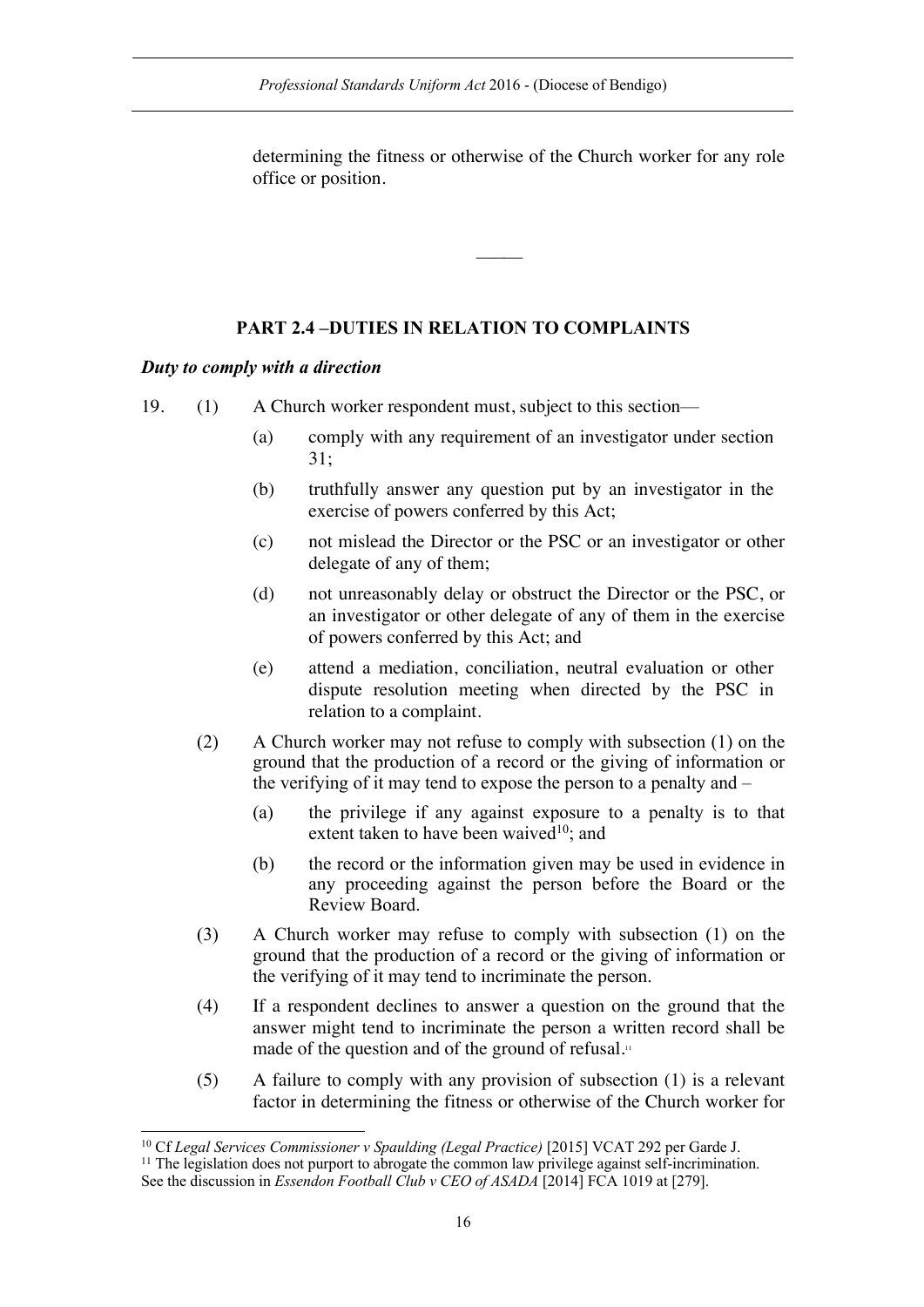determining the fitness or otherwise of the Church worker for any role office or position.

———

## PART 2.4 –DUTIES IN RELATION TO COMPLAINTS

***Duty to comply with a direction***

19. (1) A Church worker respondent must, subject to this section—

    (a) comply with any requirement of an investigator under section 31;

    (b) truthfully answer any question put by an investigator in the exercise of powers conferred by this Act;

    (c) not mislead the Director or the PSC or an investigator or other delegate of any of them;

    (d) not unreasonably delay or obstruct the Director or the PSC, or an investigator or other delegate of any of them in the exercise of powers conferred by this Act; and

    (e) attend a mediation, conciliation, neutral evaluation or other dispute resolution meeting when directed by the PSC in relation to a complaint.

    (2) A Church worker may not refuse to comply with subsection (1) on the ground that the production of a record or the giving of information or the verifying of it may tend to expose the person to a penalty and –

    (a) the privilege if any against exposure to a penalty is to that extent taken to have been waived[10]; and

    (b) the record or the information given may be used in evidence in any proceeding against the person before the Board or the Review Board.

    (3) A Church worker may refuse to comply with subsection (1) on the ground that the production of a record or the giving of information or the verifying of it may tend to incriminate the person.

    (4) If a respondent declines to answer a question on the ground that the answer might tend to incriminate the person a written record shall be made of the question and of the ground of refusal.[11]

    (5) A failure to comply with any provision of subsection (1) is a relevant factor in determining the fitness or otherwise of the Church worker for

---

[10] Cf *Legal Services Commissioner v Spaulding (Legal Practice)* [2015] VCAT 292 per Garde J.

[11] The legislation does not purport to abrogate the common law privilege against self-incrimination. See the discussion in *Essendon Football Club v CEO of ASADA* [2014] FCA 1019 at [279].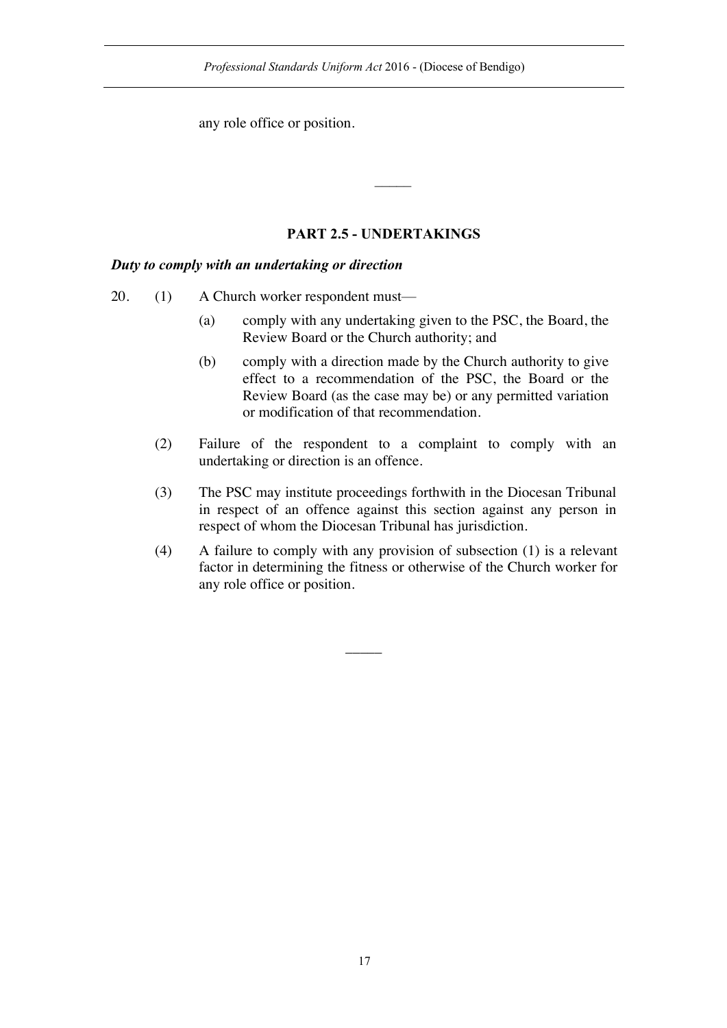any role office or position.

---

## PART 2.5 - UNDERTAKINGS

***Duty to comply with an undertaking or direction***

20. (1) A Church worker respondent must—

   (a) comply with any undertaking given to the PSC, the Board, the Review Board or the Church authority; and

   (b) comply with a direction made by the Church authority to give effect to a recommendation of the PSC, the Board or the Review Board (as the case may be) or any permitted variation or modification of that recommendation.

(2) Failure of the respondent to a complaint to comply with an undertaking or direction is an offence.

(3) The PSC may institute proceedings forthwith in the Diocesan Tribunal in respect of an offence against this section against any person in respect of whom the Diocesan Tribunal has jurisdiction.

(4) A failure to comply with any provision of subsection (1) is a relevant factor in determining the fitness or otherwise of the Church worker for any role office or position.

---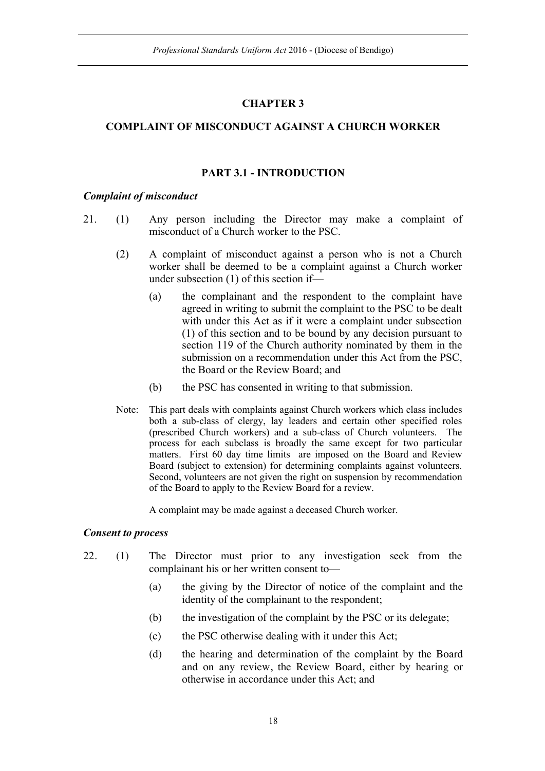# CHAPTER 3

## COMPLAINT OF MISCONDUCT AGAINST A CHURCH WORKER

### PART 3.1 - INTRODUCTION

***Complaint of misconduct***

21. (1) Any person including the Director may make a complaint of misconduct of a Church worker to the PSC.

(2) A complaint of misconduct against a person who is not a Church worker shall be deemed to be a complaint against a Church worker under subsection (1) of this section if—

(a) the complainant and the respondent to the complaint have agreed in writing to submit the complaint to the PSC to be dealt with under this Act as if it were a complaint under subsection (1) of this section and to be bound by any decision pursuant to section 119 of the Church authority nominated by them in the submission on a recommendation under this Act from the PSC, the Board or the Review Board; and

(b) the PSC has consented in writing to that submission.

Note: This part deals with complaints against Church workers which class includes both a sub-class of clergy, lay leaders and certain other specified roles (prescribed Church workers) and a sub-class of Church volunteers. The process for each subclass is broadly the same except for two particular matters. First 60 day time limits are imposed on the Board and Review Board (subject to extension) for determining complaints against volunteers. Second, volunteers are not given the right on suspension by recommendation of the Board to apply to the Review Board for a review.

A complaint may be made against a deceased Church worker.

***Consent to process***

22. (1) The Director must prior to any investigation seek from the complainant his or her written consent to—

(a) the giving by the Director of notice of the complaint and the identity of the complainant to the respondent;

(b) the investigation of the complaint by the PSC or its delegate;

(c) the PSC otherwise dealing with it under this Act;

(d) the hearing and determination of the complaint by the Board and on any review, the Review Board, either by hearing or otherwise in accordance under this Act; and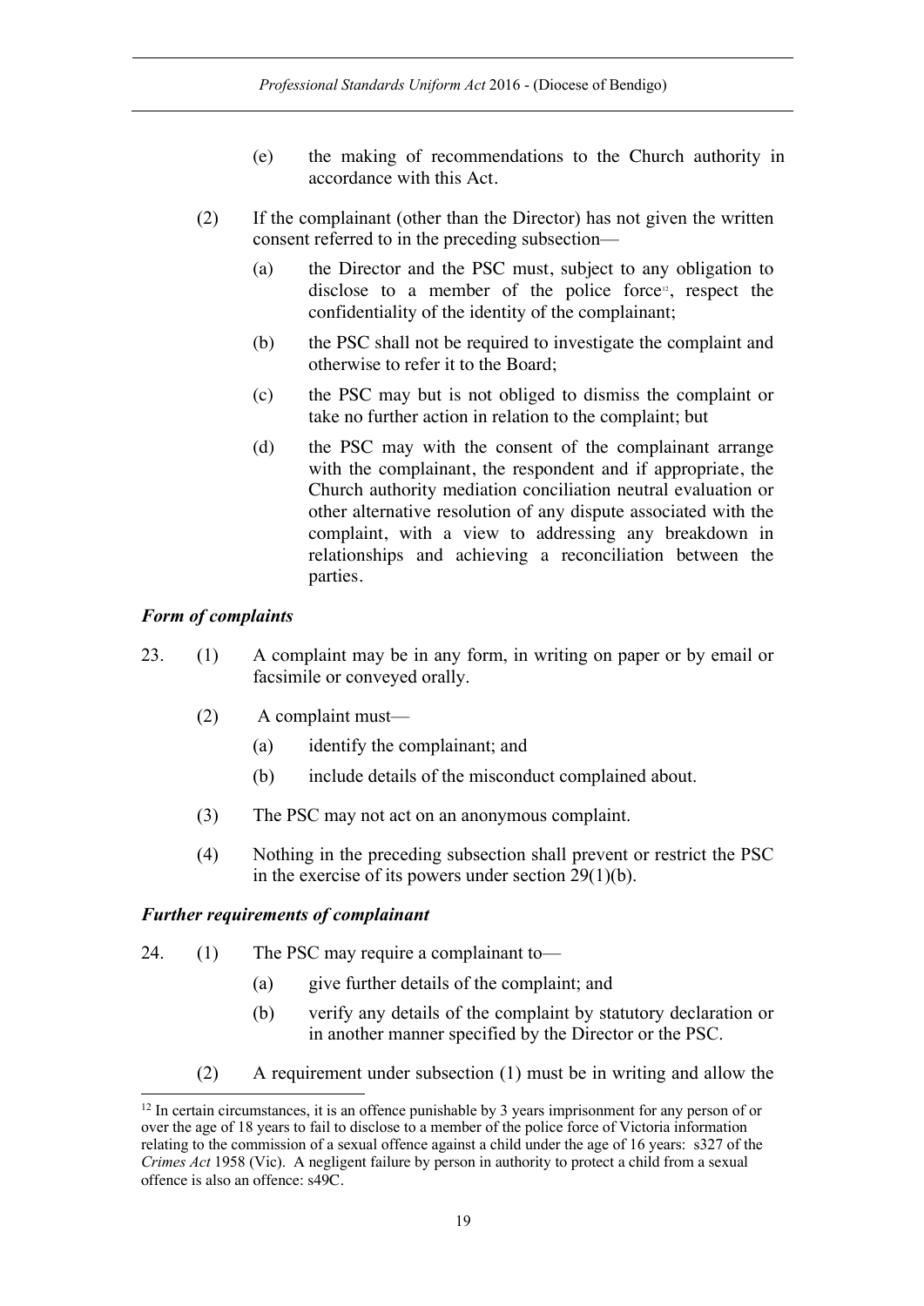(e) the making of recommendations to the Church authority in accordance with this Act.

(2) If the complainant (other than the Director) has not given the written consent referred to in the preceding subsection—

(a) the Director and the PSC must, subject to any obligation to disclose to a member of the police force[12], respect the confidentiality of the identity of the complainant;

(b) the PSC shall not be required to investigate the complaint and otherwise to refer it to the Board;

(c) the PSC may but is not obliged to dismiss the complaint or take no further action in relation to the complaint; but

(d) the PSC may with the consent of the complainant arrange with the complainant, the respondent and if appropriate, the Church authority mediation conciliation neutral evaluation or other alternative resolution of any dispute associated with the complaint, with a view to addressing any breakdown in relationships and achieving a reconciliation between the parties.

### *Form of complaints*

23. (1) A complaint may be in any form, in writing on paper or by email or facsimile or conveyed orally.

(2) A complaint must—

(a) identify the complainant; and

(b) include details of the misconduct complained about.

(3) The PSC may not act on an anonymous complaint.

(4) Nothing in the preceding subsection shall prevent or restrict the PSC in the exercise of its powers under section 29(1)(b).

### *Further requirements of complainant*

24. (1) The PSC may require a complainant to—

(a) give further details of the complaint; and

(b) verify any details of the complaint by statutory declaration or in another manner specified by the Director or the PSC.

(2) A requirement under subsection (1) must be in writing and allow the

---

[12] In certain circumstances, it is an offence punishable by 3 years imprisonment for any person of or over the age of 18 years to fail to disclose to a member of the police force of Victoria information relating to the commission of a sexual offence against a child under the age of 16 years: s327 of the *Crimes Act* 1958 (Vic). A negligent failure by person in authority to protect a child from a sexual offence is also an offence: s49C.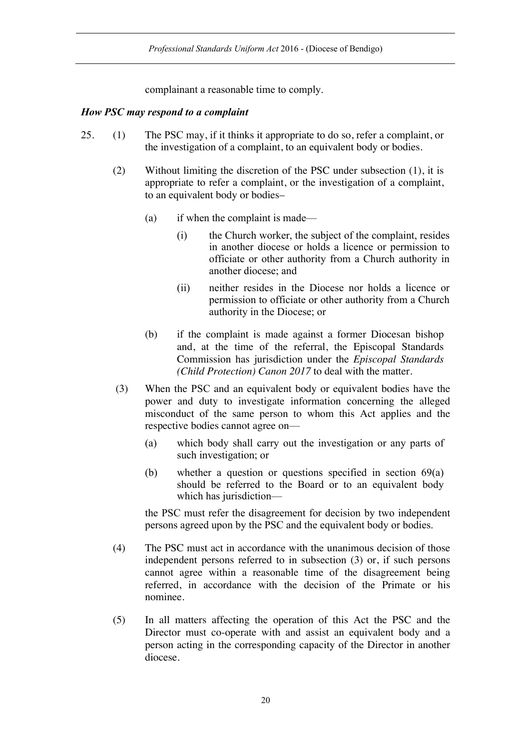complainant a reasonable time to comply.

***How PSC may respond to a complaint***

25. (1) The PSC may, if it thinks it appropriate to do so, refer a complaint, or the investigation of a complaint, to an equivalent body or bodies.

(2) Without limiting the discretion of the PSC under subsection (1), it is appropriate to refer a complaint, or the investigation of a complaint, to an equivalent body or bodies–

(a) if when the complaint is made—

(i) the Church worker, the subject of the complaint, resides in another diocese or holds a licence or permission to officiate or other authority from a Church authority in another diocese; and

(ii) neither resides in the Diocese nor holds a licence or permission to officiate or other authority from a Church authority in the Diocese; or

(b) if the complaint is made against a former Diocesan bishop and, at the time of the referral, the Episcopal Standards Commission has jurisdiction under the *Episcopal Standards (Child Protection) Canon 2017* to deal with the matter.

(3) When the PSC and an equivalent body or equivalent bodies have the power and duty to investigate information concerning the alleged misconduct of the same person to whom this Act applies and the respective bodies cannot agree on—

(a) which body shall carry out the investigation or any parts of such investigation; or

(b) whether a question or questions specified in section 69(a) should be referred to the Board or to an equivalent body which has jurisdiction—

the PSC must refer the disagreement for decision by two independent persons agreed upon by the PSC and the equivalent body or bodies.

(4) The PSC must act in accordance with the unanimous decision of those independent persons referred to in subsection (3) or, if such persons cannot agree within a reasonable time of the disagreement being referred, in accordance with the decision of the Primate or his nominee.

(5) In all matters affecting the operation of this Act the PSC and the Director must co-operate with and assist an equivalent body and a person acting in the corresponding capacity of the Director in another diocese.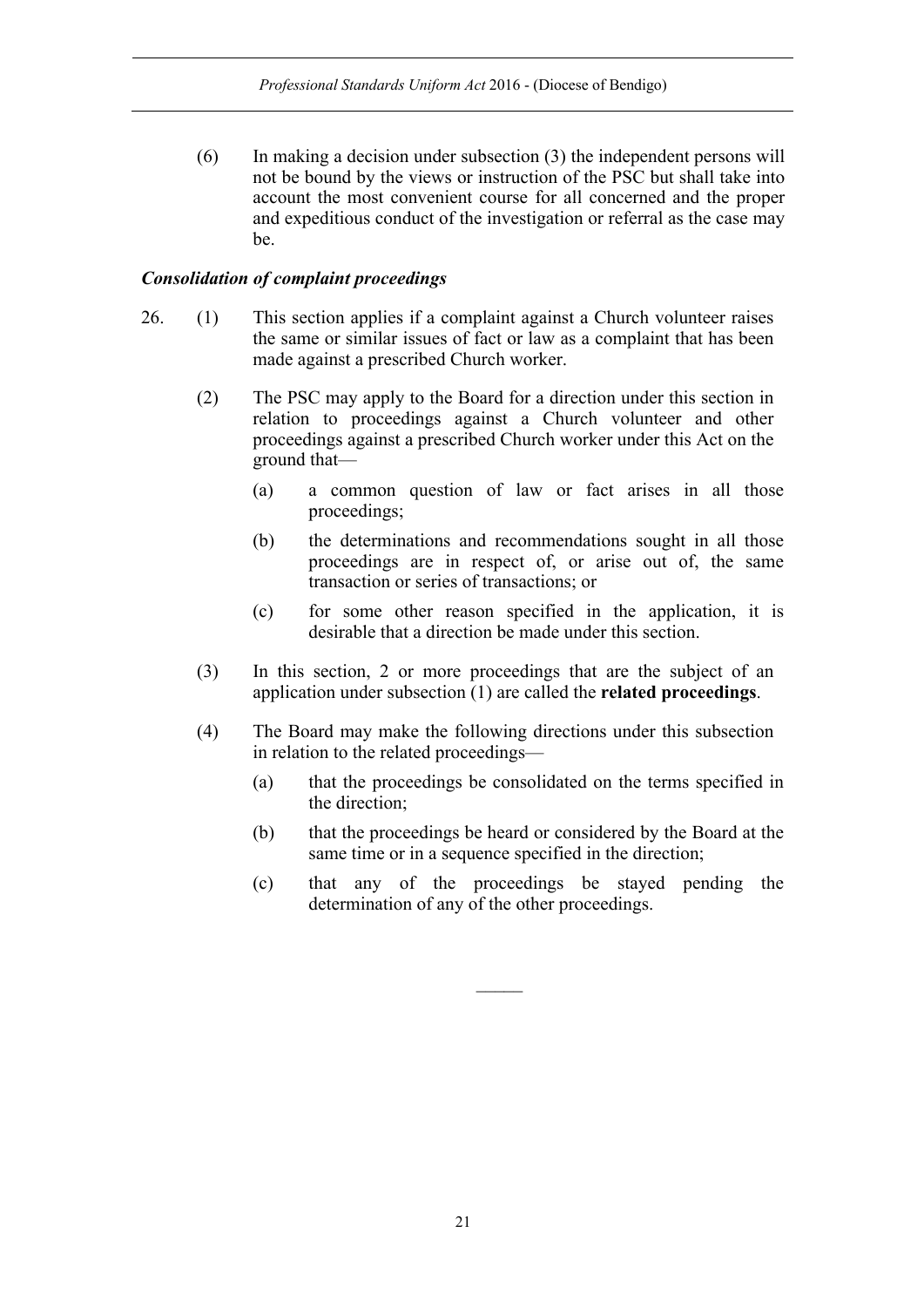(6) In making a decision under subsection (3) the independent persons will not be bound by the views or instruction of the PSC but shall take into account the most convenient course for all concerned and the proper and expeditious conduct of the investigation or referral as the case may be.

***Consolidation of complaint proceedings***

26. (1) This section applies if a complaint against a Church volunteer raises the same or similar issues of fact or law as a complaint that has been made against a prescribed Church worker.

(2) The PSC may apply to the Board for a direction under this section in relation to proceedings against a Church volunteer and other proceedings against a prescribed Church worker under this Act on the ground that—

(a) a common question of law or fact arises in all those proceedings;

(b) the determinations and recommendations sought in all those proceedings are in respect of, or arise out of, the same transaction or series of transactions; or

(c) for some other reason specified in the application, it is desirable that a direction be made under this section.

(3) In this section, 2 or more proceedings that are the subject of an application under subsection (1) are called the **related proceedings**.

(4) The Board may make the following directions under this subsection in relation to the related proceedings—

(a) that the proceedings be consolidated on the terms specified in the direction;

(b) that the proceedings be heard or considered by the Board at the same time or in a sequence specified in the direction;

(c) that any of the proceedings be stayed pending the determination of any of the other proceedings.

———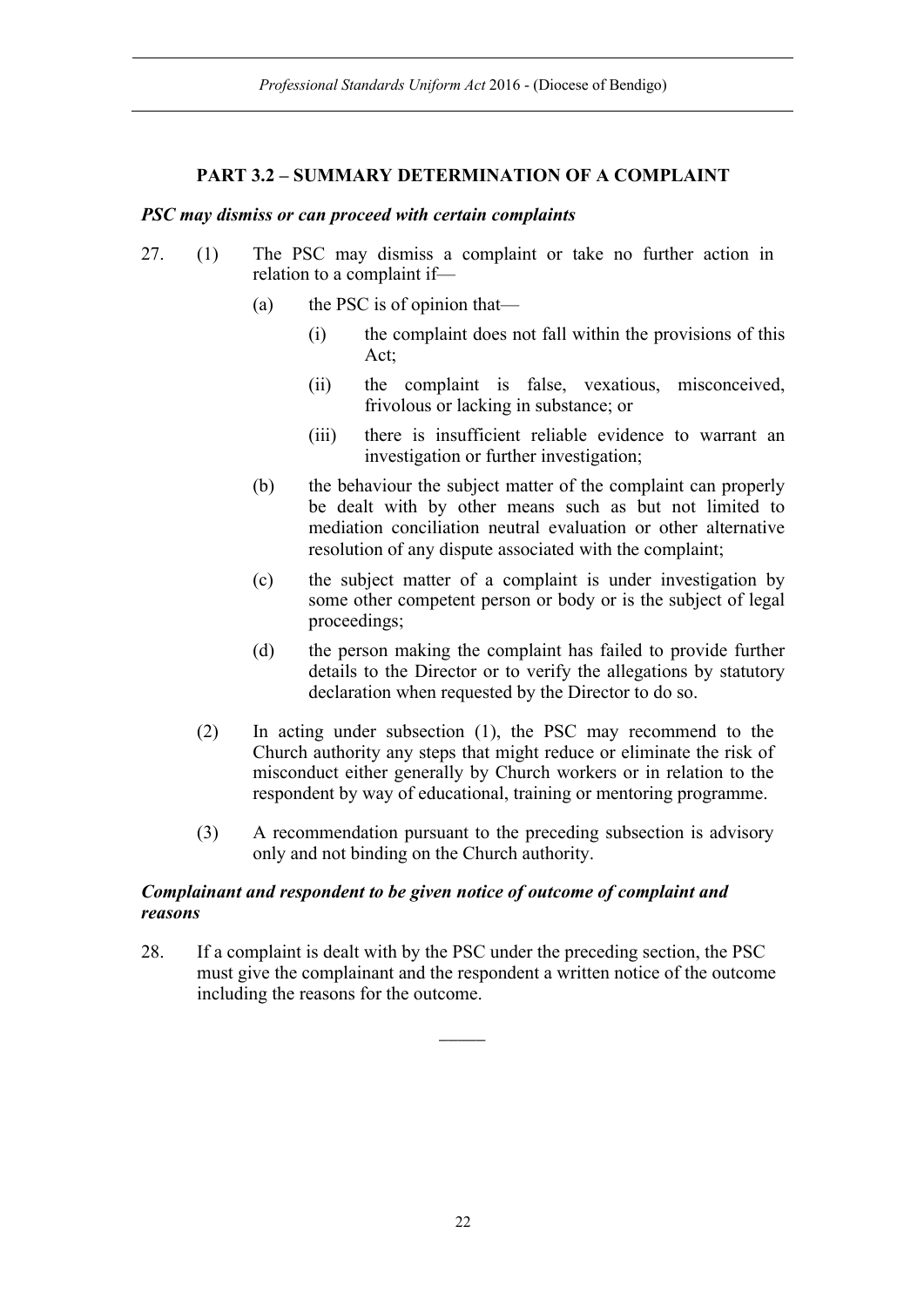## PART 3.2 – SUMMARY DETERMINATION OF A COMPLAINT

***PSC may dismiss or can proceed with certain complaints***

27. (1) The PSC may dismiss a complaint or take no further action in relation to a complaint if—

    (a) the PSC is of opinion that—

        (i) the complaint does not fall within the provisions of this Act;

        (ii) the complaint is false, vexatious, misconceived, frivolous or lacking in substance; or

        (iii) there is insufficient reliable evidence to warrant an investigation or further investigation;

    (b) the behaviour the subject matter of the complaint can properly be dealt with by other means such as but not limited to mediation conciliation neutral evaluation or other alternative resolution of any dispute associated with the complaint;

    (c) the subject matter of a complaint is under investigation by some other competent person or body or is the subject of legal proceedings;

    (d) the person making the complaint has failed to provide further details to the Director or to verify the allegations by statutory declaration when requested by the Director to do so.

(2) In acting under subsection (1), the PSC may recommend to the Church authority any steps that might reduce or eliminate the risk of misconduct either generally by Church workers or in relation to the respondent by way of educational, training or mentoring programme.

(3) A recommendation pursuant to the preceding subsection is advisory only and not binding on the Church authority.

***Complainant and respondent to be given notice of outcome of complaint and reasons***

28. If a complaint is dealt with by the PSC under the preceding section, the PSC must give the complainant and the respondent a written notice of the outcome including the reasons for the outcome.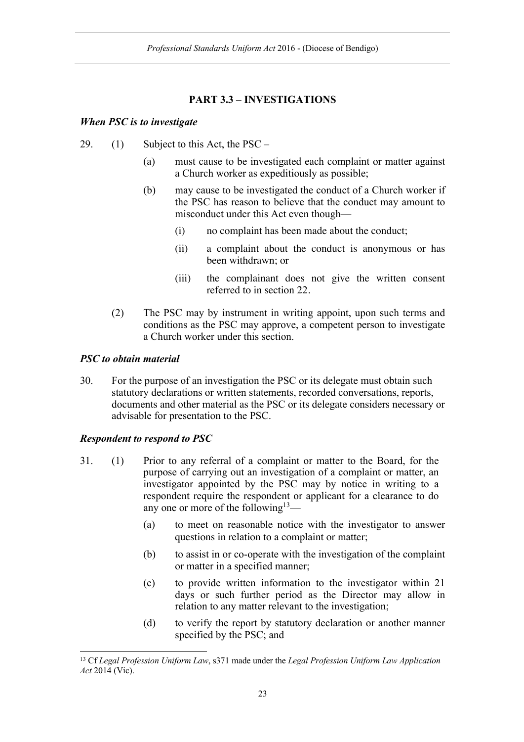## PART 3.3 – INVESTIGATIONS

***When PSC is to investigate***

29. (1) Subject to this Act, the PSC –

 (a) must cause to be investigated each complaint or matter against a Church worker as expeditiously as possible;

 (b) may cause to be investigated the conduct of a Church worker if the PSC has reason to believe that the conduct may amount to misconduct under this Act even though—

  (i) no complaint has been made about the conduct;

  (ii) a complaint about the conduct is anonymous or has been withdrawn; or

  (iii) the complainant does not give the written consent referred to in section 22.

 (2) The PSC may by instrument in writing appoint, upon such terms and conditions as the PSC may approve, a competent person to investigate a Church worker under this section.

***PSC to obtain material***

30. For the purpose of an investigation the PSC or its delegate must obtain such statutory declarations or written statements, recorded conversations, reports, documents and other material as the PSC or its delegate considers necessary or advisable for presentation to the PSC.

***Respondent to respond to PSC***

31. (1) Prior to any referral of a complaint or matter to the Board, for the purpose of carrying out an investigation of a complaint or matter, an investigator appointed by the PSC may by notice in writing to a respondent require the respondent or applicant for a clearance to do any one or more of the following[13]—

 (a) to meet on reasonable notice with the investigator to answer questions in relation to a complaint or matter;

 (b) to assist in or co-operate with the investigation of the complaint or matter in a specified manner;

 (c) to provide written information to the investigator within 21 days or such further period as the Director may allow in relation to any matter relevant to the investigation;

 (d) to verify the report by statutory declaration or another manner specified by the PSC; and

[13] Cf *Legal Profession Uniform Law*, s371 made under the *Legal Profession Uniform Law Application Act* 2014 (Vic).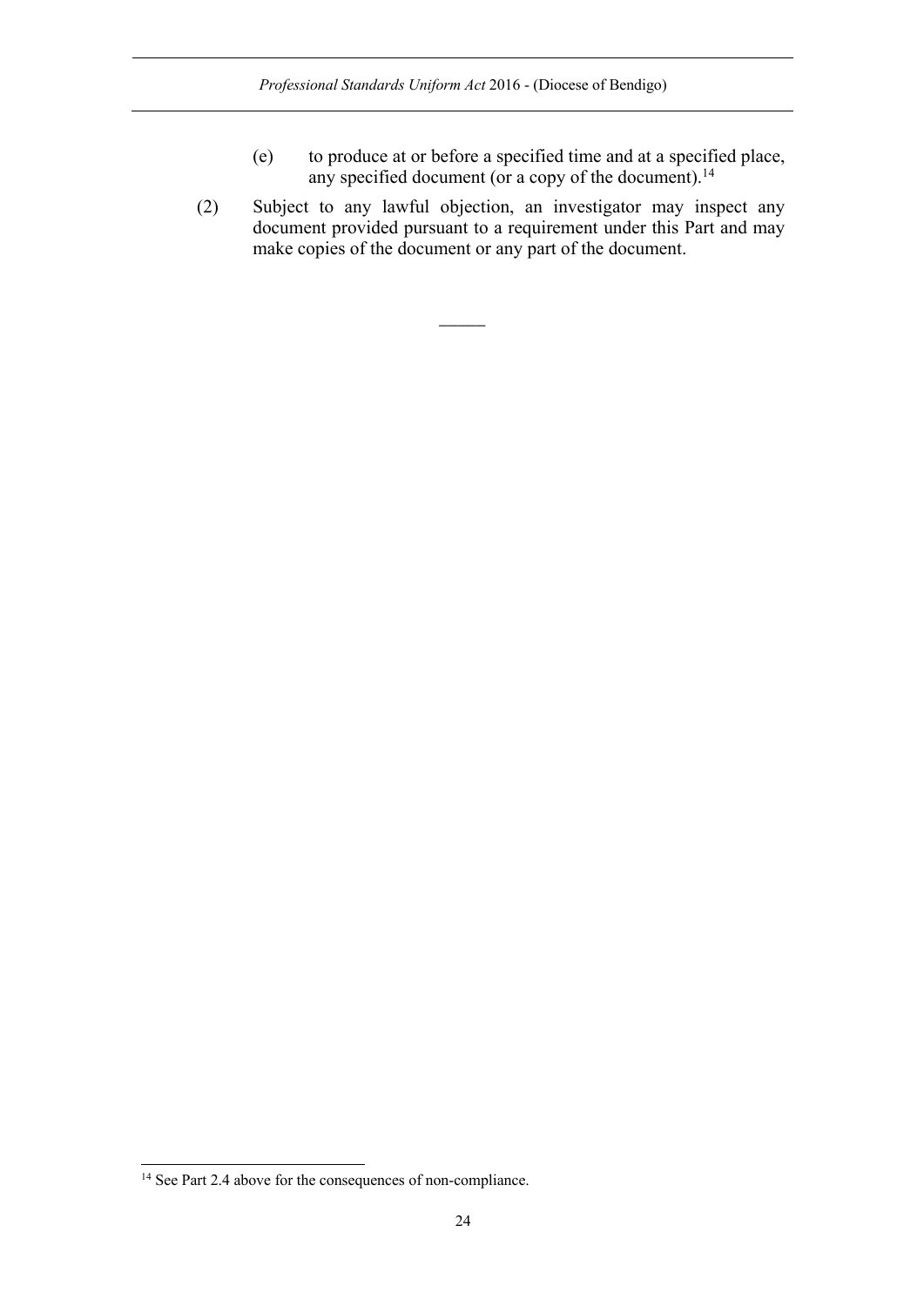(e) to produce at or before a specified time and at a specified place, any specified document (or a copy of the document).[14]

(2) Subject to any lawful objection, an investigator may inspect any document provided pursuant to a requirement under this Part and may make copies of the document or any part of the document.

———

[14] See Part 2.4 above for the consequences of non-compliance.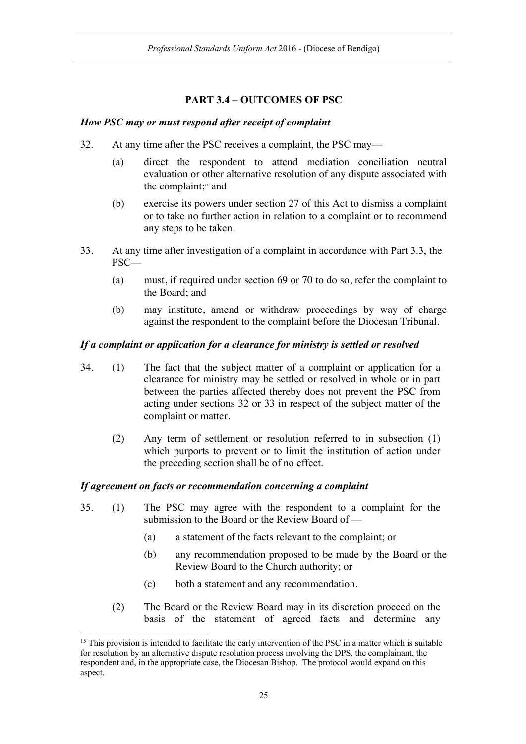## PART 3.4 – OUTCOMES OF PSC

### *How PSC may or must respond after receipt of complaint*

32. At any time after the PSC receives a complaint, the PSC may—

    (a) direct the respondent to attend mediation conciliation neutral evaluation or other alternative resolution of any dispute associated with the complaint;[15] and

    (b) exercise its powers under section 27 of this Act to dismiss a complaint or to take no further action in relation to a complaint or to recommend any steps to be taken.

33. At any time after investigation of a complaint in accordance with Part 3.3, the PSC—

    (a) must, if required under section 69 or 70 to do so, refer the complaint to the Board; and

    (b) may institute, amend or withdraw proceedings by way of charge against the respondent to the complaint before the Diocesan Tribunal.

### *If a complaint or application for a clearance for ministry is settled or resolved*

34. (1) The fact that the subject matter of a complaint or application for a clearance for ministry may be settled or resolved in whole or in part between the parties affected thereby does not prevent the PSC from acting under sections 32 or 33 in respect of the subject matter of the complaint or matter.

    (2) Any term of settlement or resolution referred to in subsection (1) which purports to prevent or to limit the institution of action under the preceding section shall be of no effect.

### *If agreement on facts or recommendation concerning a complaint*

35. (1) The PSC may agree with the respondent to a complaint for the submission to the Board or the Review Board of —

    (a) a statement of the facts relevant to the complaint; or

    (b) any recommendation proposed to be made by the Board or the Review Board to the Church authority; or

    (c) both a statement and any recommendation.

    (2) The Board or the Review Board may in its discretion proceed on the basis of the statement of agreed facts and determine any

---

[15] This provision is intended to facilitate the early intervention of the PSC in a matter which is suitable for resolution by an alternative dispute resolution process involving the DPS, the complainant, the respondent and, in the appropriate case, the Diocesan Bishop. The protocol would expand on this aspect.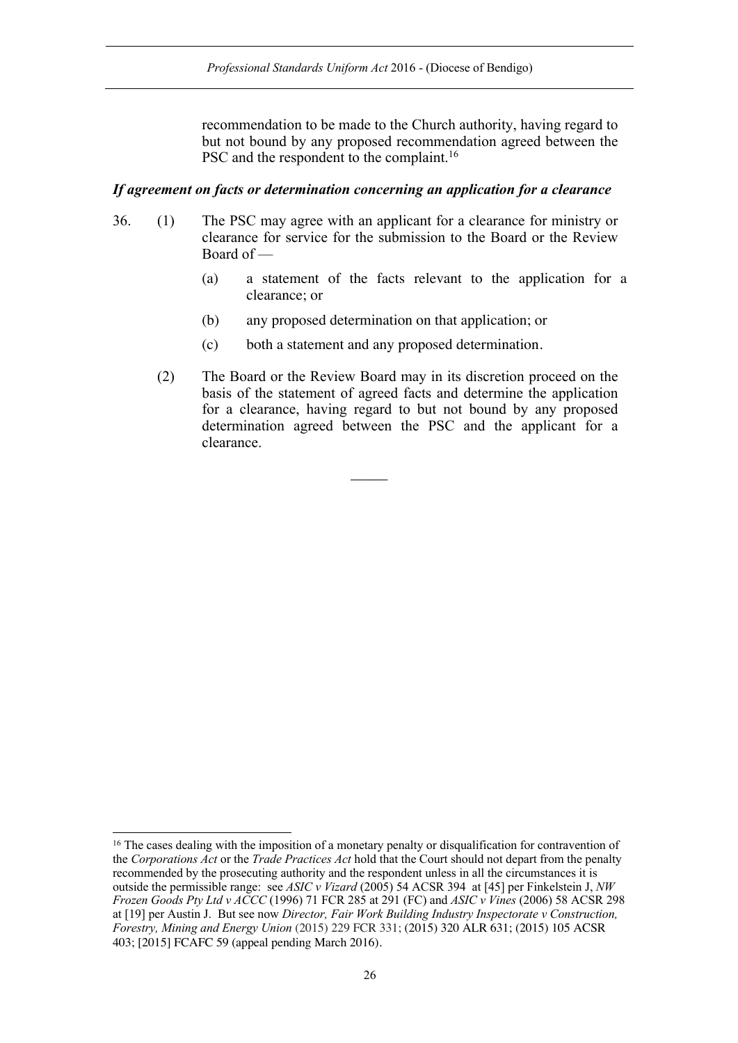recommendation to be made to the Church authority, having regard to but not bound by any proposed recommendation agreed between the PSC and the respondent to the complaint.[16]

***If agreement on facts or determination concerning an application for a clearance***

36. (1) The PSC may agree with an applicant for a clearance for ministry or clearance for service for the submission to the Board or the Review Board of —

    (a) a statement of the facts relevant to the application for a clearance; or

    (b) any proposed determination on that application; or

    (c) both a statement and any proposed determination.

(2) The Board or the Review Board may in its discretion proceed on the basis of the statement of agreed facts and determine the application for a clearance, having regard to but not bound by any proposed determination agreed between the PSC and the applicant for a clearance.

―――

[16] The cases dealing with the imposition of a monetary penalty or disqualification for contravention of the *Corporations Act* or the *Trade Practices Act* hold that the Court should not depart from the penalty recommended by the prosecuting authority and the respondent unless in all the circumstances it is outside the permissible range: see *ASIC v Vizard* (2005) 54 ACSR 394 at [45] per Finkelstein J, *NW Frozen Goods Pty Ltd v ACCC* (1996) 71 FCR 285 at 291 (FC) and *ASIC v Vines* (2006) 58 ACSR 298 at [19] per Austin J. But see now *Director, Fair Work Building Industry Inspectorate v Construction, Forestry, Mining and Energy Union* (2015) 229 FCR 331; (2015) 320 ALR 631; (2015) 105 ACSR 403; [2015] FCAFC 59 (appeal pending March 2016).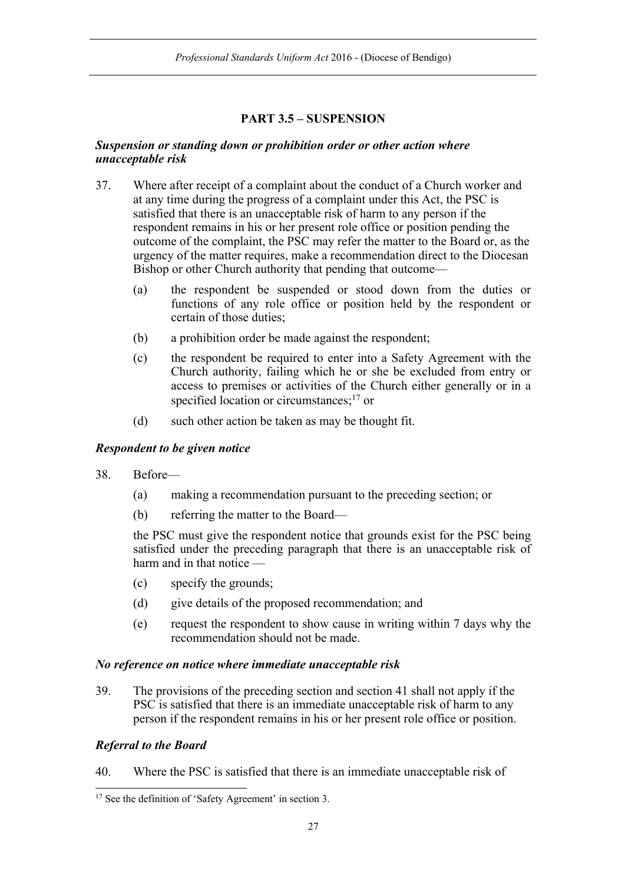## PART 3.5 – SUSPENSION

***Suspension or standing down or prohibition order or other action where unacceptable risk***

37. Where after receipt of a complaint about the conduct of a Church worker and at any time during the progress of a complaint under this Act, the PSC is satisfied that there is an unacceptable risk of harm to any person if the respondent remains in his or her present role office or position pending the outcome of the complaint, the PSC may refer the matter to the Board or, as the urgency of the matter requires, make a recommendation direct to the Diocesan Bishop or other Church authority that pending that outcome—

    (a) the respondent be suspended or stood down from the duties or functions of any role office or position held by the respondent or certain of those duties;

    (b) a prohibition order be made against the respondent;

    (c) the respondent be required to enter into a Safety Agreement with the Church authority, failing which he or she be excluded from entry or access to premises or activities of the Church either generally or in a specified location or circumstances;[17] or

    (d) such other action be taken as may be thought fit.

***Respondent to be given notice***

38. Before—

    (a) making a recommendation pursuant to the preceding section; or

    (b) referring the matter to the Board—

    the PSC must give the respondent notice that grounds exist for the PSC being satisfied under the preceding paragraph that there is an unacceptable risk of harm and in that notice —

    (c) specify the grounds;

    (d) give details of the proposed recommendation; and

    (e) request the respondent to show cause in writing within 7 days why the recommendation should not be made.

***No reference on notice where immediate unacceptable risk***

39. The provisions of the preceding section and section 41 shall not apply if the PSC is satisfied that there is an immediate unacceptable risk of harm to any person if the respondent remains in his or her present role office or position.

***Referral to the Board***

40. Where the PSC is satisfied that there is an immediate unacceptable risk of

[17] See the definition of 'Safety Agreement' in section 3.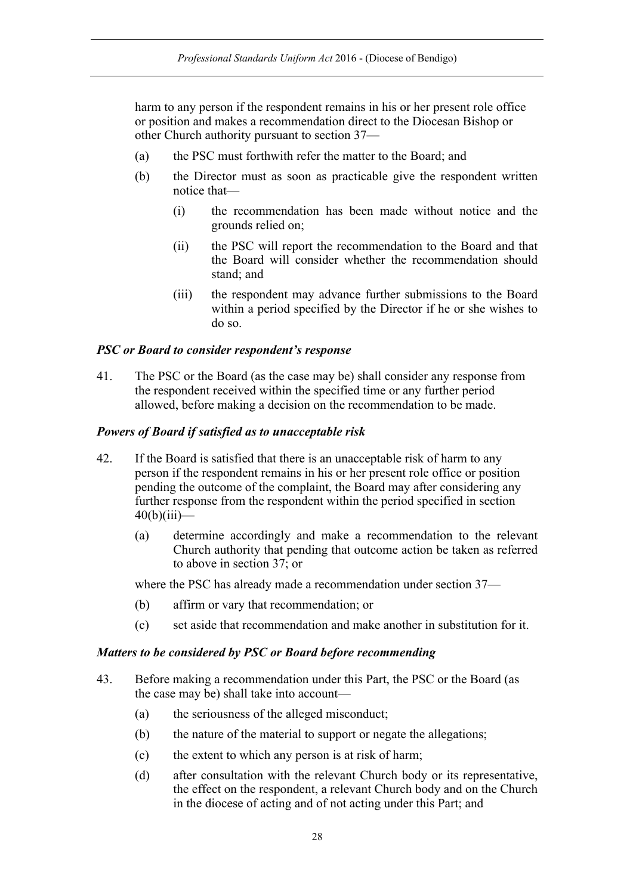harm to any person if the respondent remains in his or her present role office or position and makes a recommendation direct to the Diocesan Bishop or other Church authority pursuant to section 37—

(a) the PSC must forthwith refer the matter to the Board; and

(b) the Director must as soon as practicable give the respondent written notice that—

  (i) the recommendation has been made without notice and the grounds relied on;

  (ii) the PSC will report the recommendation to the Board and that the Board will consider whether the recommendation should stand; and

  (iii) the respondent may advance further submissions to the Board within a period specified by the Director if he or she wishes to do so.

### *PSC or Board to consider respondent's response*

41. The PSC or the Board (as the case may be) shall consider any response from the respondent received within the specified time or any further period allowed, before making a decision on the recommendation to be made.

### *Powers of Board if satisfied as to unacceptable risk*

42. If the Board is satisfied that there is an unacceptable risk of harm to any person if the respondent remains in his or her present role office or position pending the outcome of the complaint, the Board may after considering any further response from the respondent within the period specified in section 40(b)(iii)—

(a) determine accordingly and make a recommendation to the relevant Church authority that pending that outcome action be taken as referred to above in section 37; or

where the PSC has already made a recommendation under section 37—

(b) affirm or vary that recommendation; or

(c) set aside that recommendation and make another in substitution for it.

### *Matters to be considered by PSC or Board before recommending*

43. Before making a recommendation under this Part, the PSC or the Board (as the case may be) shall take into account—

(a) the seriousness of the alleged misconduct;

(b) the nature of the material to support or negate the allegations;

(c) the extent to which any person is at risk of harm;

(d) after consultation with the relevant Church body or its representative, the effect on the respondent, a relevant Church body and on the Church in the diocese of acting and of not acting under this Part; and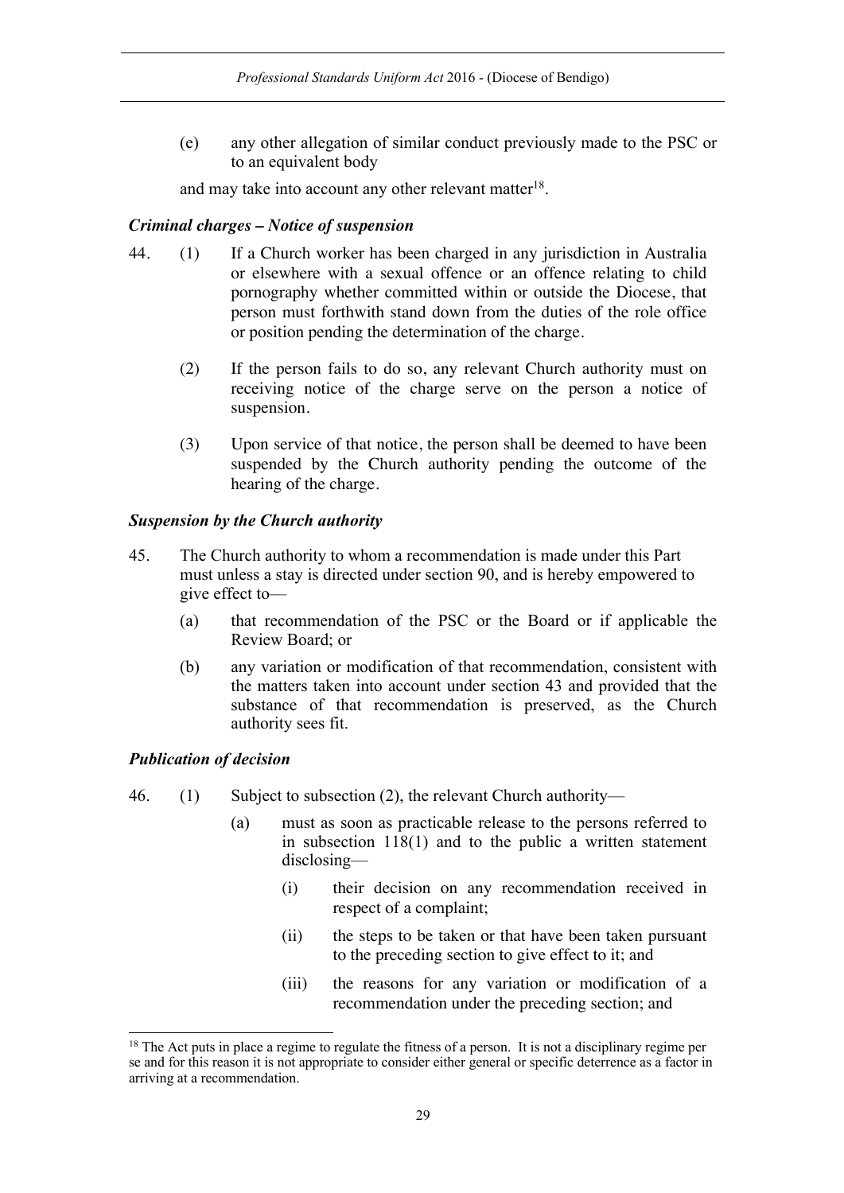(e) any other allegation of similar conduct previously made to the PSC or to an equivalent body

and may take into account any other relevant matter[18].

### *Criminal charges – Notice of suspension*

44. (1) If a Church worker has been charged in any jurisdiction in Australia or elsewhere with a sexual offence or an offence relating to child pornography whether committed within or outside the Diocese, that person must forthwith stand down from the duties of the role office or position pending the determination of the charge.

(2) If the person fails to do so, any relevant Church authority must on receiving notice of the charge serve on the person a notice of suspension.

(3) Upon service of that notice, the person shall be deemed to have been suspended by the Church authority pending the outcome of the hearing of the charge.

### *Suspension by the Church authority*

45. The Church authority to whom a recommendation is made under this Part must unless a stay is directed under section 90, and is hereby empowered to give effect to—

(a) that recommendation of the PSC or the Board or if applicable the Review Board; or

(b) any variation or modification of that recommendation, consistent with the matters taken into account under section 43 and provided that the substance of that recommendation is preserved, as the Church authority sees fit.

### *Publication of decision*

46. (1) Subject to subsection (2), the relevant Church authority—

(a) must as soon as practicable release to the persons referred to in subsection 118(1) and to the public a written statement disclosing—

(i) their decision on any recommendation received in respect of a complaint;

(ii) the steps to be taken or that have been taken pursuant to the preceding section to give effect to it; and

(iii) the reasons for any variation or modification of a recommendation under the preceding section; and

---

[18] The Act puts in place a regime to regulate the fitness of a person. It is not a disciplinary regime per se and for this reason it is not appropriate to consider either general or specific deterrence as a factor in arriving at a recommendation.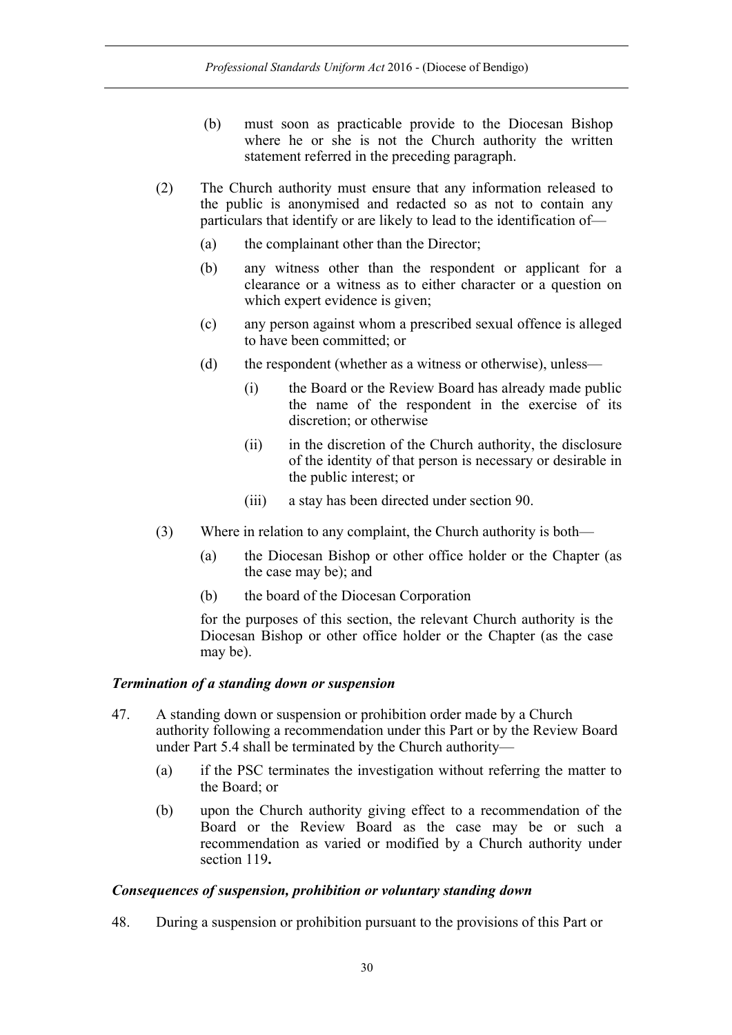(b) must soon as practicable provide to the Diocesan Bishop where he or she is not the Church authority the written statement referred in the preceding paragraph.

(2) The Church authority must ensure that any information released to the public is anonymised and redacted so as not to contain any particulars that identify or are likely to lead to the identification of—

(a) the complainant other than the Director;

(b) any witness other than the respondent or applicant for a clearance or a witness as to either character or a question on which expert evidence is given;

(c) any person against whom a prescribed sexual offence is alleged to have been committed; or

(d) the respondent (whether as a witness or otherwise), unless—

(i) the Board or the Review Board has already made public the name of the respondent in the exercise of its discretion; or otherwise

(ii) in the discretion of the Church authority, the disclosure of the identity of that person is necessary or desirable in the public interest; or

(iii) a stay has been directed under section 90.

(3) Where in relation to any complaint, the Church authority is both—

(a) the Diocesan Bishop or other office holder or the Chapter (as the case may be); and

(b) the board of the Diocesan Corporation

for the purposes of this section, the relevant Church authority is the Diocesan Bishop or other office holder or the Chapter (as the case may be).

***Termination of a standing down or suspension***

47. A standing down or suspension or prohibition order made by a Church authority following a recommendation under this Part or by the Review Board under Part 5.4 shall be terminated by the Church authority—

(a) if the PSC terminates the investigation without referring the matter to the Board; or

(b) upon the Church authority giving effect to a recommendation of the Board or the Review Board as the case may be or such a recommendation as varied or modified by a Church authority under section 119**.**

***Consequences of suspension, prohibition or voluntary standing down***

48. During a suspension or prohibition pursuant to the provisions of this Part or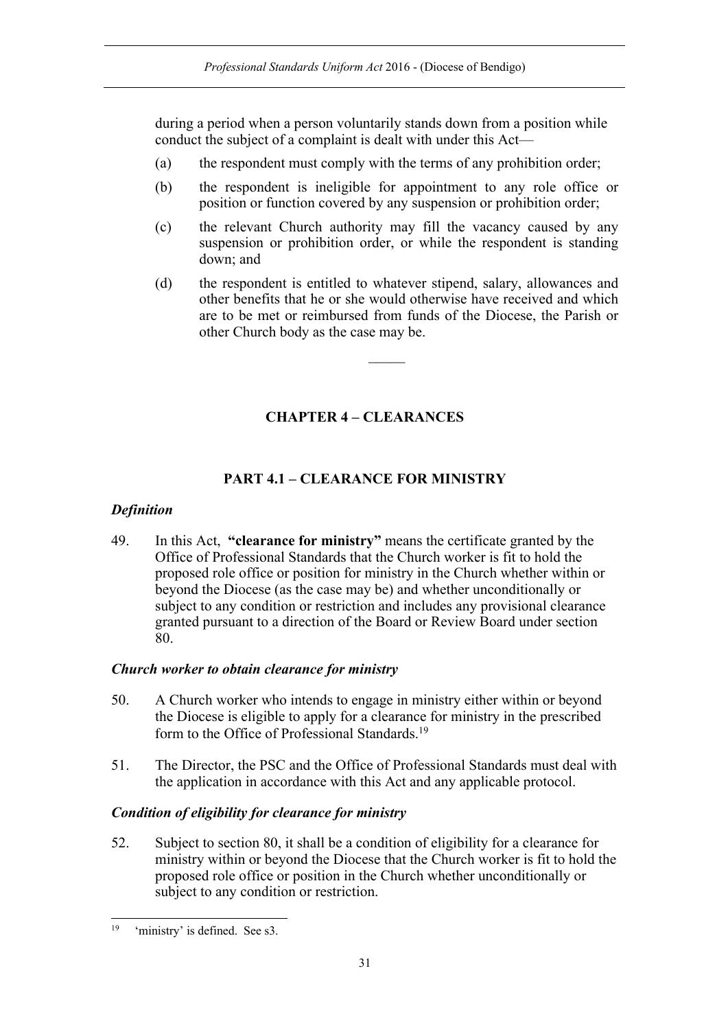during a period when a person voluntarily stands down from a position while conduct the subject of a complaint is dealt with under this Act—

(a) the respondent must comply with the terms of any prohibition order;

(b) the respondent is ineligible for appointment to any role office or position or function covered by any suspension or prohibition order;

(c) the relevant Church authority may fill the vacancy caused by any suspension or prohibition order, or while the respondent is standing down; and

(d) the respondent is entitled to whatever stipend, salary, allowances and other benefits that he or she would otherwise have received and which are to be met or reimbursed from funds of the Diocese, the Parish or other Church body as the case may be.

---

## CHAPTER 4 – CLEARANCES

### PART 4.1 – CLEARANCE FOR MINISTRY

*Definition*

49. In this Act, **"clearance for ministry"** means the certificate granted by the Office of Professional Standards that the Church worker is fit to hold the proposed role office or position for ministry in the Church whether within or beyond the Diocese (as the case may be) and whether unconditionally or subject to any condition or restriction and includes any provisional clearance granted pursuant to a direction of the Board or Review Board under section 80.

*Church worker to obtain clearance for ministry*

50. A Church worker who intends to engage in ministry either within or beyond the Diocese is eligible to apply for a clearance for ministry in the prescribed form to the Office of Professional Standards.[19]

51. The Director, the PSC and the Office of Professional Standards must deal with the application in accordance with this Act and any applicable protocol.

*Condition of eligibility for clearance for ministry*

52. Subject to section 80, it shall be a condition of eligibility for a clearance for ministry within or beyond the Diocese that the Church worker is fit to hold the proposed role office or position in the Church whether unconditionally or subject to any condition or restriction.

---

[19] 'ministry' is defined. See s3.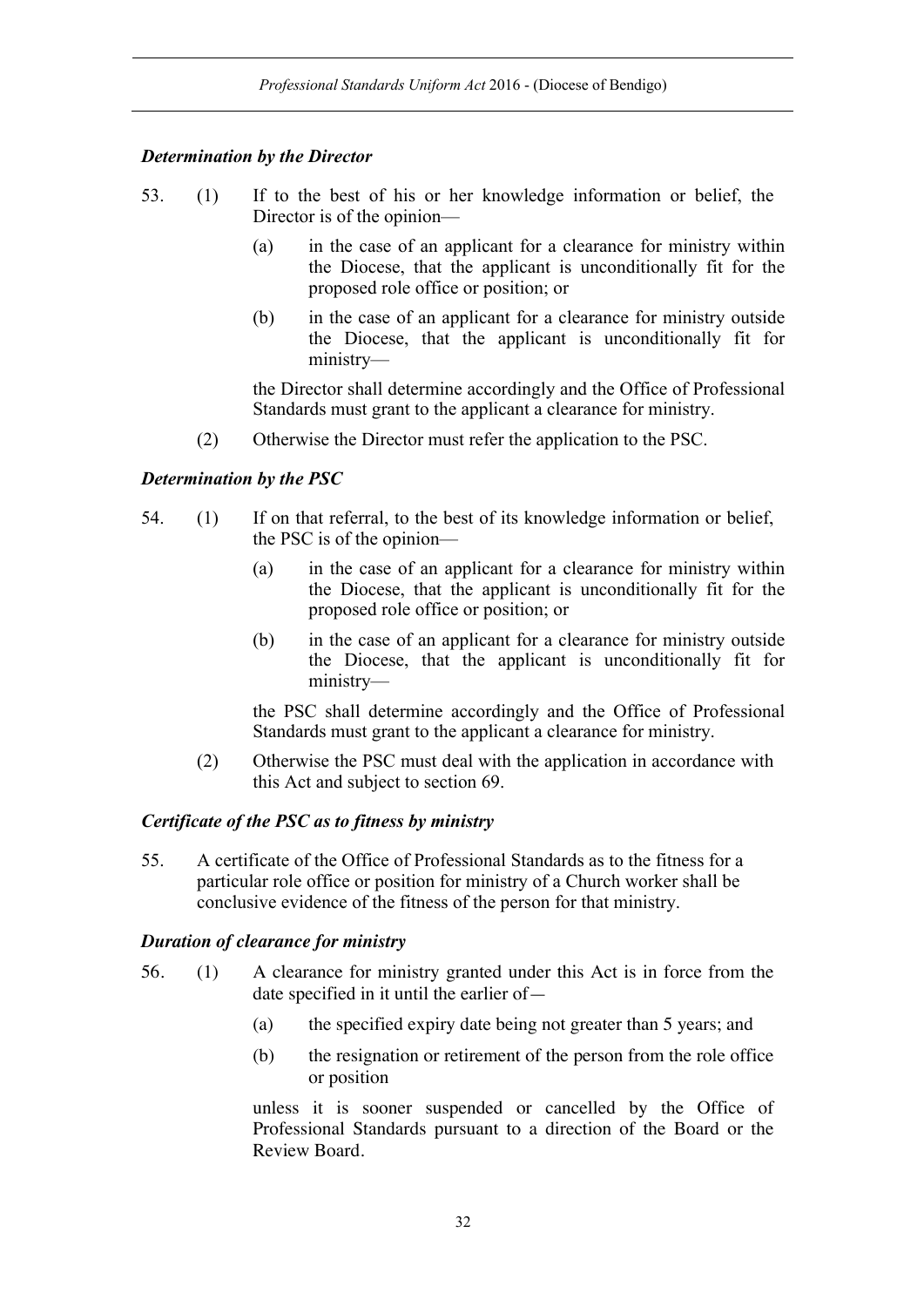***Determination by the Director***

53. (1) If to the best of his or her knowledge information or belief, the Director is of the opinion—

(a) in the case of an applicant for a clearance for ministry within the Diocese, that the applicant is unconditionally fit for the proposed role office or position; or

(b) in the case of an applicant for a clearance for ministry outside the Diocese, that the applicant is unconditionally fit for ministry—

the Director shall determine accordingly and the Office of Professional Standards must grant to the applicant a clearance for ministry.

(2) Otherwise the Director must refer the application to the PSC.

***Determination by the PSC***

54. (1) If on that referral, to the best of its knowledge information or belief, the PSC is of the opinion—

(a) in the case of an applicant for a clearance for ministry within the Diocese, that the applicant is unconditionally fit for the proposed role office or position; or

(b) in the case of an applicant for a clearance for ministry outside the Diocese, that the applicant is unconditionally fit for ministry—

the PSC shall determine accordingly and the Office of Professional Standards must grant to the applicant a clearance for ministry.

(2) Otherwise the PSC must deal with the application in accordance with this Act and subject to section 69.

***Certificate of the PSC as to fitness by ministry***

55. A certificate of the Office of Professional Standards as to the fitness for a particular role office or position for ministry of a Church worker shall be conclusive evidence of the fitness of the person for that ministry.

***Duration of clearance for ministry***

56. (1) A clearance for ministry granted under this Act is in force from the date specified in it until the earlier of—

(a) the specified expiry date being not greater than 5 years; and

(b) the resignation or retirement of the person from the role office or position

unless it is sooner suspended or cancelled by the Office of Professional Standards pursuant to a direction of the Board or the Review Board.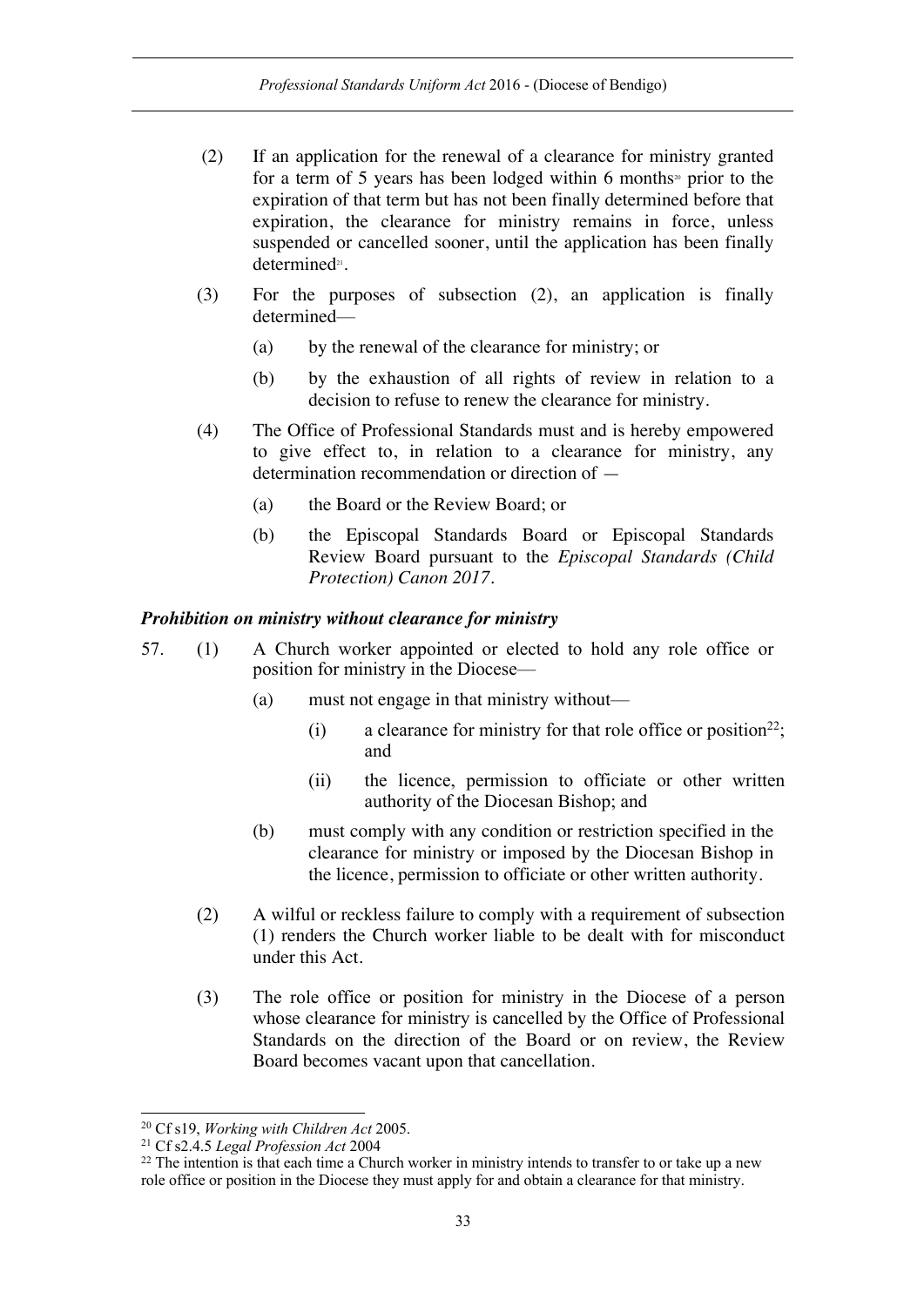(2) If an application for the renewal of a clearance for ministry granted for a term of 5 years has been lodged within 6 months[20] prior to the expiration of that term but has not been finally determined before that expiration, the clearance for ministry remains in force, unless suspended or cancelled sooner, until the application has been finally determined[21].

(3) For the purposes of subsection (2), an application is finally determined—

(a) by the renewal of the clearance for ministry; or

(b) by the exhaustion of all rights of review in relation to a decision to refuse to renew the clearance for ministry.

(4) The Office of Professional Standards must and is hereby empowered to give effect to, in relation to a clearance for ministry, any determination recommendation or direction of —

(a) the Board or the Review Board; or

(b) the Episcopal Standards Board or Episcopal Standards Review Board pursuant to the *Episcopal Standards (Child Protection) Canon 2017*.

### *Prohibition on ministry without clearance for ministry*

57. (1) A Church worker appointed or elected to hold any role office or position for ministry in the Diocese—

(a) must not engage in that ministry without—

(i) a clearance for ministry for that role office or position[22]; and

(ii) the licence, permission to officiate or other written authority of the Diocesan Bishop; and

(b) must comply with any condition or restriction specified in the clearance for ministry or imposed by the Diocesan Bishop in the licence, permission to officiate or other written authority.

(2) A wilful or reckless failure to comply with a requirement of subsection (1) renders the Church worker liable to be dealt with for misconduct under this Act.

(3) The role office or position for ministry in the Diocese of a person whose clearance for ministry is cancelled by the Office of Professional Standards on the direction of the Board or on review, the Review Board becomes vacant upon that cancellation.

---

[20] Cf s19, *Working with Children Act* 2005.

[21] Cf s2.4.5 *Legal Profession Act* 2004

[22] The intention is that each time a Church worker in ministry intends to transfer to or take up a new role office or position in the Diocese they must apply for and obtain a clearance for that ministry.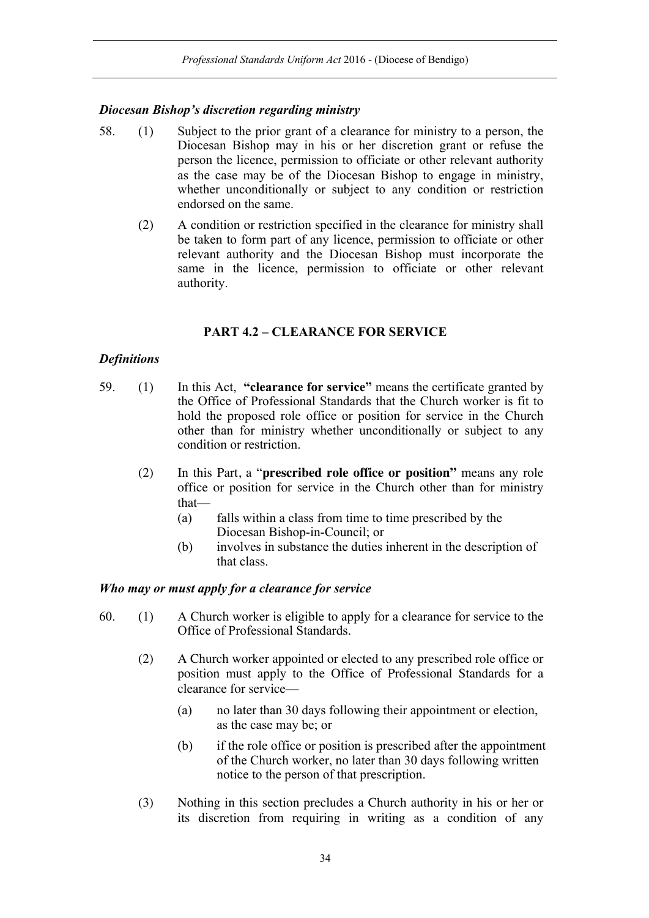### *Diocesan Bishop's discretion regarding ministry*

58. (1) Subject to the prior grant of a clearance for ministry to a person, the Diocesan Bishop may in his or her discretion grant or refuse the person the licence, permission to officiate or other relevant authority as the case may be of the Diocesan Bishop to engage in ministry, whether unconditionally or subject to any condition or restriction endorsed on the same.

(2) A condition or restriction specified in the clearance for ministry shall be taken to form part of any licence, permission to officiate or other relevant authority and the Diocesan Bishop must incorporate the same in the licence, permission to officiate or other relevant authority.

## PART 4.2 – CLEARANCE FOR SERVICE

### *Definitions*

59. (1) In this Act, **"clearance for service"** means the certificate granted by the Office of Professional Standards that the Church worker is fit to hold the proposed role office or position for service in the Church other than for ministry whether unconditionally or subject to any condition or restriction.

(2) In this Part, a "**prescribed role office or position"** means any role office or position for service in the Church other than for ministry that—

(a) falls within a class from time to time prescribed by the Diocesan Bishop-in-Council; or

(b) involves in substance the duties inherent in the description of that class.

### *Who may or must apply for a clearance for service*

60. (1) A Church worker is eligible to apply for a clearance for service to the Office of Professional Standards.

(2) A Church worker appointed or elected to any prescribed role office or position must apply to the Office of Professional Standards for a clearance for service—

(a) no later than 30 days following their appointment or election, as the case may be; or

(b) if the role office or position is prescribed after the appointment of the Church worker, no later than 30 days following written notice to the person of that prescription.

(3) Nothing in this section precludes a Church authority in his or her or its discretion from requiring in writing as a condition of any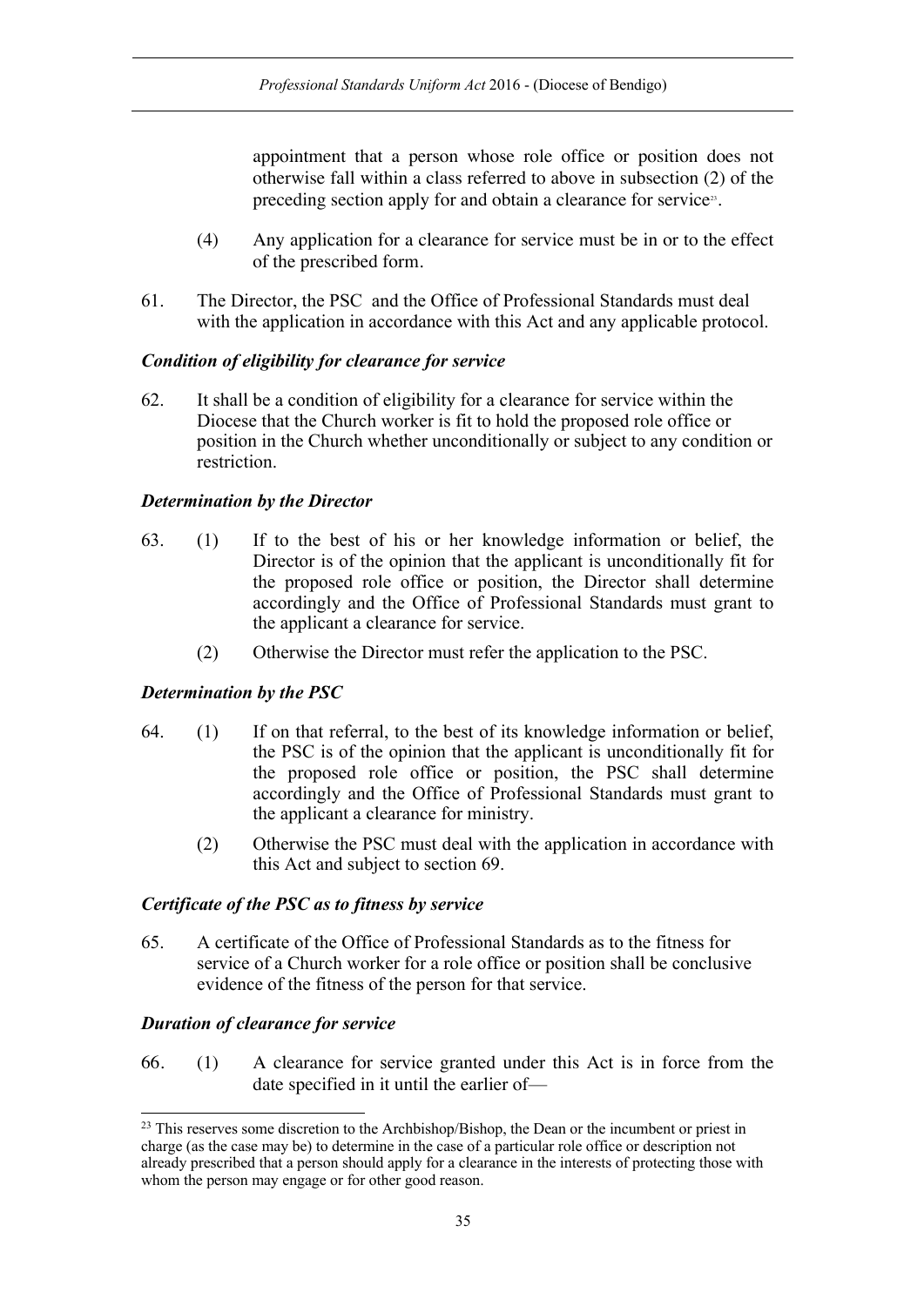appointment that a person whose role office or position does not otherwise fall within a class referred to above in subsection (2) of the preceding section apply for and obtain a clearance for service[23].

(4) Any application for a clearance for service must be in or to the effect of the prescribed form.

61. The Director, the PSC and the Office of Professional Standards must deal with the application in accordance with this Act and any applicable protocol.

### *Condition of eligibility for clearance for service*

62. It shall be a condition of eligibility for a clearance for service within the Diocese that the Church worker is fit to hold the proposed role office or position in the Church whether unconditionally or subject to any condition or restriction.

### *Determination by the Director*

63. (1) If to the best of his or her knowledge information or belief, the Director is of the opinion that the applicant is unconditionally fit for the proposed role office or position, the Director shall determine accordingly and the Office of Professional Standards must grant to the applicant a clearance for service.

(2) Otherwise the Director must refer the application to the PSC.

### *Determination by the PSC*

64. (1) If on that referral, to the best of its knowledge information or belief, the PSC is of the opinion that the applicant is unconditionally fit for the proposed role office or position, the PSC shall determine accordingly and the Office of Professional Standards must grant to the applicant a clearance for ministry.

(2) Otherwise the PSC must deal with the application in accordance with this Act and subject to section 69.

### *Certificate of the PSC as to fitness by service*

65. A certificate of the Office of Professional Standards as to the fitness for service of a Church worker for a role office or position shall be conclusive evidence of the fitness of the person for that service.

### *Duration of clearance for service*

66. (1) A clearance for service granted under this Act is in force from the date specified in it until the earlier of—

---

[23] This reserves some discretion to the Archbishop/Bishop, the Dean or the incumbent or priest in charge (as the case may be) to determine in the case of a particular role office or description not already prescribed that a person should apply for a clearance in the interests of protecting those with whom the person may engage or for other good reason.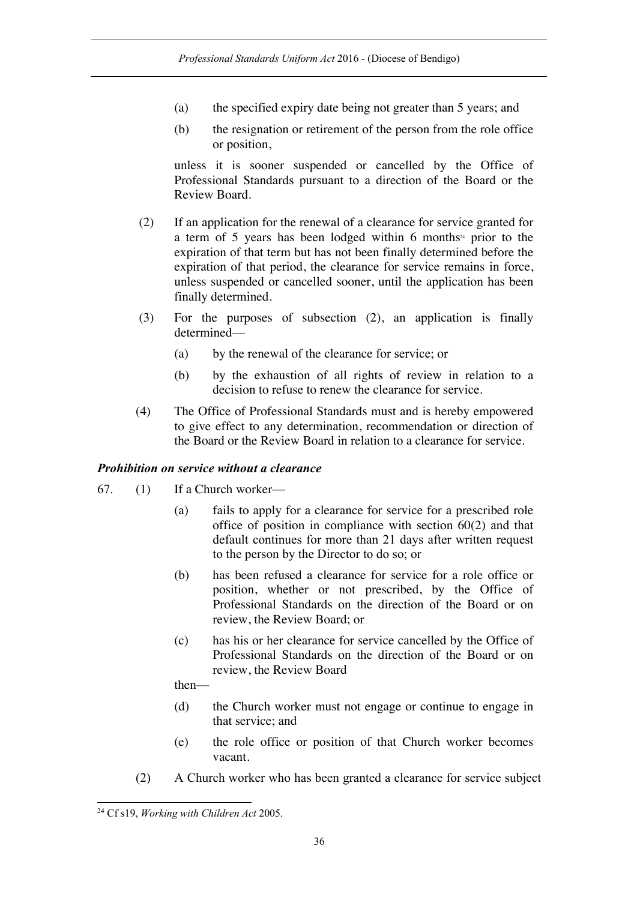(a) the specified expiry date being not greater than 5 years; and

(b) the resignation or retirement of the person from the role office or position,

unless it is sooner suspended or cancelled by the Office of Professional Standards pursuant to a direction of the Board or the Review Board.

(2) If an application for the renewal of a clearance for service granted for a term of 5 years has been lodged within 6 months[24] prior to the expiration of that term but has not been finally determined before the expiration of that period, the clearance for service remains in force, unless suspended or cancelled sooner, until the application has been finally determined.

(3) For the purposes of subsection (2), an application is finally determined—

(a) by the renewal of the clearance for service; or

(b) by the exhaustion of all rights of review in relation to a decision to refuse to renew the clearance for service.

(4) The Office of Professional Standards must and is hereby empowered to give effect to any determination, recommendation or direction of the Board or the Review Board in relation to a clearance for service.

***Prohibition on service without a clearance***

67. (1) If a Church worker—

(a) fails to apply for a clearance for service for a prescribed role office of position in compliance with section 60(2) and that default continues for more than 21 days after written request to the person by the Director to do so; or

(b) has been refused a clearance for service for a role office or position, whether or not prescribed, by the Office of Professional Standards on the direction of the Board or on review, the Review Board; or

(c) has his or her clearance for service cancelled by the Office of Professional Standards on the direction of the Board or on review, the Review Board

then—

(d) the Church worker must not engage or continue to engage in that service; and

(e) the role office or position of that Church worker becomes vacant.

(2) A Church worker who has been granted a clearance for service subject

---

[24] Cf s19, *Working with Children Act* 2005.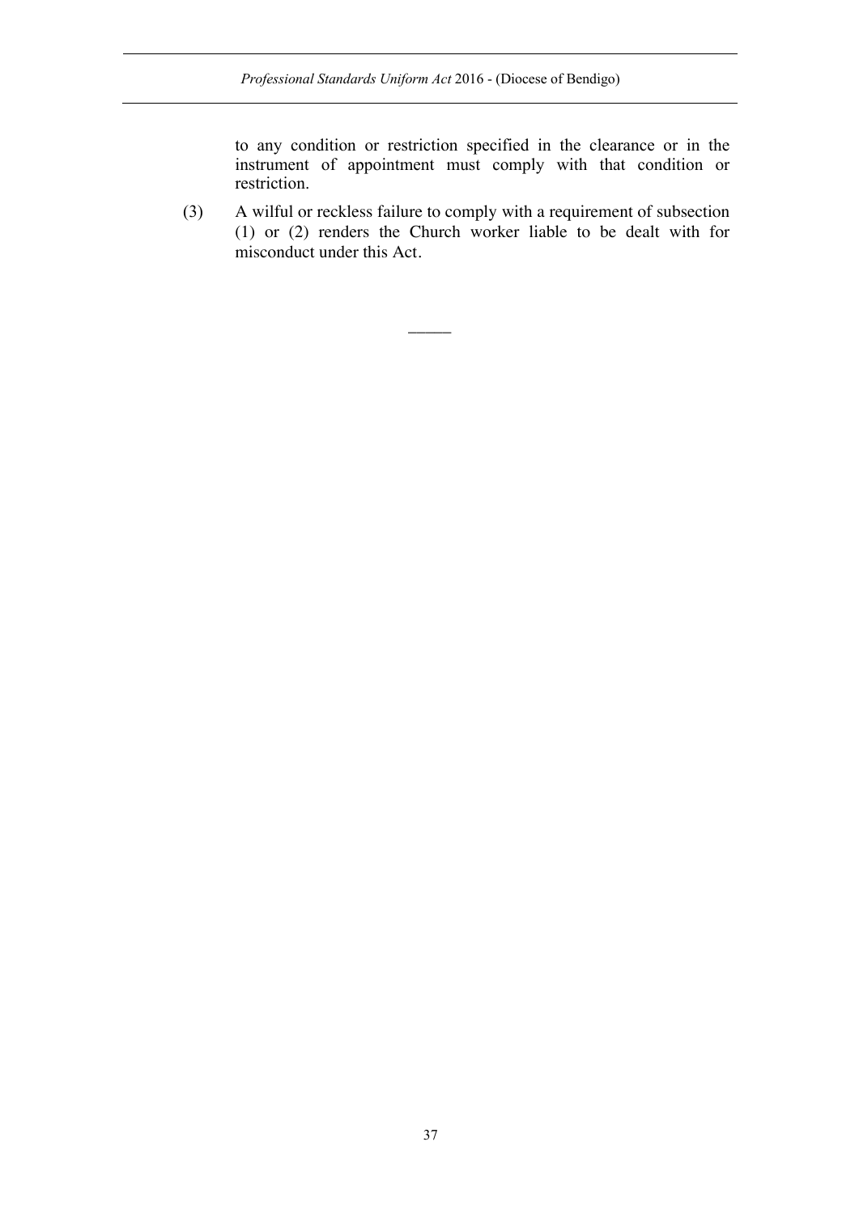to any condition or restriction specified in the clearance or in the instrument of appointment must comply with that condition or restriction.

(3) A wilful or reckless failure to comply with a requirement of subsection (1) or (2) renders the Church worker liable to be dealt with for misconduct under this Act.

―――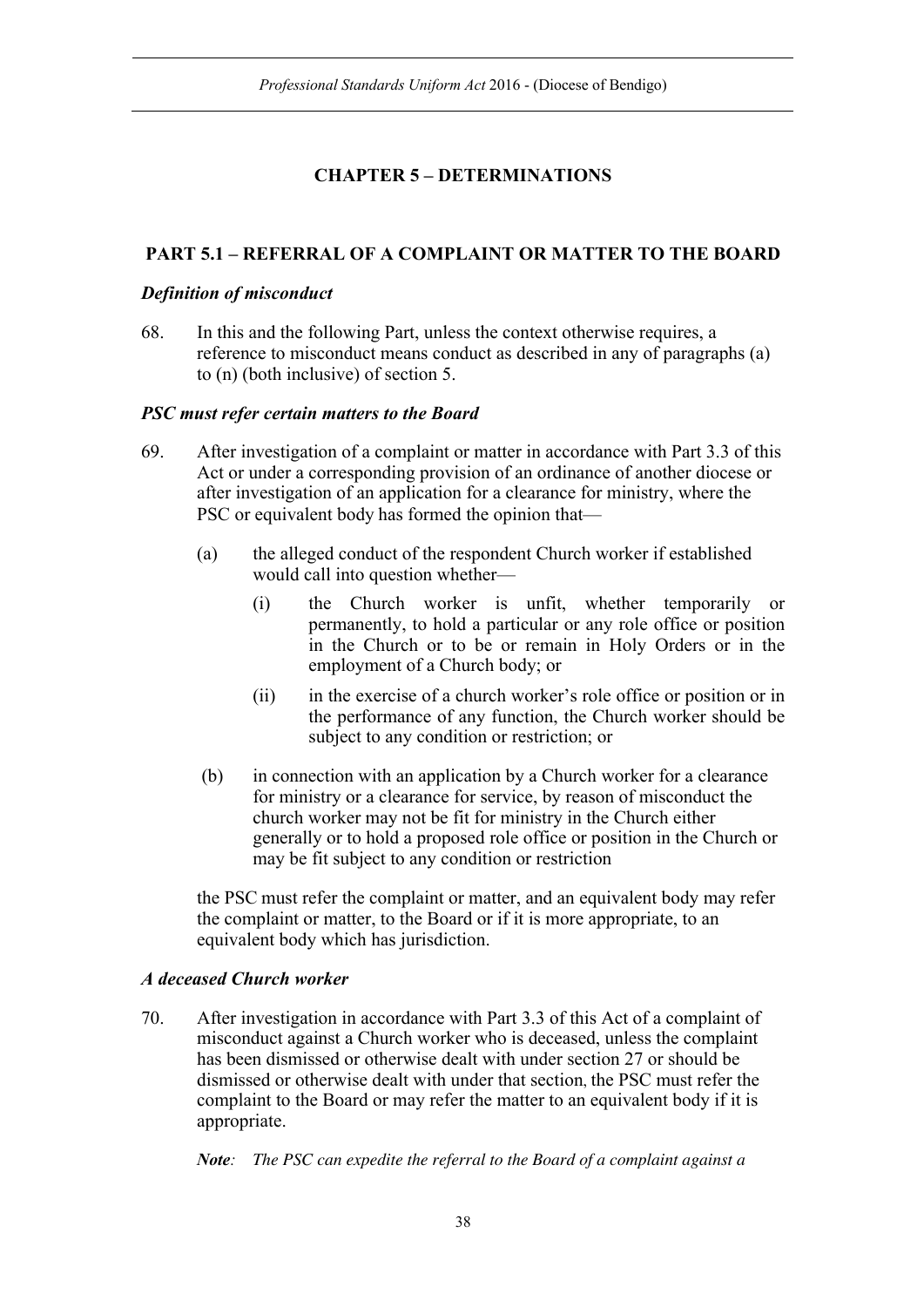# CHAPTER 5 – DETERMINATIONS

## PART 5.1 – REFERRAL OF A COMPLAINT OR MATTER TO THE BOARD

### *Definition of misconduct*

68. In this and the following Part, unless the context otherwise requires, a reference to misconduct means conduct as described in any of paragraphs (a) to (n) (both inclusive) of section 5.

### *PSC must refer certain matters to the Board*

69. After investigation of a complaint or matter in accordance with Part 3.3 of this Act or under a corresponding provision of an ordinance of another diocese or after investigation of an application for a clearance for ministry, where the PSC or equivalent body has formed the opinion that—

    (a) the alleged conduct of the respondent Church worker if established would call into question whether—

        (i) the Church worker is unfit, whether temporarily or permanently, to hold a particular or any role office or position in the Church or to be or remain in Holy Orders or in the employment of a Church body; or

        (ii) in the exercise of a church worker's role office or position or in the performance of any function, the Church worker should be subject to any condition or restriction; or

    (b) in connection with an application by a Church worker for a clearance for ministry or a clearance for service, by reason of misconduct the church worker may not be fit for ministry in the Church either generally or to hold a proposed role office or position in the Church or may be fit subject to any condition or restriction

    the PSC must refer the complaint or matter, and an equivalent body may refer the complaint or matter, to the Board or if it is more appropriate, to an equivalent body which has jurisdiction.

### *A deceased Church worker*

70. After investigation in accordance with Part 3.3 of this Act of a complaint of misconduct against a Church worker who is deceased, unless the complaint has been dismissed or otherwise dealt with under section 27 or should be dismissed or otherwise dealt with under that section, the PSC must refer the complaint to the Board or may refer the matter to an equivalent body if it is appropriate.

    ***Note****: The PSC can expedite the referral to the Board of a complaint against a*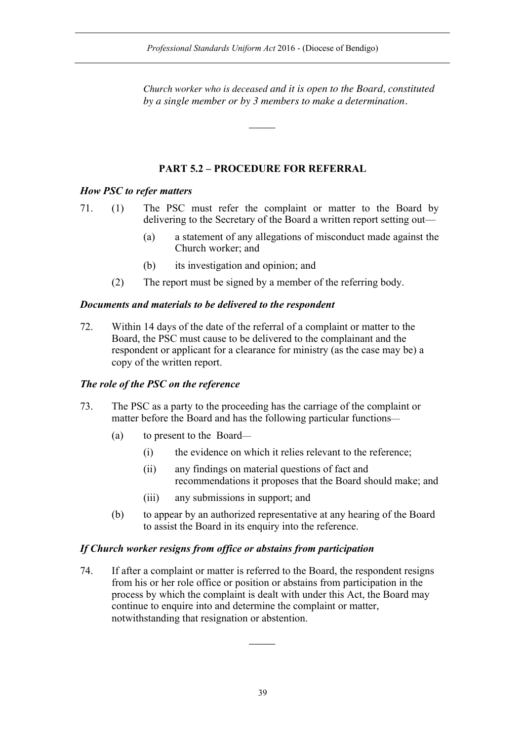*Church worker who is deceased and it is open to the Board, constituted by a single member or by 3 members to make a determination.*

―――

## PART 5.2 – PROCEDURE FOR REFERRAL

### *How PSC to refer matters*

71. (1) The PSC must refer the complaint or matter to the Board by delivering to the Secretary of the Board a written report setting out—

    (a) a statement of any allegations of misconduct made against the Church worker; and

    (b) its investigation and opinion; and

    (2) The report must be signed by a member of the referring body.

### *Documents and materials to be delivered to the respondent*

72. Within 14 days of the date of the referral of a complaint or matter to the Board, the PSC must cause to be delivered to the complainant and the respondent or applicant for a clearance for ministry (as the case may be) a copy of the written report.

### *The role of the PSC on the reference*

73. The PSC as a party to the proceeding has the carriage of the complaint or matter before the Board and has the following particular functions—

    (a) to present to the Board—

        (i) the evidence on which it relies relevant to the reference;

        (ii) any findings on material questions of fact and recommendations it proposes that the Board should make; and

        (iii) any submissions in support; and

    (b) to appear by an authorized representative at any hearing of the Board to assist the Board in its enquiry into the reference.

### *If Church worker resigns from office or abstains from participation*

74. If after a complaint or matter is referred to the Board, the respondent resigns from his or her role office or position or abstains from participation in the process by which the complaint is dealt with under this Act, the Board may continue to enquire into and determine the complaint or matter, notwithstanding that resignation or abstention.

―――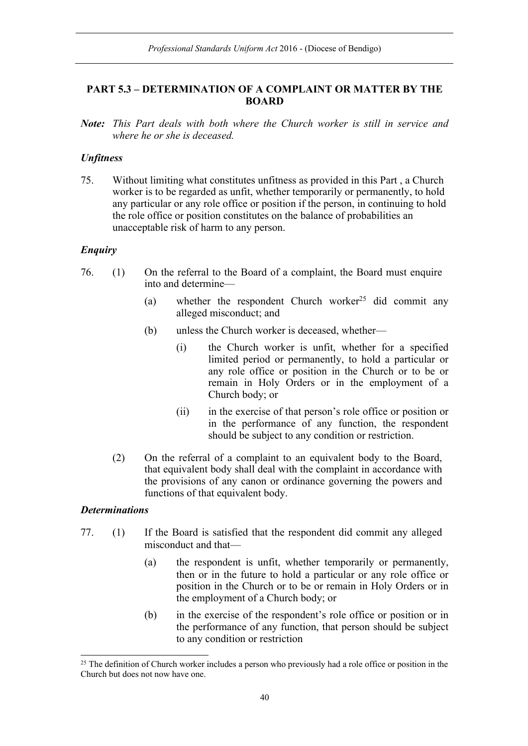## PART 5.3 – DETERMINATION OF A COMPLAINT OR MATTER BY THE BOARD

***Note:*** *This Part deals with both where the Church worker is still in service and where he or she is deceased.*

### *Unfitness*

75. Without limiting what constitutes unfitness as provided in this Part , a Church worker is to be regarded as unfit, whether temporarily or permanently, to hold any particular or any role office or position if the person, in continuing to hold the role office or position constitutes on the balance of probabilities an unacceptable risk of harm to any person.

### *Enquiry*

76. (1) On the referral to the Board of a complaint, the Board must enquire into and determine—

    (a) whether the respondent Church worker[25] did commit any alleged misconduct; and

    (b) unless the Church worker is deceased, whether—

        (i) the Church worker is unfit, whether for a specified limited period or permanently, to hold a particular or any role office or position in the Church or to be or remain in Holy Orders or in the employment of a Church body; or

        (ii) in the exercise of that person's role office or position or in the performance of any function, the respondent should be subject to any condition or restriction.

    (2) On the referral of a complaint to an equivalent body to the Board, that equivalent body shall deal with the complaint in accordance with the provisions of any canon or ordinance governing the powers and functions of that equivalent body.

### *Determinations*

77. (1) If the Board is satisfied that the respondent did commit any alleged misconduct and that—

    (a) the respondent is unfit, whether temporarily or permanently, then or in the future to hold a particular or any role office or position in the Church or to be or remain in Holy Orders or in the employment of a Church body; or

    (b) in the exercise of the respondent's role office or position or in the performance of any function, that person should be subject to any condition or restriction

---

[25] The definition of Church worker includes a person who previously had a role office or position in the Church but does not now have one.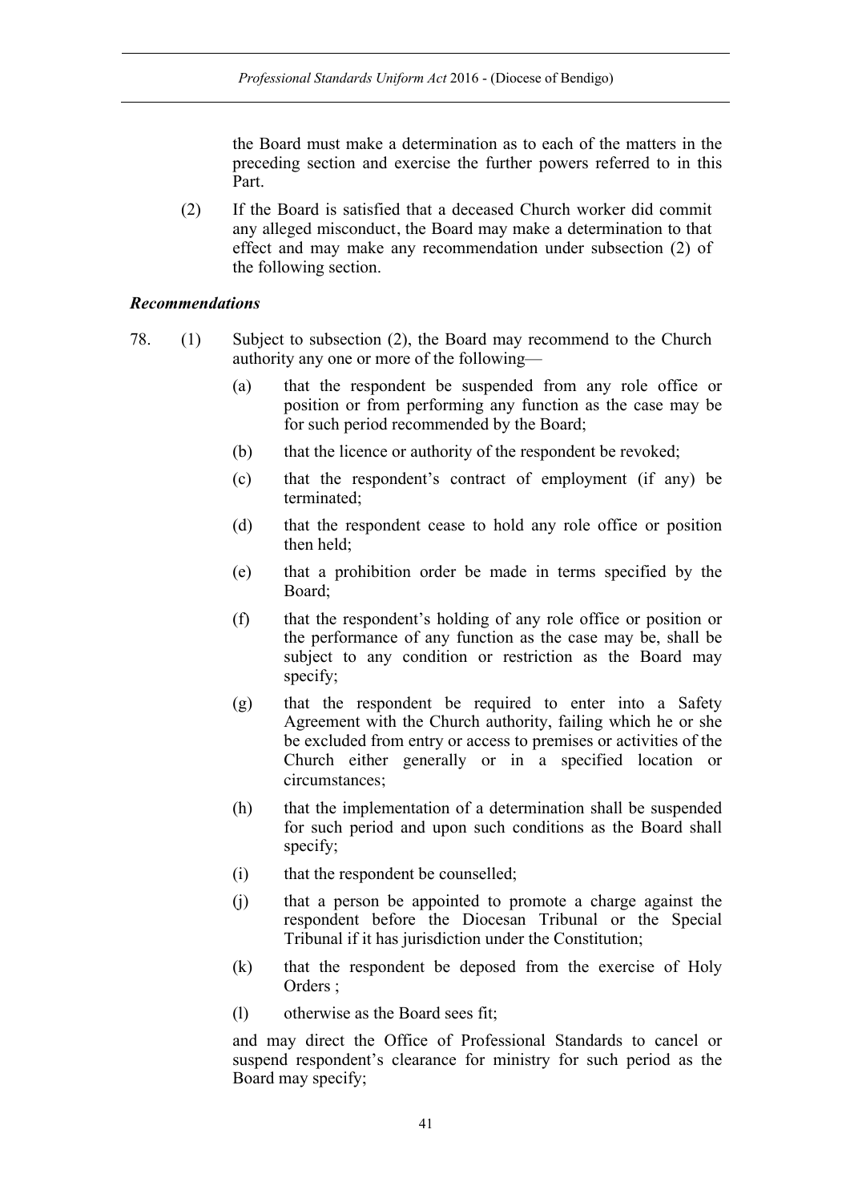the Board must make a determination as to each of the matters in the preceding section and exercise the further powers referred to in this Part.

(2) If the Board is satisfied that a deceased Church worker did commit any alleged misconduct, the Board may make a determination to that effect and may make any recommendation under subsection (2) of the following section.

***Recommendations***

78. (1) Subject to subsection (2), the Board may recommend to the Church authority any one or more of the following—

(a) that the respondent be suspended from any role office or position or from performing any function as the case may be for such period recommended by the Board;

(b) that the licence or authority of the respondent be revoked;

(c) that the respondent's contract of employment (if any) be terminated;

(d) that the respondent cease to hold any role office or position then held;

(e) that a prohibition order be made in terms specified by the Board;

(f) that the respondent's holding of any role office or position or the performance of any function as the case may be, shall be subject to any condition or restriction as the Board may specify;

(g) that the respondent be required to enter into a Safety Agreement with the Church authority, failing which he or she be excluded from entry or access to premises or activities of the Church either generally or in a specified location or circumstances;

(h) that the implementation of a determination shall be suspended for such period and upon such conditions as the Board shall specify;

(i) that the respondent be counselled;

(j) that a person be appointed to promote a charge against the respondent before the Diocesan Tribunal or the Special Tribunal if it has jurisdiction under the Constitution;

(k) that the respondent be deposed from the exercise of Holy Orders ;

(l) otherwise as the Board sees fit;

and may direct the Office of Professional Standards to cancel or suspend respondent's clearance for ministry for such period as the Board may specify;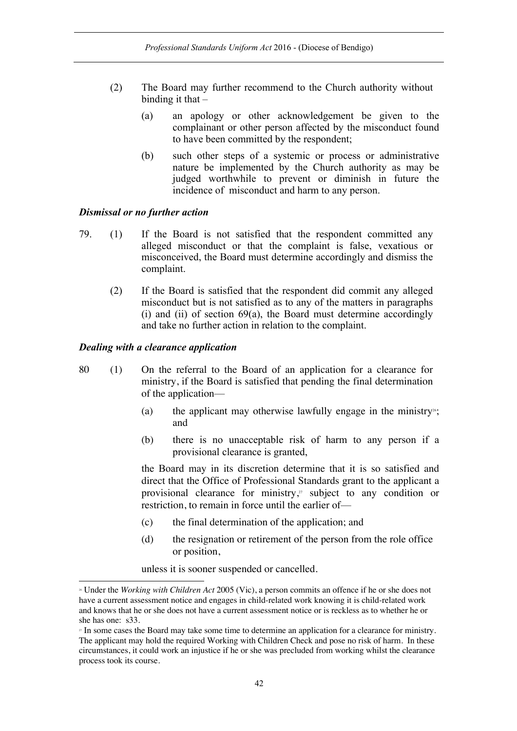(2) The Board may further recommend to the Church authority without binding it that –

(a) an apology or other acknowledgement be given to the complainant or other person affected by the misconduct found to have been committed by the respondent;

(b) such other steps of a systemic or process or administrative nature be implemented by the Church authority as may be judged worthwhile to prevent or diminish in future the incidence of misconduct and harm to any person.

***Dismissal or no further action***

79. (1) If the Board is not satisfied that the respondent committed any alleged misconduct or that the complaint is false, vexatious or misconceived, the Board must determine accordingly and dismiss the complaint.

(2) If the Board is satisfied that the respondent did commit any alleged misconduct but is not satisfied as to any of the matters in paragraphs (i) and (ii) of section 69(a), the Board must determine accordingly and take no further action in relation to the complaint.

***Dealing with a clearance application***

80 (1) On the referral to the Board of an application for a clearance for ministry, if the Board is satisfied that pending the final determination of the application—

(a) the applicant may otherwise lawfully engage in the ministry[26]; and

(b) there is no unacceptable risk of harm to any person if a provisional clearance is granted,

the Board may in its discretion determine that it is so satisfied and direct that the Office of Professional Standards grant to the applicant a provisional clearance for ministry,[27] subject to any condition or restriction, to remain in force until the earlier of—

(c) the final determination of the application; and

(d) the resignation or retirement of the person from the role office or position,

unless it is sooner suspended or cancelled.

---

[26] Under the *Working with Children Act* 2005 (Vic), a person commits an offence if he or she does not have a current assessment notice and engages in child-related work knowing it is child-related work and knows that he or she does not have a current assessment notice or is reckless as to whether he or she has one: s33.

[27] In some cases the Board may take some time to determine an application for a clearance for ministry. The applicant may hold the required Working with Children Check and pose no risk of harm. In these circumstances, it could work an injustice if he or she was precluded from working whilst the clearance process took its course.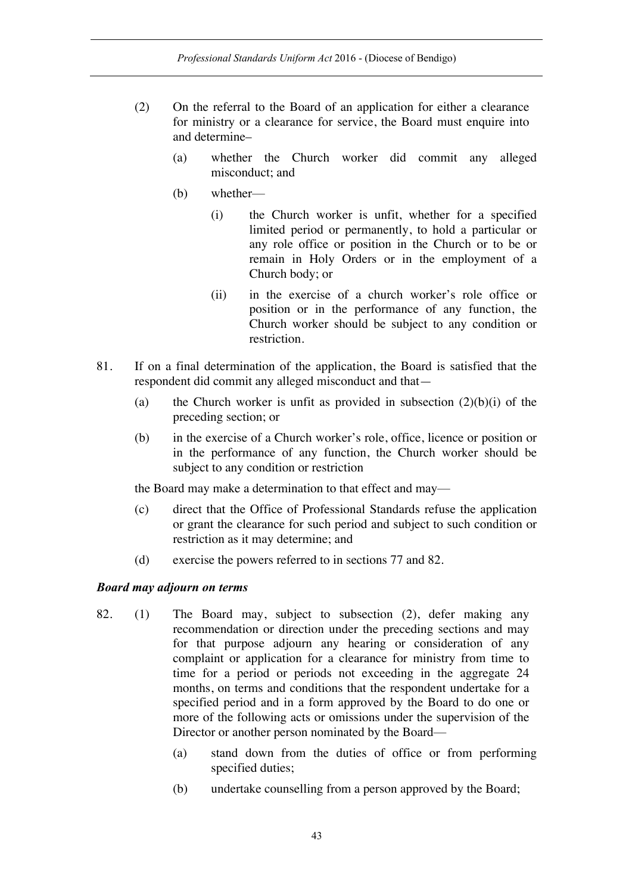(2) On the referral to the Board of an application for either a clearance for ministry or a clearance for service, the Board must enquire into and determine–

 (a) whether the Church worker did commit any alleged misconduct; and

 (b) whether—

  (i) the Church worker is unfit, whether for a specified limited period or permanently, to hold a particular or any role office or position in the Church or to be or remain in Holy Orders or in the employment of a Church body; or

  (ii) in the exercise of a church worker's role office or position or in the performance of any function, the Church worker should be subject to any condition or restriction.

81. If on a final determination of the application, the Board is satisfied that the respondent did commit any alleged misconduct and that—

 (a) the Church worker is unfit as provided in subsection (2)(b)(i) of the preceding section; or

 (b) in the exercise of a Church worker's role, office, licence or position or in the performance of any function, the Church worker should be subject to any condition or restriction

 the Board may make a determination to that effect and may—

 (c) direct that the Office of Professional Standards refuse the application or grant the clearance for such period and subject to such condition or restriction as it may determine; and

 (d) exercise the powers referred to in sections 77 and 82.

***Board may adjourn on terms***

82. (1) The Board may, subject to subsection (2), defer making any recommendation or direction under the preceding sections and may for that purpose adjourn any hearing or consideration of any complaint or application for a clearance for ministry from time to time for a period or periods not exceeding in the aggregate 24 months, on terms and conditions that the respondent undertake for a specified period and in a form approved by the Board to do one or more of the following acts or omissions under the supervision of the Director or another person nominated by the Board—

  (a) stand down from the duties of office or from performing specified duties;

  (b) undertake counselling from a person approved by the Board;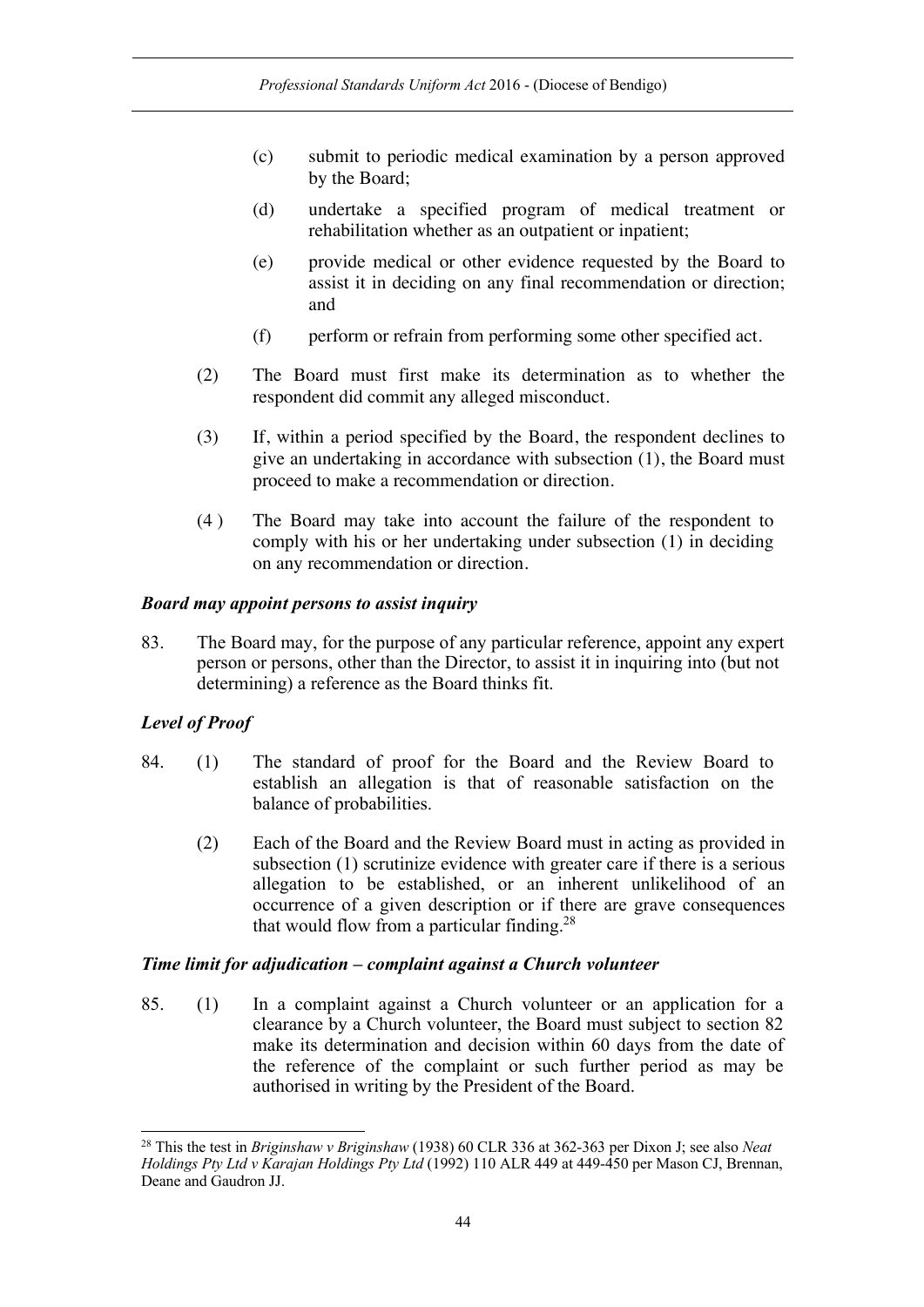(c) submit to periodic medical examination by a person approved by the Board;

(d) undertake a specified program of medical treatment or rehabilitation whether as an outpatient or inpatient;

(e) provide medical or other evidence requested by the Board to assist it in deciding on any final recommendation or direction; and

(f) perform or refrain from performing some other specified act.

(2) The Board must first make its determination as to whether the respondent did commit any alleged misconduct.

(3) If, within a period specified by the Board, the respondent declines to give an undertaking in accordance with subsection (1), the Board must proceed to make a recommendation or direction.

(4 ) The Board may take into account the failure of the respondent to comply with his or her undertaking under subsection (1) in deciding on any recommendation or direction.

***Board may appoint persons to assist inquiry***

83. The Board may, for the purpose of any particular reference, appoint any expert person or persons, other than the Director, to assist it in inquiring into (but not determining) a reference as the Board thinks fit.

***Level of Proof***

84. (1) The standard of proof for the Board and the Review Board to establish an allegation is that of reasonable satisfaction on the balance of probabilities.

(2) Each of the Board and the Review Board must in acting as provided in subsection (1) scrutinize evidence with greater care if there is a serious allegation to be established, or an inherent unlikelihood of an occurrence of a given description or if there are grave consequences that would flow from a particular finding.[28]

***Time limit for adjudication – complaint against a Church volunteer***

85. (1) In a complaint against a Church volunteer or an application for a clearance by a Church volunteer, the Board must subject to section 82 make its determination and decision within 60 days from the date of the reference of the complaint or such further period as may be authorised in writing by the President of the Board.

---

[28] This the test in *Briginshaw v Briginshaw* (1938) 60 CLR 336 at 362-363 per Dixon J; see also *Neat Holdings Pty Ltd v Karajan Holdings Pty Ltd* (1992) 110 ALR 449 at 449-450 per Mason CJ, Brennan, Deane and Gaudron JJ.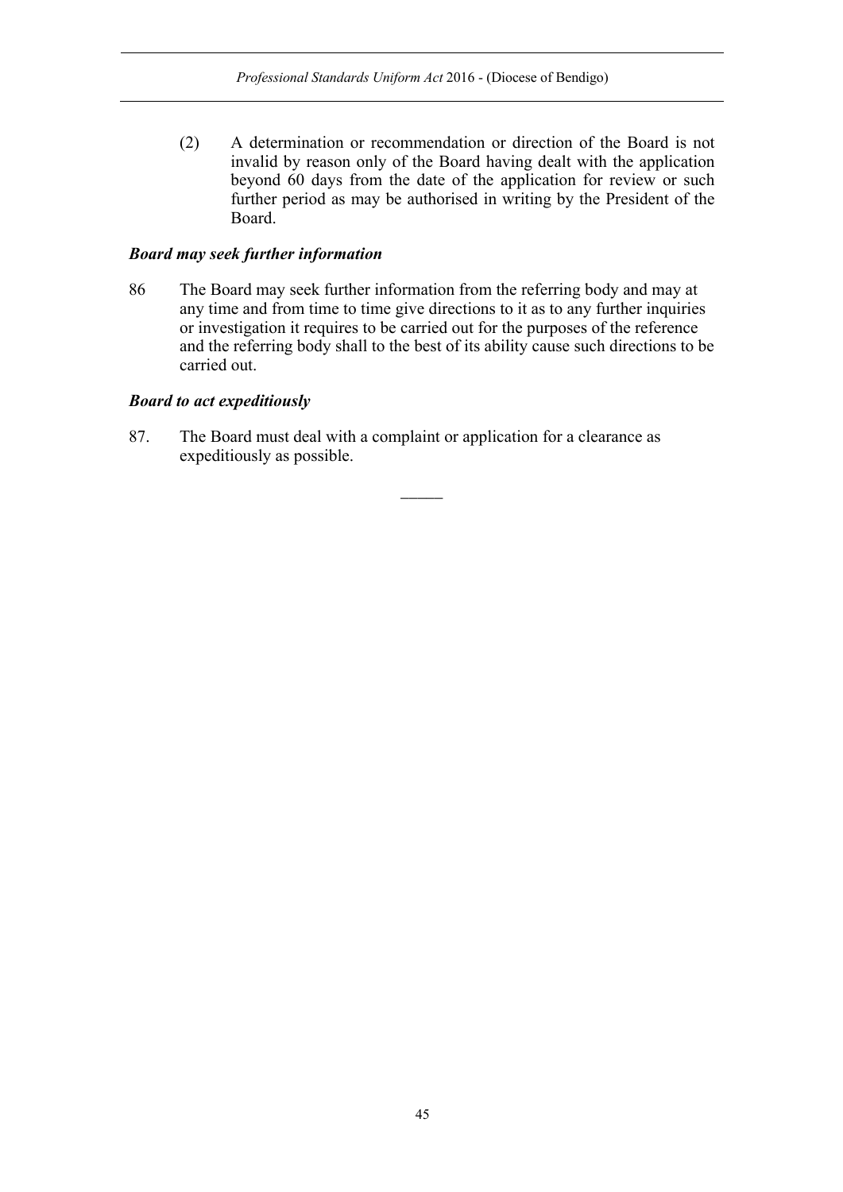(2) A determination or recommendation or direction of the Board is not invalid by reason only of the Board having dealt with the application beyond 60 days from the date of the application for review or such further period as may be authorised in writing by the President of the Board.

***Board may seek further information***

86 The Board may seek further information from the referring body and may at any time and from time to time give directions to it as to any further inquiries or investigation it requires to be carried out for the purposes of the reference and the referring body shall to the best of its ability cause such directions to be carried out.

***Board to act expeditiously***

87. The Board must deal with a complaint or application for a clearance as expeditiously as possible.

\_\_\_\_\_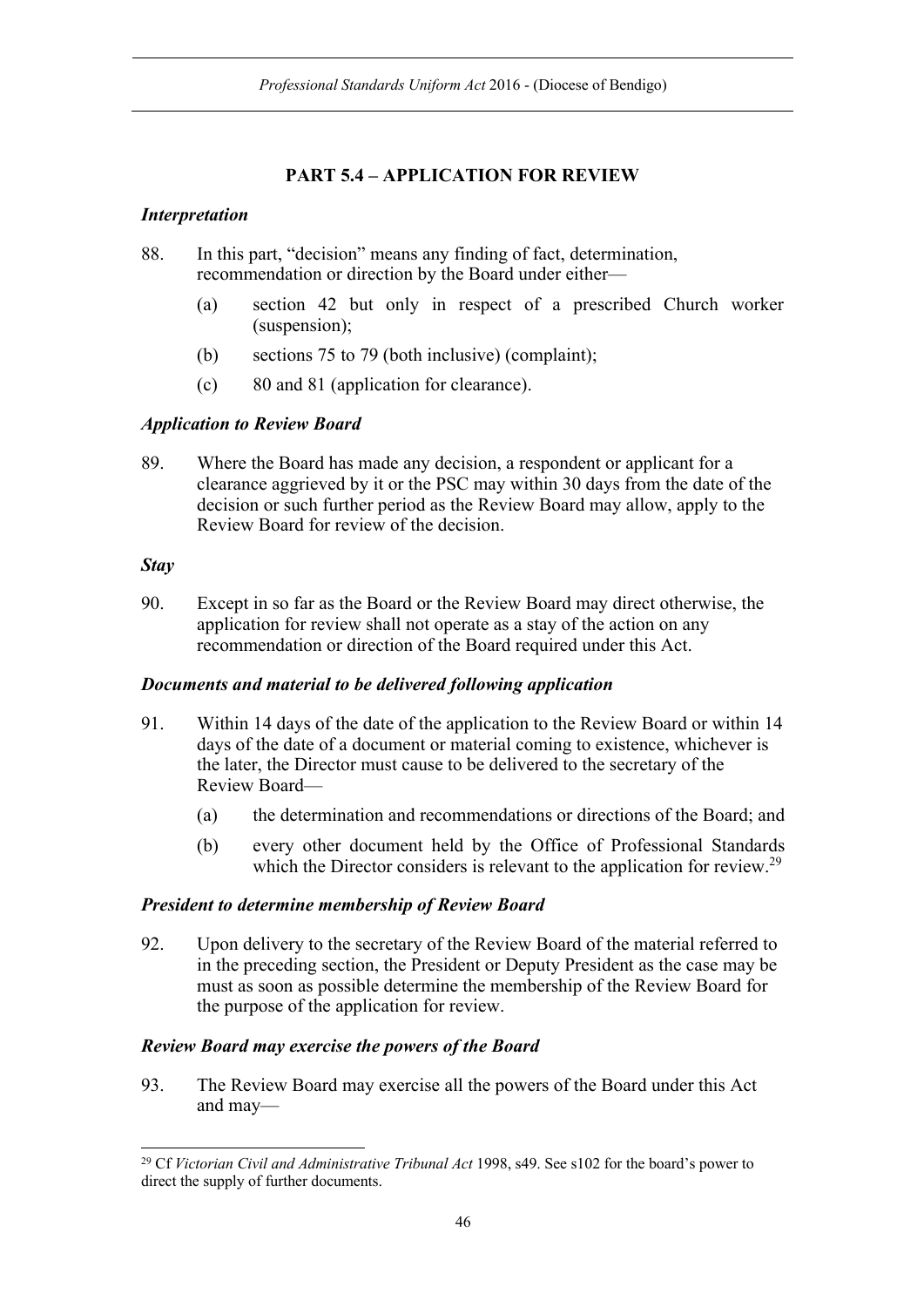## PART 5.4 – APPLICATION FOR REVIEW

### *Interpretation*

88. In this part, "decision" means any finding of fact, determination, recommendation or direction by the Board under either—

    (a) section 42 but only in respect of a prescribed Church worker (suspension);

    (b) sections 75 to 79 (both inclusive) (complaint);

    (c) 80 and 81 (application for clearance).

### *Application to Review Board*

89. Where the Board has made any decision, a respondent or applicant for a clearance aggrieved by it or the PSC may within 30 days from the date of the decision or such further period as the Review Board may allow, apply to the Review Board for review of the decision.

### *Stay*

90. Except in so far as the Board or the Review Board may direct otherwise, the application for review shall not operate as a stay of the action on any recommendation or direction of the Board required under this Act.

### *Documents and material to be delivered following application*

91. Within 14 days of the date of the application to the Review Board or within 14 days of the date of a document or material coming to existence, whichever is the later, the Director must cause to be delivered to the secretary of the Review Board—

    (a) the determination and recommendations or directions of the Board; and

    (b) every other document held by the Office of Professional Standards which the Director considers is relevant to the application for review.[29]

### *President to determine membership of Review Board*

92. Upon delivery to the secretary of the Review Board of the material referred to in the preceding section, the President or Deputy President as the case may be must as soon as possible determine the membership of the Review Board for the purpose of the application for review.

### *Review Board may exercise the powers of the Board*

93. The Review Board may exercise all the powers of the Board under this Act and may—

---

[29] Cf *Victorian Civil and Administrative Tribunal Act* 1998, s49. See s102 for the board's power to direct the supply of further documents.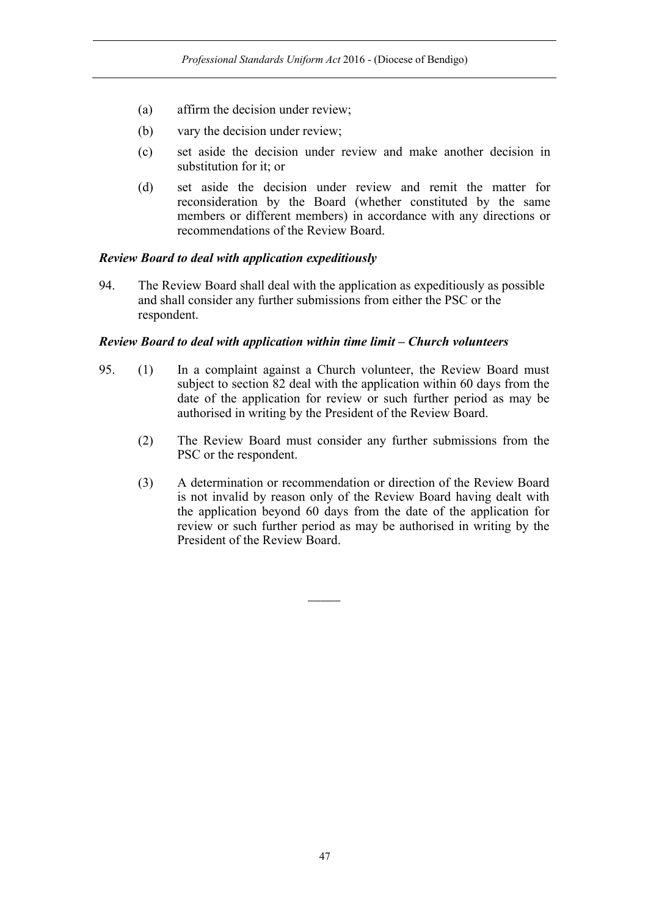(a) affirm the decision under review;

(b) vary the decision under review;

(c) set aside the decision under review and make another decision in substitution for it; or

(d) set aside the decision under review and remit the matter for reconsideration by the Board (whether constituted by the same members or different members) in accordance with any directions or recommendations of the Review Board.

***Review Board to deal with application expeditiously***

94. The Review Board shall deal with the application as expeditiously as possible and shall consider any further submissions from either the PSC or the respondent.

***Review Board to deal with application within time limit – Church volunteers***

95. (1) In a complaint against a Church volunteer, the Review Board must subject to section 82 deal with the application within 60 days from the date of the application for review or such further period as may be authorised in writing by the President of the Review Board.

(2) The Review Board must consider any further submissions from the PSC or the respondent.

(3) A determination or recommendation or direction of the Review Board is not invalid by reason only of the Review Board having dealt with the application beyond 60 days from the date of the application for review or such further period as may be authorised in writing by the President of the Review Board.

_____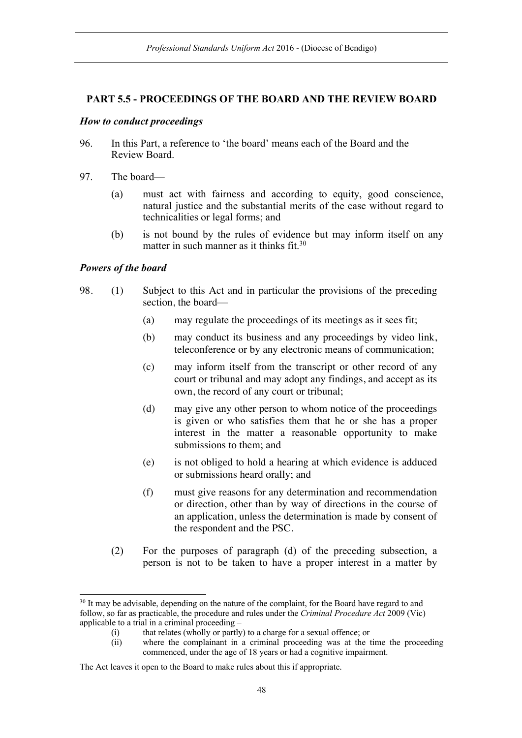## PART 5.5 - PROCEEDINGS OF THE BOARD AND THE REVIEW BOARD

### *How to conduct proceedings*

96. In this Part, a reference to 'the board' means each of the Board and the Review Board.

97. The board—

    (a) must act with fairness and according to equity, good conscience, natural justice and the substantial merits of the case without regard to technicalities or legal forms; and

    (b) is not bound by the rules of evidence but may inform itself on any matter in such manner as it thinks fit.[30]

### *Powers of the board*

98. (1) Subject to this Act and in particular the provisions of the preceding section, the board—

    (a) may regulate the proceedings of its meetings as it sees fit;

    (b) may conduct its business and any proceedings by video link, teleconference or by any electronic means of communication;

    (c) may inform itself from the transcript or other record of any court or tribunal and may adopt any findings, and accept as its own, the record of any court or tribunal;

    (d) may give any other person to whom notice of the proceedings is given or who satisfies them that he or she has a proper interest in the matter a reasonable opportunity to make submissions to them; and

    (e) is not obliged to hold a hearing at which evidence is adduced or submissions heard orally; and

    (f) must give reasons for any determination and recommendation or direction, other than by way of directions in the course of an application, unless the determination is made by consent of the respondent and the PSC.

    (2) For the purposes of paragraph (d) of the preceding subsection, a person is not to be taken to have a proper interest in a matter by

---

[30] It may be advisable, depending on the nature of the complaint, for the Board have regard to and follow, so far as practicable, the procedure and rules under the *Criminal Procedure Act* 2009 (Vic) applicable to a trial in a criminal proceeding –

(i) that relates (wholly or partly) to a charge for a sexual offence; or

(ii) where the complainant in a criminal proceeding was at the time the proceeding commenced, under the age of 18 years or had a cognitive impairment.

The Act leaves it open to the Board to make rules about this if appropriate.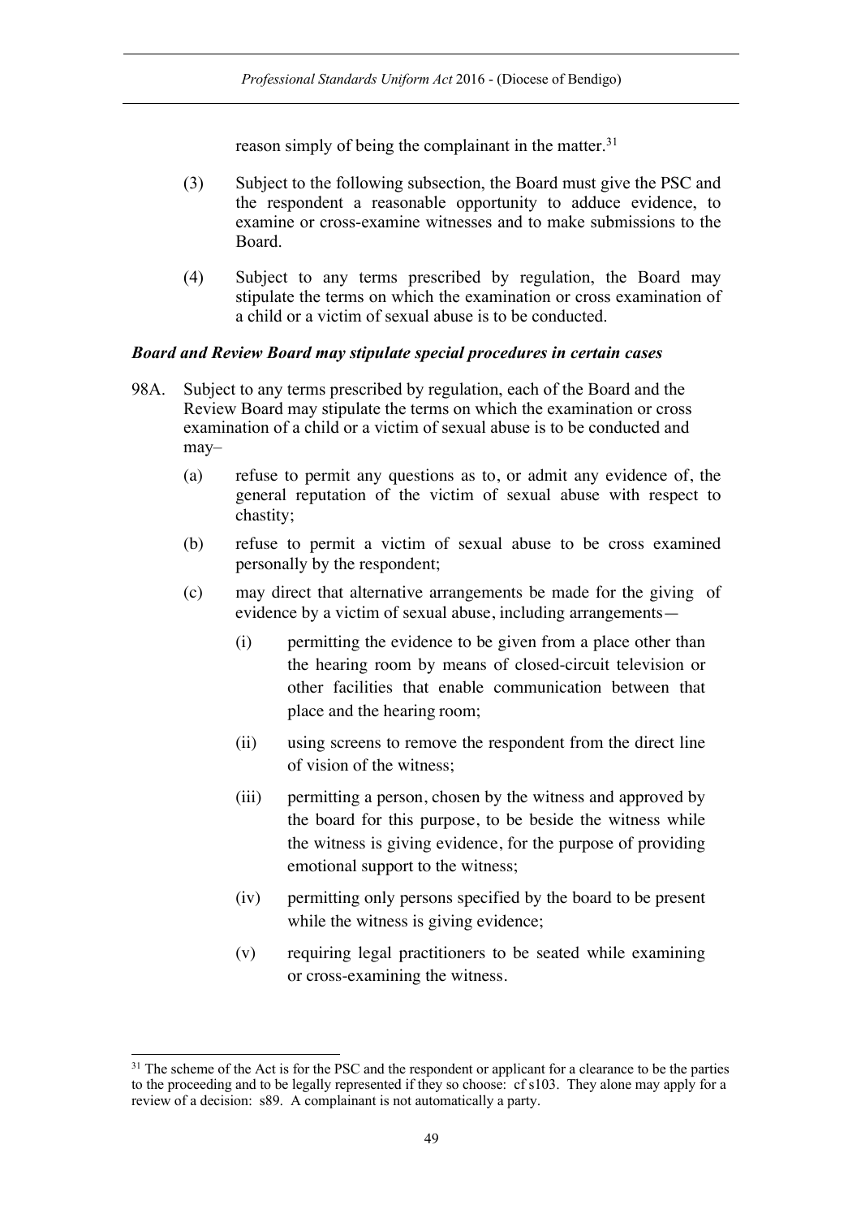reason simply of being the complainant in the matter.[31]

(3) Subject to the following subsection, the Board must give the PSC and the respondent a reasonable opportunity to adduce evidence, to examine or cross-examine witnesses and to make submissions to the Board.

(4) Subject to any terms prescribed by regulation, the Board may stipulate the terms on which the examination or cross examination of a child or a victim of sexual abuse is to be conducted.

***Board and Review Board may stipulate special procedures in certain cases***

98A. Subject to any terms prescribed by regulation, each of the Board and the Review Board may stipulate the terms on which the examination or cross examination of a child or a victim of sexual abuse is to be conducted and may–

(a) refuse to permit any questions as to, or admit any evidence of, the general reputation of the victim of sexual abuse with respect to chastity;

(b) refuse to permit a victim of sexual abuse to be cross examined personally by the respondent;

(c) may direct that alternative arrangements be made for the giving of evidence by a victim of sexual abuse, including arrangements—

(i) permitting the evidence to be given from a place other than the hearing room by means of closed-circuit television or other facilities that enable communication between that place and the hearing room;

(ii) using screens to remove the respondent from the direct line of vision of the witness;

(iii) permitting a person, chosen by the witness and approved by the board for this purpose, to be beside the witness while the witness is giving evidence, for the purpose of providing emotional support to the witness;

(iv) permitting only persons specified by the board to be present while the witness is giving evidence;

(v) requiring legal practitioners to be seated while examining or cross-examining the witness.

---

[31] The scheme of the Act is for the PSC and the respondent or applicant for a clearance to be the parties to the proceeding and to be legally represented if they so choose: cf s103. They alone may apply for a review of a decision: s89. A complainant is not automatically a party.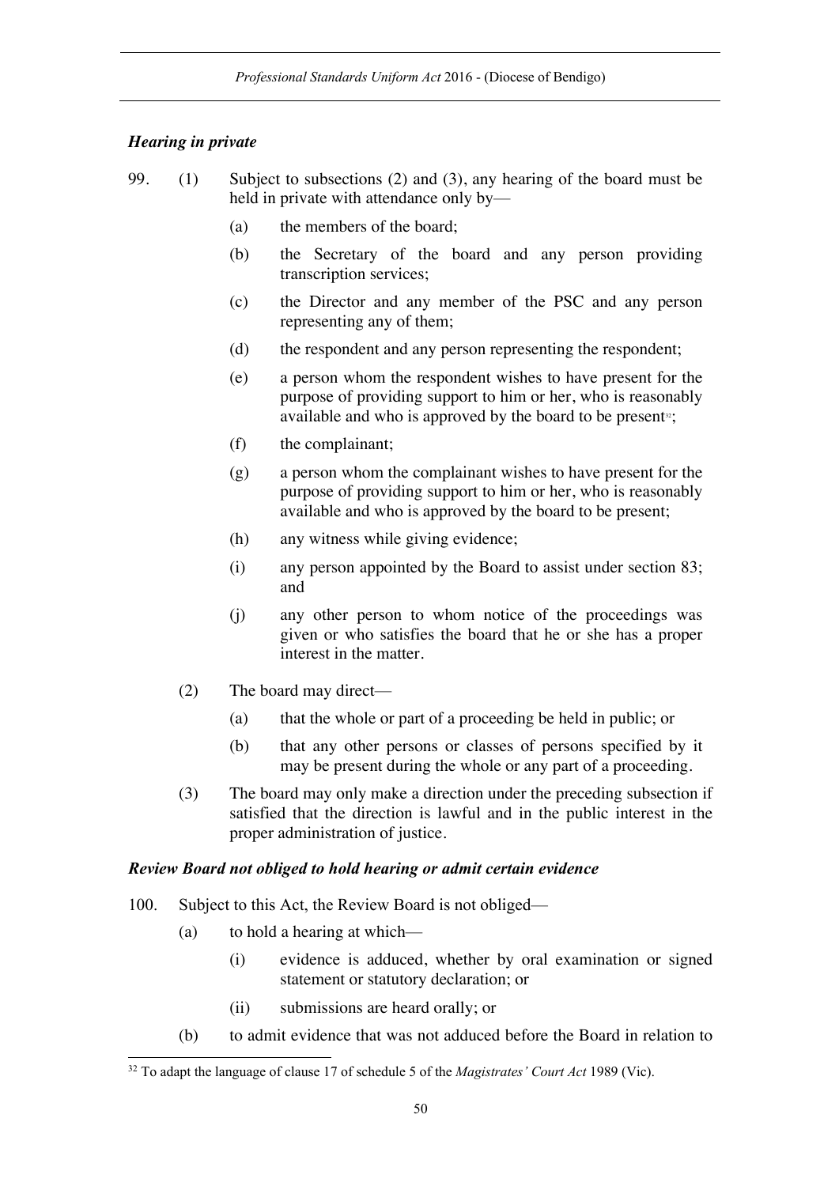### *Hearing in private*

99. (1) Subject to subsections (2) and (3), any hearing of the board must be held in private with attendance only by—

   (a) the members of the board;

   (b) the Secretary of the board and any person providing transcription services;

   (c) the Director and any member of the PSC and any person representing any of them;

   (d) the respondent and any person representing the respondent;

   (e) a person whom the respondent wishes to have present for the purpose of providing support to him or her, who is reasonably available and who is approved by the board to be present[32];

   (f) the complainant;

   (g) a person whom the complainant wishes to have present for the purpose of providing support to him or her, who is reasonably available and who is approved by the board to be present;

   (h) any witness while giving evidence;

   (i) any person appointed by the Board to assist under section 83; and

   (j) any other person to whom notice of the proceedings was given or who satisfies the board that he or she has a proper interest in the matter.

(2) The board may direct—

   (a) that the whole or part of a proceeding be held in public; or

   (b) that any other persons or classes of persons specified by it may be present during the whole or any part of a proceeding.

(3) The board may only make a direction under the preceding subsection if satisfied that the direction is lawful and in the public interest in the proper administration of justice.

### *Review Board not obliged to hold hearing or admit certain evidence*

100. Subject to this Act, the Review Board is not obliged—

   (a) to hold a hearing at which—

      (i) evidence is adduced, whether by oral examination or signed statement or statutory declaration; or

      (ii) submissions are heard orally; or

   (b) to admit evidence that was not adduced before the Board in relation to

---

[32] To adapt the language of clause 17 of schedule 5 of the *Magistrates' Court Act* 1989 (Vic).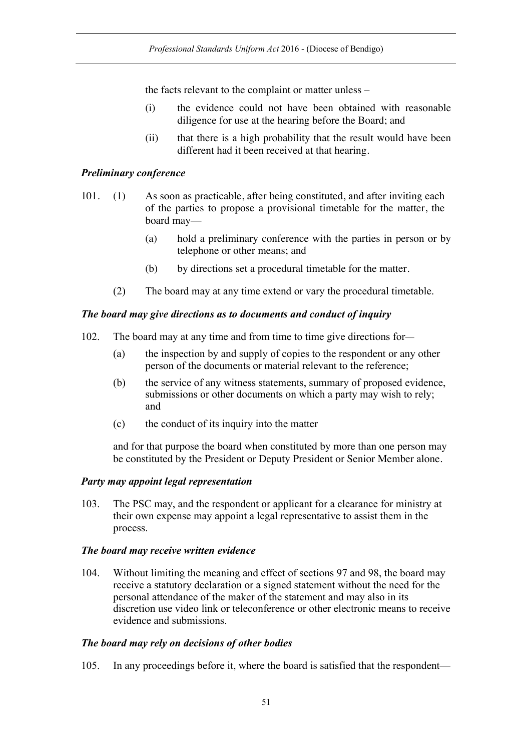the facts relevant to the complaint or matter unless –

(i) the evidence could not have been obtained with reasonable diligence for use at the hearing before the Board; and

(ii) that there is a high probability that the result would have been different had it been received at that hearing.

### *Preliminary conference*

101. (1) As soon as practicable, after being constituted, and after inviting each of the parties to propose a provisional timetable for the matter, the board may—

(a) hold a preliminary conference with the parties in person or by telephone or other means; and

(b) by directions set a procedural timetable for the matter.

(2) The board may at any time extend or vary the procedural timetable.

### *The board may give directions as to documents and conduct of inquiry*

102. The board may at any time and from time to time give directions for—

(a) the inspection by and supply of copies to the respondent or any other person of the documents or material relevant to the reference;

(b) the service of any witness statements, summary of proposed evidence, submissions or other documents on which a party may wish to rely; and

(c) the conduct of its inquiry into the matter

and for that purpose the board when constituted by more than one person may be constituted by the President or Deputy President or Senior Member alone.

### *Party may appoint legal representation*

103. The PSC may, and the respondent or applicant for a clearance for ministry at their own expense may appoint a legal representative to assist them in the process.

### *The board may receive written evidence*

104. Without limiting the meaning and effect of sections 97 and 98, the board may receive a statutory declaration or a signed statement without the need for the personal attendance of the maker of the statement and may also in its discretion use video link or teleconference or other electronic means to receive evidence and submissions.

### *The board may rely on decisions of other bodies*

105. In any proceedings before it, where the board is satisfied that the respondent—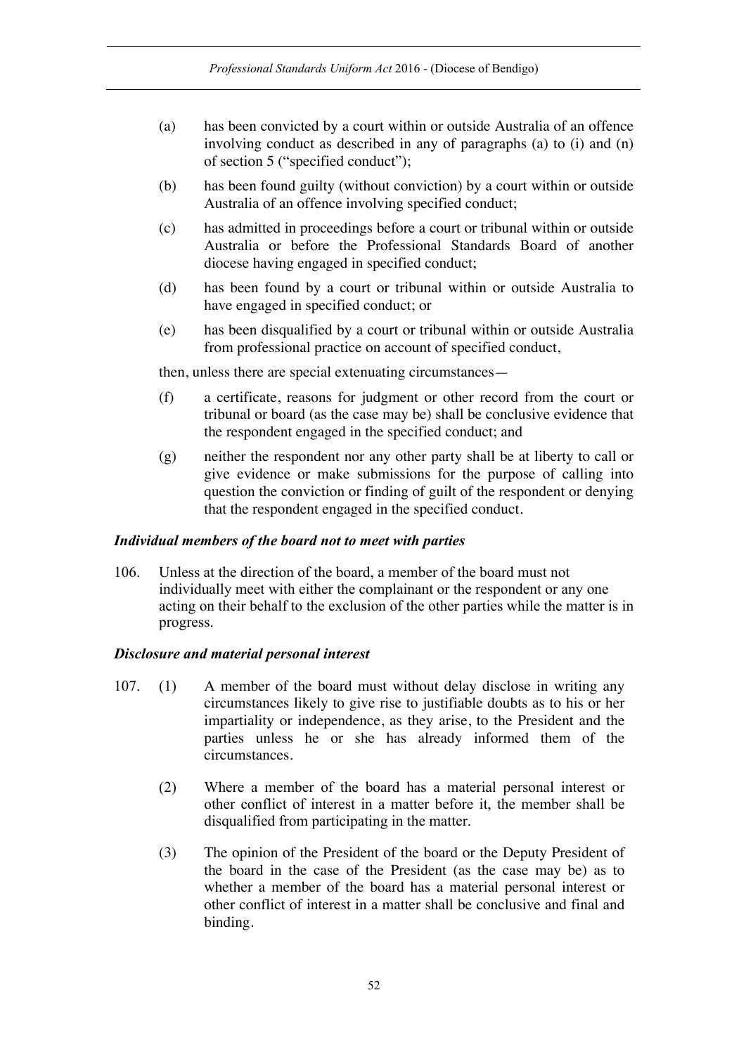(a) has been convicted by a court within or outside Australia of an offence involving conduct as described in any of paragraphs (a) to (i) and (n) of section 5 ("specified conduct");

(b) has been found guilty (without conviction) by a court within or outside Australia of an offence involving specified conduct;

(c) has admitted in proceedings before a court or tribunal within or outside Australia or before the Professional Standards Board of another diocese having engaged in specified conduct;

(d) has been found by a court or tribunal within or outside Australia to have engaged in specified conduct; or

(e) has been disqualified by a court or tribunal within or outside Australia from professional practice on account of specified conduct,

then, unless there are special extenuating circumstances—

(f) a certificate, reasons for judgment or other record from the court or tribunal or board (as the case may be) shall be conclusive evidence that the respondent engaged in the specified conduct; and

(g) neither the respondent nor any other party shall be at liberty to call or give evidence or make submissions for the purpose of calling into question the conviction or finding of guilt of the respondent or denying that the respondent engaged in the specified conduct.

### *Individual members of the board not to meet with parties*

106. Unless at the direction of the board, a member of the board must not individually meet with either the complainant or the respondent or any one acting on their behalf to the exclusion of the other parties while the matter is in progress.

### *Disclosure and material personal interest*

107. (1) A member of the board must without delay disclose in writing any circumstances likely to give rise to justifiable doubts as to his or her impartiality or independence, as they arise, to the President and the parties unless he or she has already informed them of the circumstances.

(2) Where a member of the board has a material personal interest or other conflict of interest in a matter before it, the member shall be disqualified from participating in the matter.

(3) The opinion of the President of the board or the Deputy President of the board in the case of the President (as the case may be) as to whether a member of the board has a material personal interest or other conflict of interest in a matter shall be conclusive and final and binding.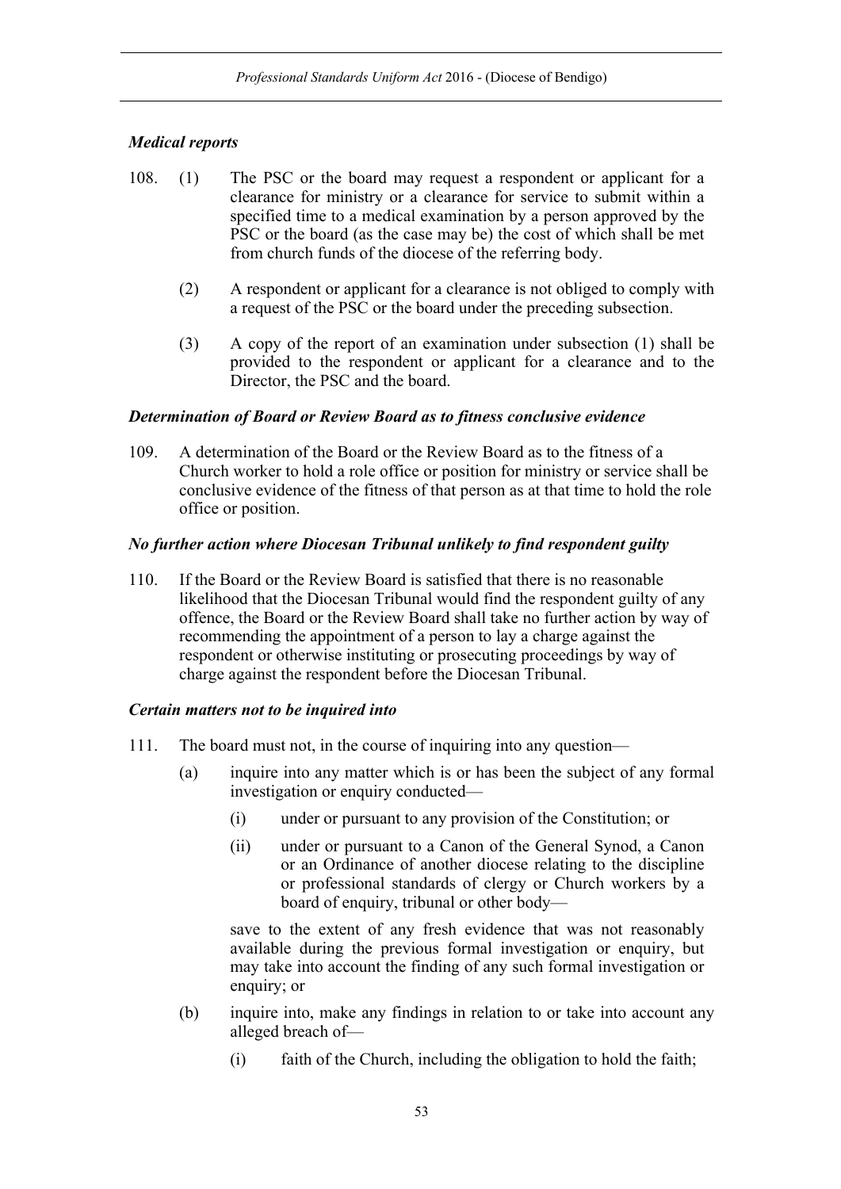### *Medical reports*

108. (1) The PSC or the board may request a respondent or applicant for a clearance for ministry or a clearance for service to submit within a specified time to a medical examination by a person approved by the PSC or the board (as the case may be) the cost of which shall be met from church funds of the diocese of the referring body.

(2) A respondent or applicant for a clearance is not obliged to comply with a request of the PSC or the board under the preceding subsection.

(3) A copy of the report of an examination under subsection (1) shall be provided to the respondent or applicant for a clearance and to the Director, the PSC and the board.

### *Determination of Board or Review Board as to fitness conclusive evidence*

109. A determination of the Board or the Review Board as to the fitness of a Church worker to hold a role office or position for ministry or service shall be conclusive evidence of the fitness of that person as at that time to hold the role office or position.

### *No further action where Diocesan Tribunal unlikely to find respondent guilty*

110. If the Board or the Review Board is satisfied that there is no reasonable likelihood that the Diocesan Tribunal would find the respondent guilty of any offence, the Board or the Review Board shall take no further action by way of recommending the appointment of a person to lay a charge against the respondent or otherwise instituting or prosecuting proceedings by way of charge against the respondent before the Diocesan Tribunal.

### *Certain matters not to be inquired into*

111. The board must not, in the course of inquiring into any question—

(a) inquire into any matter which is or has been the subject of any formal investigation or enquiry conducted—

(i) under or pursuant to any provision of the Constitution; or

(ii) under or pursuant to a Canon of the General Synod, a Canon or an Ordinance of another diocese relating to the discipline or professional standards of clergy or Church workers by a board of enquiry, tribunal or other body—

save to the extent of any fresh evidence that was not reasonably available during the previous formal investigation or enquiry, but may take into account the finding of any such formal investigation or enquiry; or

(b) inquire into, make any findings in relation to or take into account any alleged breach of—

(i) faith of the Church, including the obligation to hold the faith;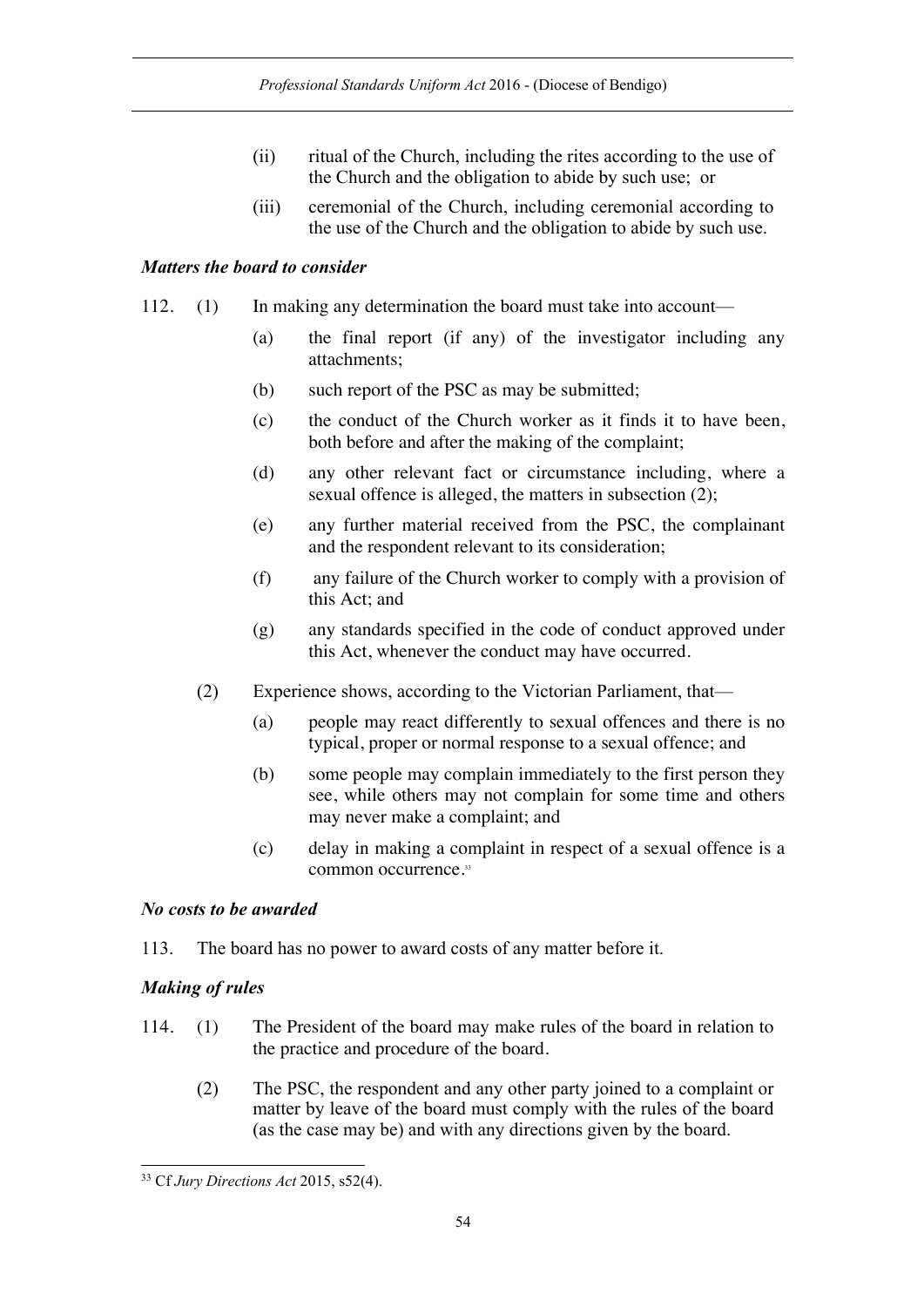(ii) ritual of the Church, including the rites according to the use of the Church and the obligation to abide by such use; or

(iii) ceremonial of the Church, including ceremonial according to the use of the Church and the obligation to abide by such use.

### *Matters the board to consider*

112. (1) In making any determination the board must take into account—

(a) the final report (if any) of the investigator including any attachments;

(b) such report of the PSC as may be submitted;

(c) the conduct of the Church worker as it finds it to have been, both before and after the making of the complaint;

(d) any other relevant fact or circumstance including, where a sexual offence is alleged, the matters in subsection (2);

(e) any further material received from the PSC, the complainant and the respondent relevant to its consideration;

(f) any failure of the Church worker to comply with a provision of this Act; and

(g) any standards specified in the code of conduct approved under this Act, whenever the conduct may have occurred.

(2) Experience shows, according to the Victorian Parliament, that—

(a) people may react differently to sexual offences and there is no typical, proper or normal response to a sexual offence; and

(b) some people may complain immediately to the first person they see, while others may not complain for some time and others may never make a complaint; and

(c) delay in making a complaint in respect of a sexual offence is a common occurrence.[33]

### *No costs to be awarded*

113. The board has no power to award costs of any matter before it.

### *Making of rules*

114. (1) The President of the board may make rules of the board in relation to the practice and procedure of the board.

(2) The PSC, the respondent and any other party joined to a complaint or matter by leave of the board must comply with the rules of the board (as the case may be) and with any directions given by the board.

---

[33] Cf *Jury Directions Act* 2015, s52(4).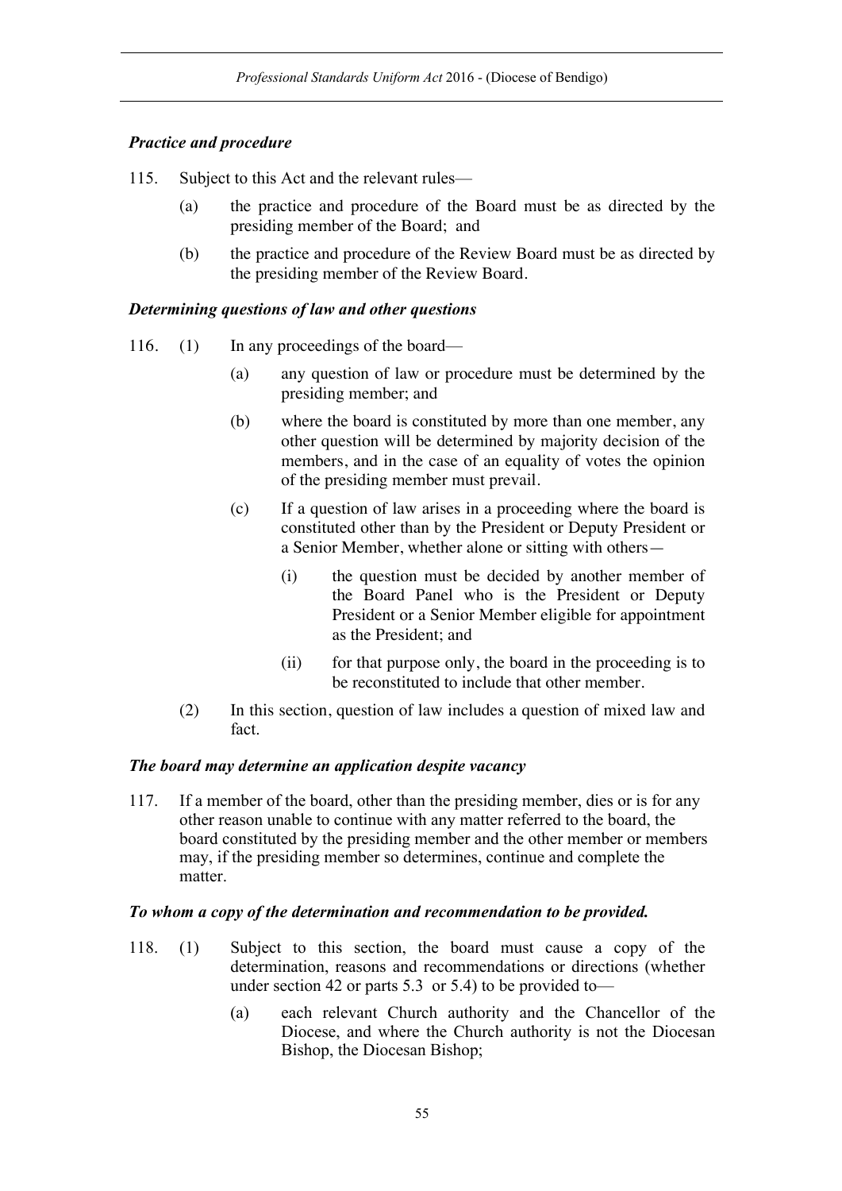### *Practice and procedure*

115. Subject to this Act and the relevant rules—

   (a) the practice and procedure of the Board must be as directed by the presiding member of the Board; and

   (b) the practice and procedure of the Review Board must be as directed by the presiding member of the Review Board.

### *Determining questions of law and other questions*

116. (1) In any proceedings of the board—

   (a) any question of law or procedure must be determined by the presiding member; and

   (b) where the board is constituted by more than one member, any other question will be determined by majority decision of the members, and in the case of an equality of votes the opinion of the presiding member must prevail.

   (c) If a question of law arises in a proceeding where the board is constituted other than by the President or Deputy President or a Senior Member, whether alone or sitting with others—

      (i) the question must be decided by another member of the Board Panel who is the President or Deputy President or a Senior Member eligible for appointment as the President; and

      (ii) for that purpose only, the board in the proceeding is to be reconstituted to include that other member.

   (2) In this section, question of law includes a question of mixed law and fact.

### *The board may determine an application despite vacancy*

117. If a member of the board, other than the presiding member, dies or is for any other reason unable to continue with any matter referred to the board, the board constituted by the presiding member and the other member or members may, if the presiding member so determines, continue and complete the matter.

### *To whom a copy of the determination and recommendation to be provided.*

118. (1) Subject to this section, the board must cause a copy of the determination, reasons and recommendations or directions (whether under section 42 or parts 5.3 or 5.4) to be provided to—

   (a) each relevant Church authority and the Chancellor of the Diocese, and where the Church authority is not the Diocesan Bishop, the Diocesan Bishop;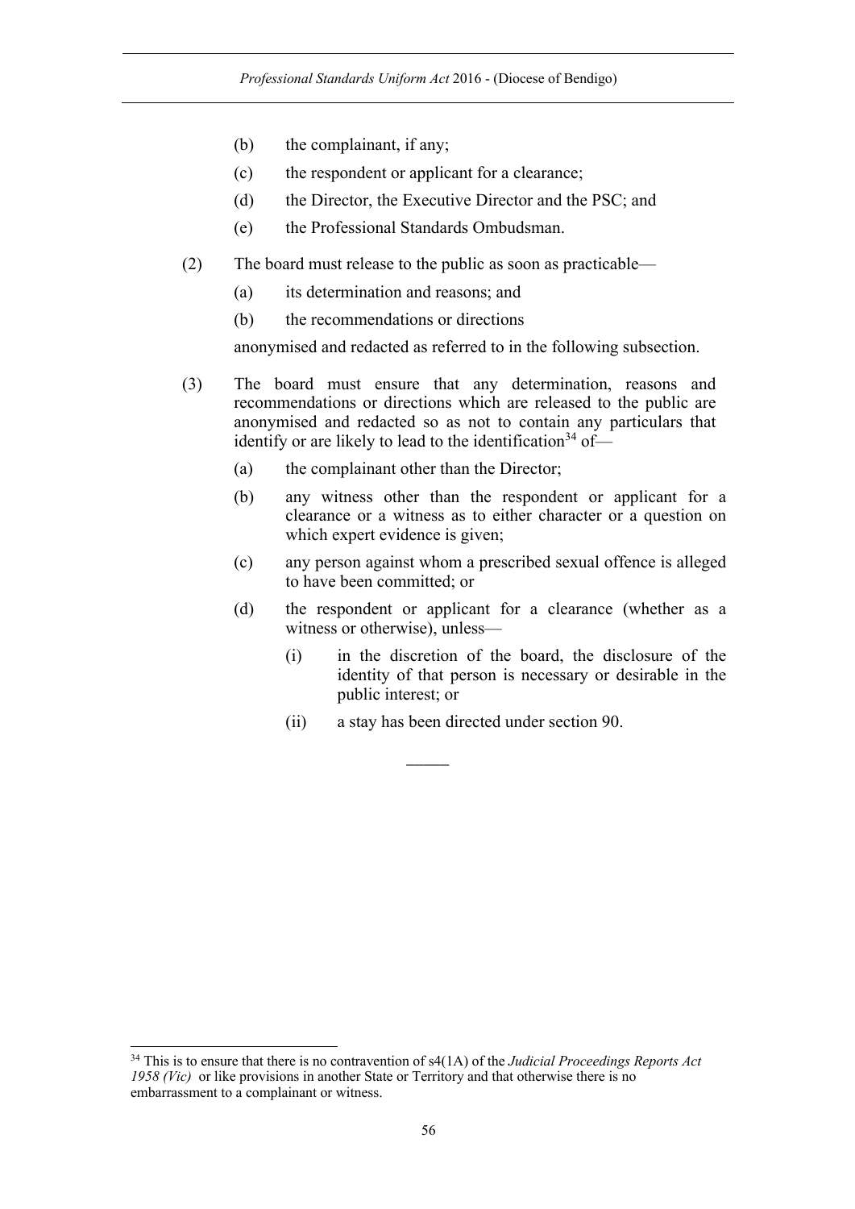(b) the complainant, if any;

(c) the respondent or applicant for a clearance;

(d) the Director, the Executive Director and the PSC; and

(e) the Professional Standards Ombudsman.

(2) The board must release to the public as soon as practicable—

(a) its determination and reasons; and

(b) the recommendations or directions

anonymised and redacted as referred to in the following subsection.

(3) The board must ensure that any determination, reasons and recommendations or directions which are released to the public are anonymised and redacted so as not to contain any particulars that identify or are likely to lead to the identification[34] of—

(a) the complainant other than the Director;

(b) any witness other than the respondent or applicant for a clearance or a witness as to either character or a question on which expert evidence is given;

(c) any person against whom a prescribed sexual offence is alleged to have been committed; or

(d) the respondent or applicant for a clearance (whether as a witness or otherwise), unless—

(i) in the discretion of the board, the disclosure of the identity of that person is necessary or desirable in the public interest; or

(ii) a stay has been directed under section 90.

———

[34] This is to ensure that there is no contravention of s4(1A) of the *Judicial Proceedings Reports Act 1958 (Vic)* or like provisions in another State or Territory and that otherwise there is no embarrassment to a complainant or witness.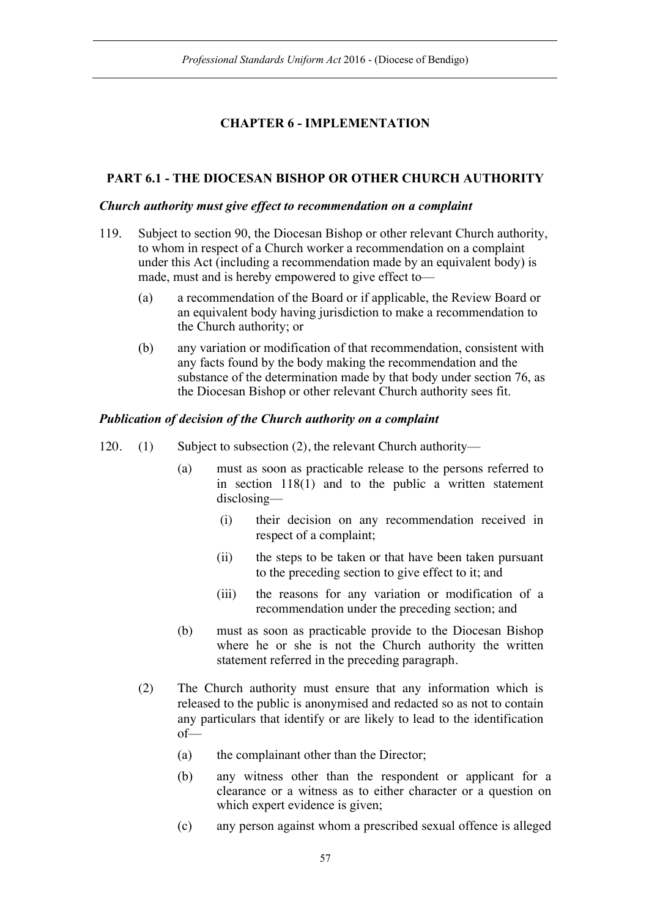# CHAPTER 6 - IMPLEMENTATION

## PART 6.1 - THE DIOCESAN BISHOP OR OTHER CHURCH AUTHORITY

### *Church authority must give effect to recommendation on a complaint*

119. Subject to section 90, the Diocesan Bishop or other relevant Church authority, to whom in respect of a Church worker a recommendation on a complaint under this Act (including a recommendation made by an equivalent body) is made, must and is hereby empowered to give effect to—

  (a) a recommendation of the Board or if applicable, the Review Board or an equivalent body having jurisdiction to make a recommendation to the Church authority; or

  (b) any variation or modification of that recommendation, consistent with any facts found by the body making the recommendation and the substance of the determination made by that body under section 76, as the Diocesan Bishop or other relevant Church authority sees fit.

### *Publication of decision of the Church authority on a complaint*

120. (1) Subject to subsection (2), the relevant Church authority—

  (a) must as soon as practicable release to the persons referred to in section 118(1) and to the public a written statement disclosing—

    (i) their decision on any recommendation received in respect of a complaint;

    (ii) the steps to be taken or that have been taken pursuant to the preceding section to give effect to it; and

    (iii) the reasons for any variation or modification of a recommendation under the preceding section; and

  (b) must as soon as practicable provide to the Diocesan Bishop where he or she is not the Church authority the written statement referred in the preceding paragraph.

(2) The Church authority must ensure that any information which is released to the public is anonymised and redacted so as not to contain any particulars that identify or are likely to lead to the identification of—

  (a) the complainant other than the Director;

  (b) any witness other than the respondent or applicant for a clearance or a witness as to either character or a question on which expert evidence is given;

  (c) any person against whom a prescribed sexual offence is alleged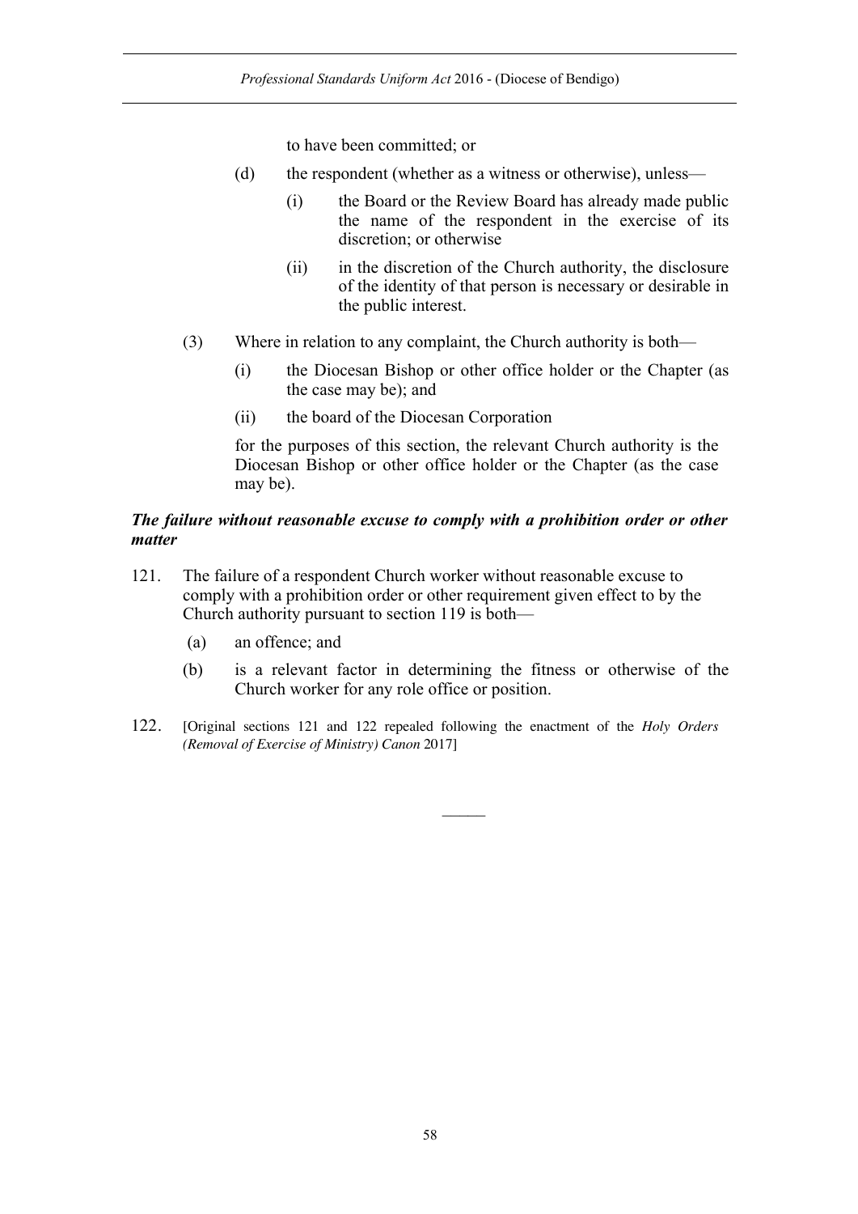to have been committed; or

(d) the respondent (whether as a witness or otherwise), unless—

(i) the Board or the Review Board has already made public the name of the respondent in the exercise of its discretion; or otherwise

(ii) in the discretion of the Church authority, the disclosure of the identity of that person is necessary or desirable in the public interest.

(3) Where in relation to any complaint, the Church authority is both—

(i) the Diocesan Bishop or other office holder or the Chapter (as the case may be); and

(ii) the board of the Diocesan Corporation

for the purposes of this section, the relevant Church authority is the Diocesan Bishop or other office holder or the Chapter (as the case may be).

***The failure without reasonable excuse to comply with a prohibition order or other matter***

121. The failure of a respondent Church worker without reasonable excuse to comply with a prohibition order or other requirement given effect to by the Church authority pursuant to section 119 is both—

(a) an offence; and

(b) is a relevant factor in determining the fitness or otherwise of the Church worker for any role office or position.

122. [Original sections 121 and 122 repealed following the enactment of the *Holy Orders (Removal of Exercise of Ministry) Canon* 2017]

———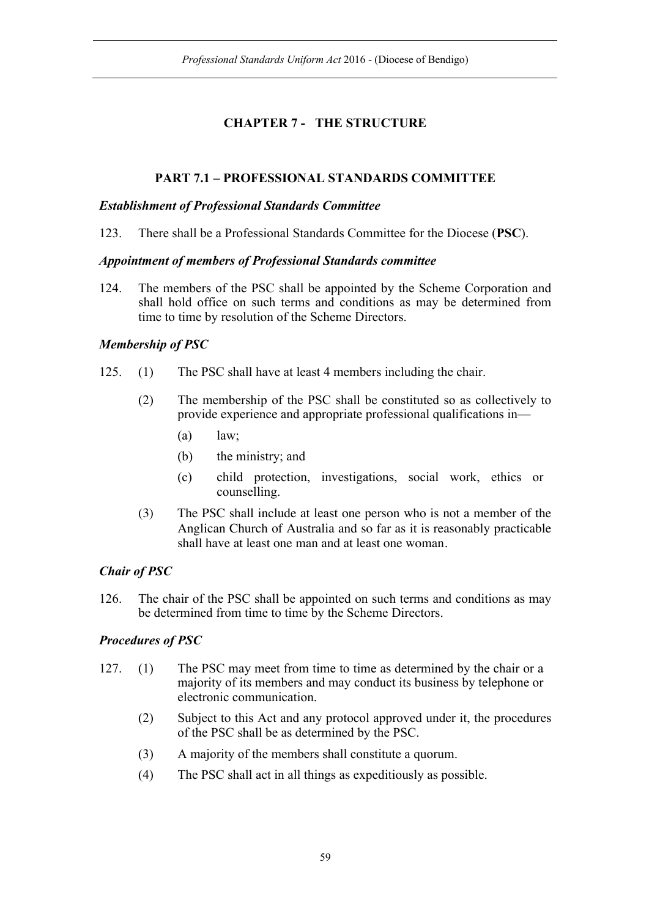# CHAPTER 7 - THE STRUCTURE

## PART 7.1 – PROFESSIONAL STANDARDS COMMITTEE

***Establishment of Professional Standards Committee***

123. There shall be a Professional Standards Committee for the Diocese (**PSC**).

***Appointment of members of Professional Standards committee***

124. The members of the PSC shall be appointed by the Scheme Corporation and shall hold office on such terms and conditions as may be determined from time to time by resolution of the Scheme Directors.

***Membership of PSC***

125. (1) The PSC shall have at least 4 members including the chair.

(2) The membership of the PSC shall be constituted so as collectively to provide experience and appropriate professional qualifications in—

(a) law;

(b) the ministry; and

(c) child protection, investigations, social work, ethics or counselling.

(3) The PSC shall include at least one person who is not a member of the Anglican Church of Australia and so far as it is reasonably practicable shall have at least one man and at least one woman.

***Chair of PSC***

126. The chair of the PSC shall be appointed on such terms and conditions as may be determined from time to time by the Scheme Directors.

***Procedures of PSC***

127. (1) The PSC may meet from time to time as determined by the chair or a majority of its members and may conduct its business by telephone or electronic communication.

(2) Subject to this Act and any protocol approved under it, the procedures of the PSC shall be as determined by the PSC.

(3) A majority of the members shall constitute a quorum.

(4) The PSC shall act in all things as expeditiously as possible.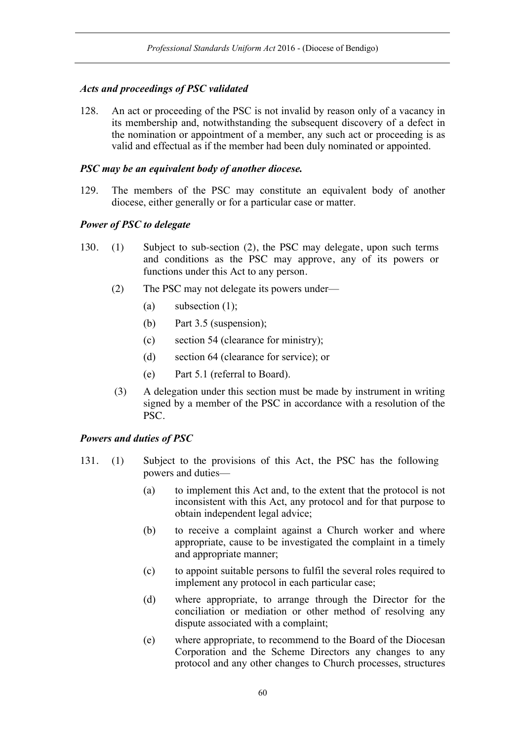### *Acts and proceedings of PSC validated*

128. An act or proceeding of the PSC is not invalid by reason only of a vacancy in its membership and, notwithstanding the subsequent discovery of a defect in the nomination or appointment of a member, any such act or proceeding is as valid and effectual as if the member had been duly nominated or appointed.

### *PSC may be an equivalent body of another diocese.*

129. The members of the PSC may constitute an equivalent body of another diocese, either generally or for a particular case or matter.

### *Power of PSC to delegate*

130. (1) Subject to sub-section (2), the PSC may delegate, upon such terms and conditions as the PSC may approve, any of its powers or functions under this Act to any person.

(2) The PSC may not delegate its powers under—

(a) subsection (1);

(b) Part 3.5 (suspension);

(c) section 54 (clearance for ministry);

(d) section 64 (clearance for service); or

(e) Part 5.1 (referral to Board).

(3) A delegation under this section must be made by instrument in writing signed by a member of the PSC in accordance with a resolution of the PSC.

### *Powers and duties of PSC*

131. (1) Subject to the provisions of this Act, the PSC has the following powers and duties—

(a) to implement this Act and, to the extent that the protocol is not inconsistent with this Act, any protocol and for that purpose to obtain independent legal advice;

(b) to receive a complaint against a Church worker and where appropriate, cause to be investigated the complaint in a timely and appropriate manner;

(c) to appoint suitable persons to fulfil the several roles required to implement any protocol in each particular case;

(d) where appropriate, to arrange through the Director for the conciliation or mediation or other method of resolving any dispute associated with a complaint;

(e) where appropriate, to recommend to the Board of the Diocesan Corporation and the Scheme Directors any changes to any protocol and any other changes to Church processes, structures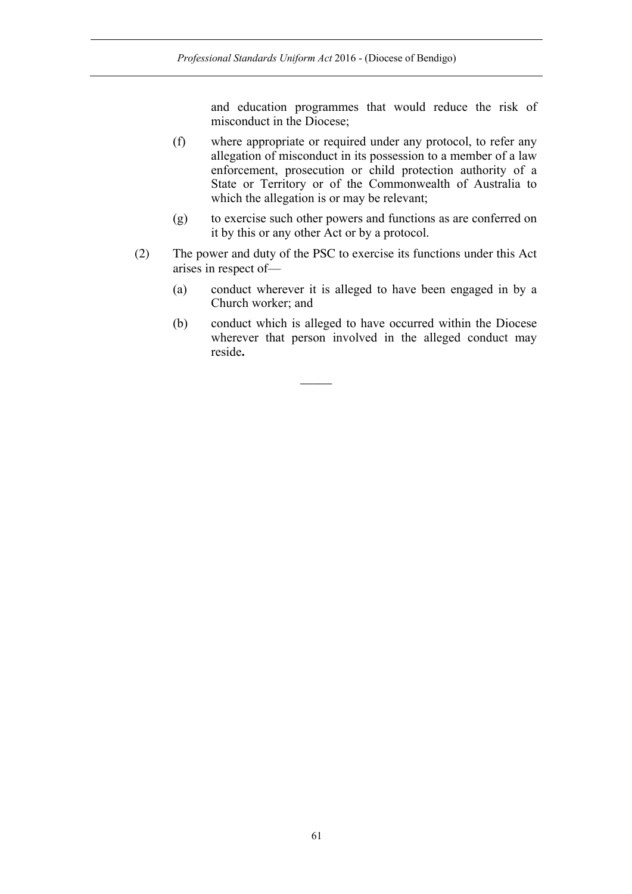and education programmes that would reduce the risk of misconduct in the Diocese;

(f) where appropriate or required under any protocol, to refer any allegation of misconduct in its possession to a member of a law enforcement, prosecution or child protection authority of a State or Territory or of the Commonwealth of Australia to which the allegation is or may be relevant;

(g) to exercise such other powers and functions as are conferred on it by this or any other Act or by a protocol.

(2) The power and duty of the PSC to exercise its functions under this Act arises in respect of—

(a) conduct wherever it is alleged to have been engaged in by a Church worker; and

(b) conduct which is alleged to have occurred within the Diocese wherever that person involved in the alleged conduct may reside**.**

———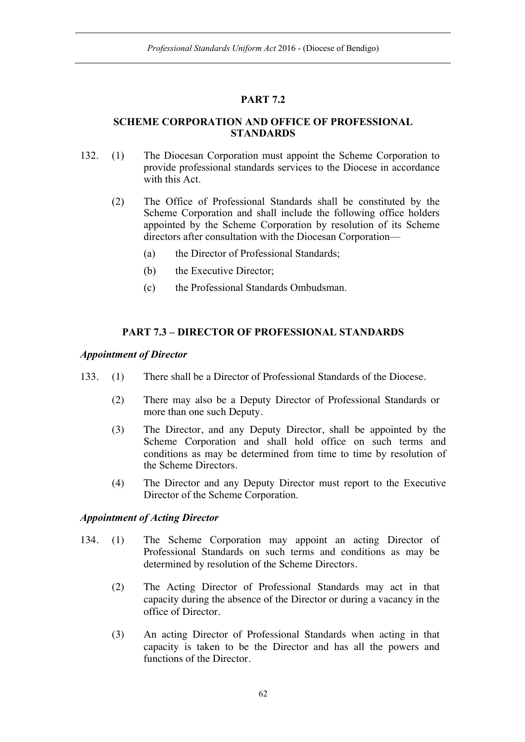## PART 7.2

## SCHEME CORPORATION AND OFFICE OF PROFESSIONAL STANDARDS

132. (1) The Diocesan Corporation must appoint the Scheme Corporation to provide professional standards services to the Diocese in accordance with this Act.

(2) The Office of Professional Standards shall be constituted by the Scheme Corporation and shall include the following office holders appointed by the Scheme Corporation by resolution of its Scheme directors after consultation with the Diocesan Corporation—

(a) the Director of Professional Standards;

(b) the Executive Director;

(c) the Professional Standards Ombudsman.

## PART 7.3 – DIRECTOR OF PROFESSIONAL STANDARDS

### *Appointment of Director*

133. (1) There shall be a Director of Professional Standards of the Diocese.

(2) There may also be a Deputy Director of Professional Standards or more than one such Deputy.

(3) The Director, and any Deputy Director, shall be appointed by the Scheme Corporation and shall hold office on such terms and conditions as may be determined from time to time by resolution of the Scheme Directors.

(4) The Director and any Deputy Director must report to the Executive Director of the Scheme Corporation.

### *Appointment of Acting Director*

134. (1) The Scheme Corporation may appoint an acting Director of Professional Standards on such terms and conditions as may be determined by resolution of the Scheme Directors.

(2) The Acting Director of Professional Standards may act in that capacity during the absence of the Director or during a vacancy in the office of Director.

(3) An acting Director of Professional Standards when acting in that capacity is taken to be the Director and has all the powers and functions of the Director.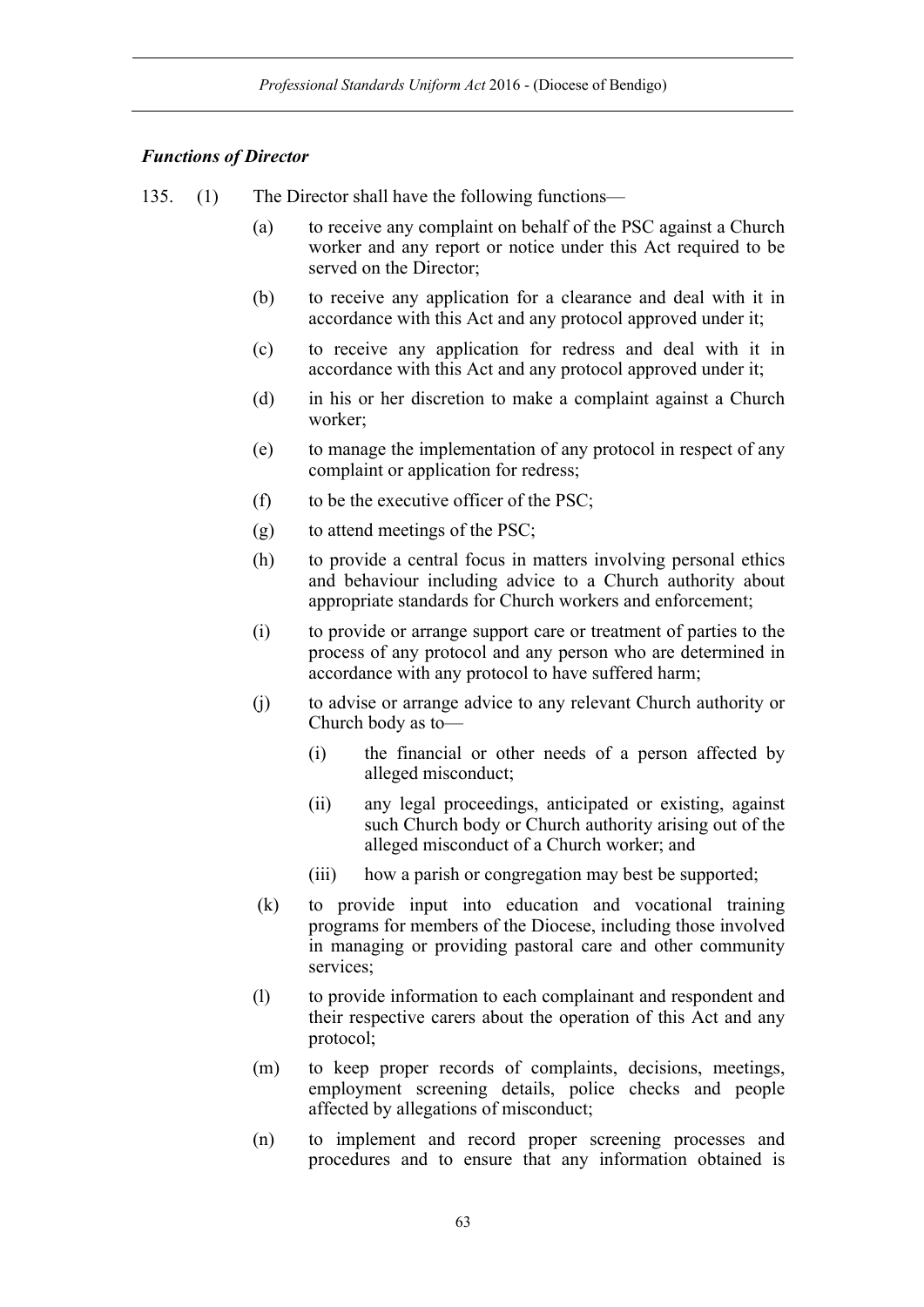### *Functions of Director*

135. (1) The Director shall have the following functions—

   (a) to receive any complaint on behalf of the PSC against a Church worker and any report or notice under this Act required to be served on the Director;

   (b) to receive any application for a clearance and deal with it in accordance with this Act and any protocol approved under it;

   (c) to receive any application for redress and deal with it in accordance with this Act and any protocol approved under it;

   (d) in his or her discretion to make a complaint against a Church worker;

   (e) to manage the implementation of any protocol in respect of any complaint or application for redress;

   (f) to be the executive officer of the PSC;

   (g) to attend meetings of the PSC;

   (h) to provide a central focus in matters involving personal ethics and behaviour including advice to a Church authority about appropriate standards for Church workers and enforcement;

   (i) to provide or arrange support care or treatment of parties to the process of any protocol and any person who are determined in accordance with any protocol to have suffered harm;

   (j) to advise or arrange advice to any relevant Church authority or Church body as to—

      (i) the financial or other needs of a person affected by alleged misconduct;

      (ii) any legal proceedings, anticipated or existing, against such Church body or Church authority arising out of the alleged misconduct of a Church worker; and

      (iii) how a parish or congregation may best be supported;

   (k) to provide input into education and vocational training programs for members of the Diocese, including those involved in managing or providing pastoral care and other community services;

   (l) to provide information to each complainant and respondent and their respective carers about the operation of this Act and any protocol;

   (m) to keep proper records of complaints, decisions, meetings, employment screening details, police checks and people affected by allegations of misconduct;

   (n) to implement and record proper screening processes and procedures and to ensure that any information obtained is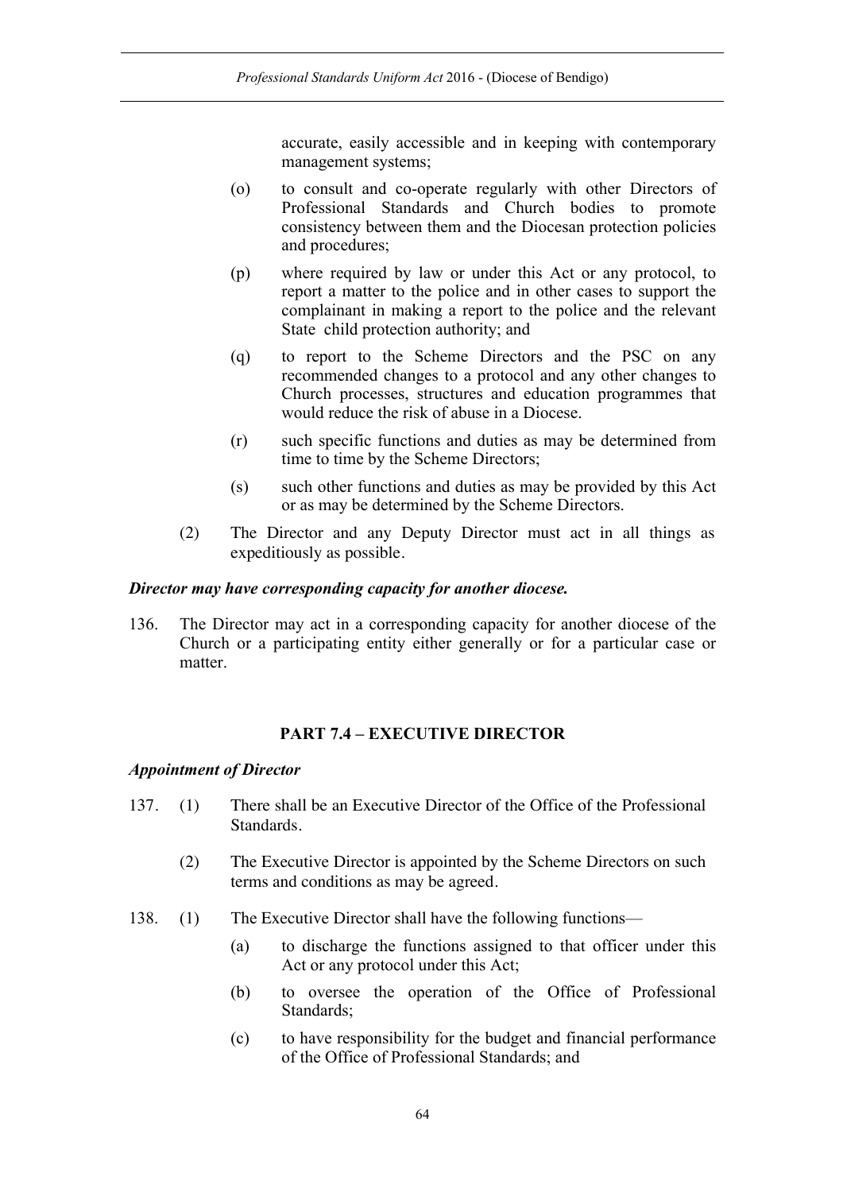accurate, easily accessible and in keeping with contemporary management systems;

(o) to consult and co-operate regularly with other Directors of Professional Standards and Church bodies to promote consistency between them and the Diocesan protection policies and procedures;

(p) where required by law or under this Act or any protocol, to report a matter to the police and in other cases to support the complainant in making a report to the police and the relevant State child protection authority; and

(q) to report to the Scheme Directors and the PSC on any recommended changes to a protocol and any other changes to Church processes, structures and education programmes that would reduce the risk of abuse in a Diocese.

(r) such specific functions and duties as may be determined from time to time by the Scheme Directors;

(s) such other functions and duties as may be provided by this Act or as may be determined by the Scheme Directors.

(2) The Director and any Deputy Director must act in all things as expeditiously as possible.

***Director may have corresponding capacity for another diocese.***

136. The Director may act in a corresponding capacity for another diocese of the Church or a participating entity either generally or for a particular case or matter.

## PART 7.4 – EXECUTIVE DIRECTOR

***Appointment of Director***

137. (1) There shall be an Executive Director of the Office of the Professional Standards.

(2) The Executive Director is appointed by the Scheme Directors on such terms and conditions as may be agreed.

138. (1) The Executive Director shall have the following functions—

(a) to discharge the functions assigned to that officer under this Act or any protocol under this Act;

(b) to oversee the operation of the Office of Professional Standards;

(c) to have responsibility for the budget and financial performance of the Office of Professional Standards; and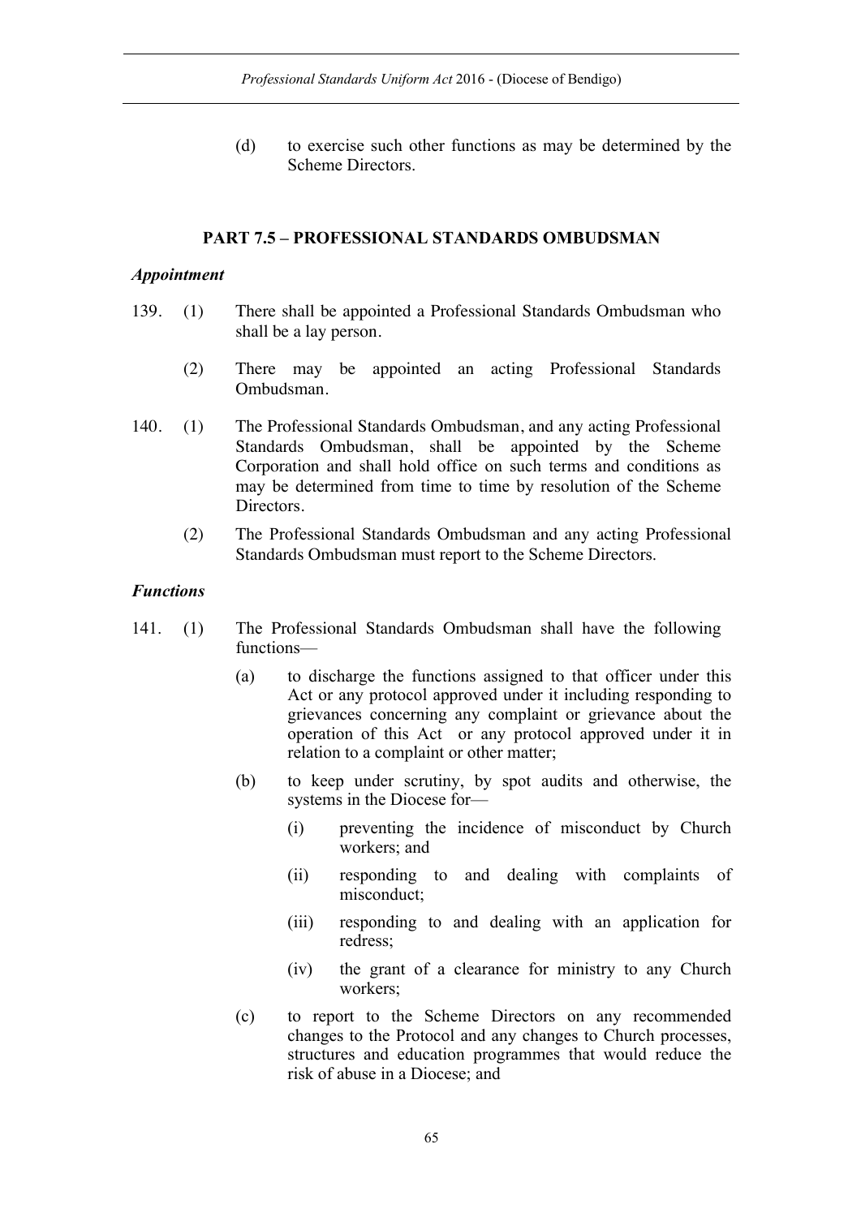(d) to exercise such other functions as may be determined by the Scheme Directors.

## PART 7.5 – PROFESSIONAL STANDARDS OMBUDSMAN

### *Appointment*

139. (1) There shall be appointed a Professional Standards Ombudsman who shall be a lay person.

(2) There may be appointed an acting Professional Standards Ombudsman.

140. (1) The Professional Standards Ombudsman, and any acting Professional Standards Ombudsman, shall be appointed by the Scheme Corporation and shall hold office on such terms and conditions as may be determined from time to time by resolution of the Scheme Directors.

(2) The Professional Standards Ombudsman and any acting Professional Standards Ombudsman must report to the Scheme Directors.

### *Functions*

141. (1) The Professional Standards Ombudsman shall have the following functions—

(a) to discharge the functions assigned to that officer under this Act or any protocol approved under it including responding to grievances concerning any complaint or grievance about the operation of this Act or any protocol approved under it in relation to a complaint or other matter;

(b) to keep under scrutiny, by spot audits and otherwise, the systems in the Diocese for—

(i) preventing the incidence of misconduct by Church workers; and

(ii) responding to and dealing with complaints of misconduct;

(iii) responding to and dealing with an application for redress;

(iv) the grant of a clearance for ministry to any Church workers;

(c) to report to the Scheme Directors on any recommended changes to the Protocol and any changes to Church processes, structures and education programmes that would reduce the risk of abuse in a Diocese; and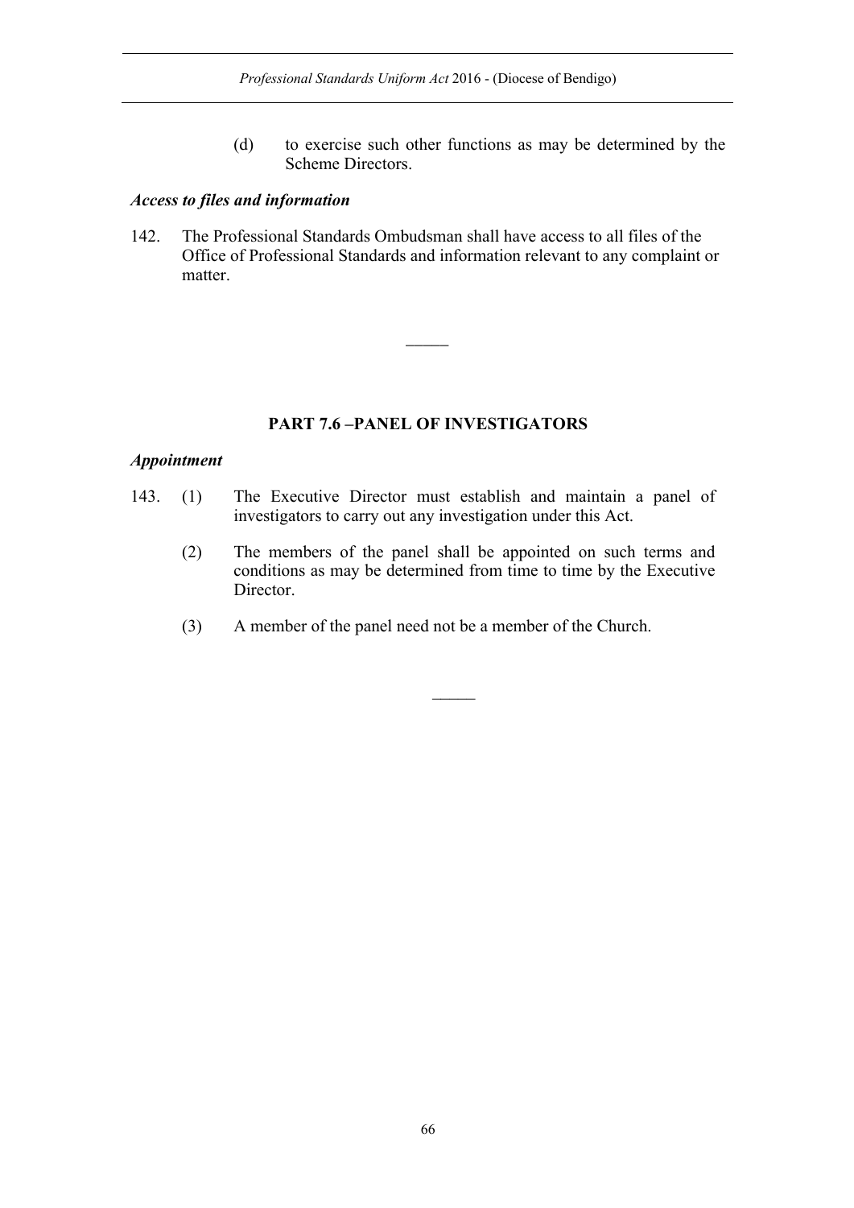(d) to exercise such other functions as may be determined by the Scheme Directors.

### *Access to files and information*

142. The Professional Standards Ombudsman shall have access to all files of the Office of Professional Standards and information relevant to any complaint or matter.

---

## PART 7.6 –PANEL OF INVESTIGATORS

### *Appointment*

143. (1) The Executive Director must establish and maintain a panel of investigators to carry out any investigation under this Act.

(2) The members of the panel shall be appointed on such terms and conditions as may be determined from time to time by the Executive Director.

(3) A member of the panel need not be a member of the Church.

---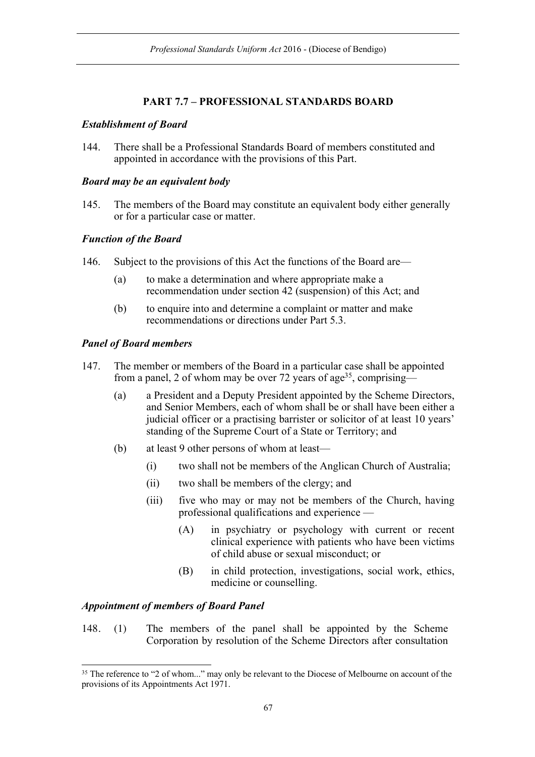## PART 7.7 – PROFESSIONAL STANDARDS BOARD

### *Establishment of Board*

144. There shall be a Professional Standards Board of members constituted and appointed in accordance with the provisions of this Part.

### *Board may be an equivalent body*

145. The members of the Board may constitute an equivalent body either generally or for a particular case or matter.

### *Function of the Board*

146. Subject to the provisions of this Act the functions of the Board are—

   (a) to make a determination and where appropriate make a recommendation under section 42 (suspension) of this Act; and

   (b) to enquire into and determine a complaint or matter and make recommendations or directions under Part 5.3.

### *Panel of Board members*

147. The member or members of the Board in a particular case shall be appointed from a panel, 2 of whom may be over 72 years of age[35], comprising—

   (a) a President and a Deputy President appointed by the Scheme Directors, and Senior Members, each of whom shall be or shall have been either a judicial officer or a practising barrister or solicitor of at least 10 years' standing of the Supreme Court of a State or Territory; and

   (b) at least 9 other persons of whom at least—

      (i) two shall not be members of the Anglican Church of Australia;

      (ii) two shall be members of the clergy; and

      (iii) five who may or may not be members of the Church, having professional qualifications and experience —

         (A) in psychiatry or psychology with current or recent clinical experience with patients who have been victims of child abuse or sexual misconduct; or

         (B) in child protection, investigations, social work, ethics, medicine or counselling.

### *Appointment of members of Board Panel*

148. (1) The members of the panel shall be appointed by the Scheme Corporation by resolution of the Scheme Directors after consultation

---

[35] The reference to "2 of whom..." may only be relevant to the Diocese of Melbourne on account of the provisions of its Appointments Act 1971.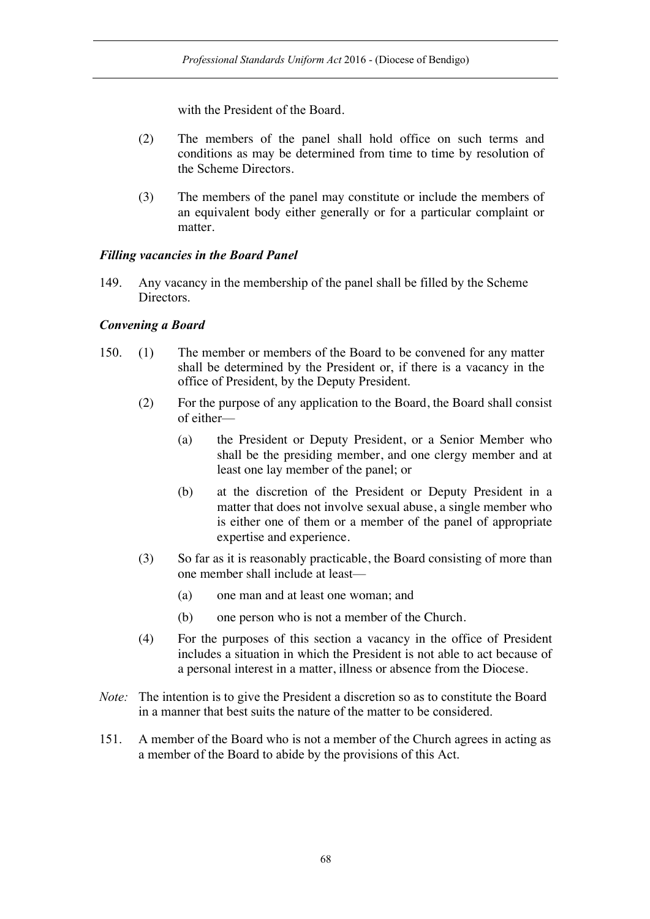with the President of the Board.

(2) The members of the panel shall hold office on such terms and conditions as may be determined from time to time by resolution of the Scheme Directors.

(3) The members of the panel may constitute or include the members of an equivalent body either generally or for a particular complaint or matter.

***Filling vacancies in the Board Panel***

149. Any vacancy in the membership of the panel shall be filled by the Scheme Directors.

***Convening a Board***

150. (1) The member or members of the Board to be convened for any matter shall be determined by the President or, if there is a vacancy in the office of President, by the Deputy President.

(2) For the purpose of any application to the Board, the Board shall consist of either—

(a) the President or Deputy President, or a Senior Member who shall be the presiding member, and one clergy member and at least one lay member of the panel; or

(b) at the discretion of the President or Deputy President in a matter that does not involve sexual abuse, a single member who is either one of them or a member of the panel of appropriate expertise and experience.

(3) So far as it is reasonably practicable, the Board consisting of more than one member shall include at least—

(a) one man and at least one woman; and

(b) one person who is not a member of the Church.

(4) For the purposes of this section a vacancy in the office of President includes a situation in which the President is not able to act because of a personal interest in a matter, illness or absence from the Diocese.

*Note:* The intention is to give the President a discretion so as to constitute the Board in a manner that best suits the nature of the matter to be considered.

151. A member of the Board who is not a member of the Church agrees in acting as a member of the Board to abide by the provisions of this Act.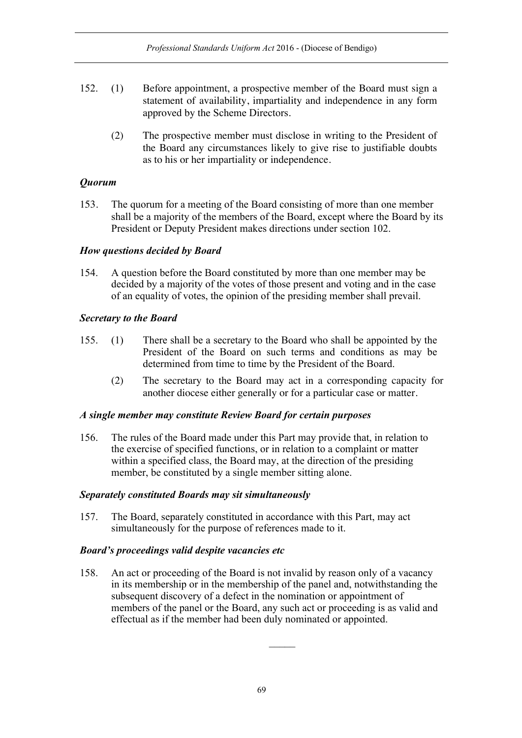152. (1) Before appointment, a prospective member of the Board must sign a statement of availability, impartiality and independence in any form approved by the Scheme Directors.

(2) The prospective member must disclose in writing to the President of the Board any circumstances likely to give rise to justifiable doubts as to his or her impartiality or independence.

### *Quorum*

153. The quorum for a meeting of the Board consisting of more than one member shall be a majority of the members of the Board, except where the Board by its President or Deputy President makes directions under section 102.

### *How questions decided by Board*

154. A question before the Board constituted by more than one member may be decided by a majority of the votes of those present and voting and in the case of an equality of votes, the opinion of the presiding member shall prevail.

### *Secretary to the Board*

155. (1) There shall be a secretary to the Board who shall be appointed by the President of the Board on such terms and conditions as may be determined from time to time by the President of the Board.

(2) The secretary to the Board may act in a corresponding capacity for another diocese either generally or for a particular case or matter.

### *A single member may constitute Review Board for certain purposes*

156. The rules of the Board made under this Part may provide that, in relation to the exercise of specified functions, or in relation to a complaint or matter within a specified class, the Board may, at the direction of the presiding member, be constituted by a single member sitting alone.

### *Separately constituted Boards may sit simultaneously*

157. The Board, separately constituted in accordance with this Part, may act simultaneously for the purpose of references made to it.

### *Board's proceedings valid despite vacancies etc*

158. An act or proceeding of the Board is not invalid by reason only of a vacancy in its membership or in the membership of the panel and, notwithstanding the subsequent discovery of a defect in the nomination or appointment of members of the panel or the Board, any such act or proceeding is as valid and effectual as if the member had been duly nominated or appointed.

———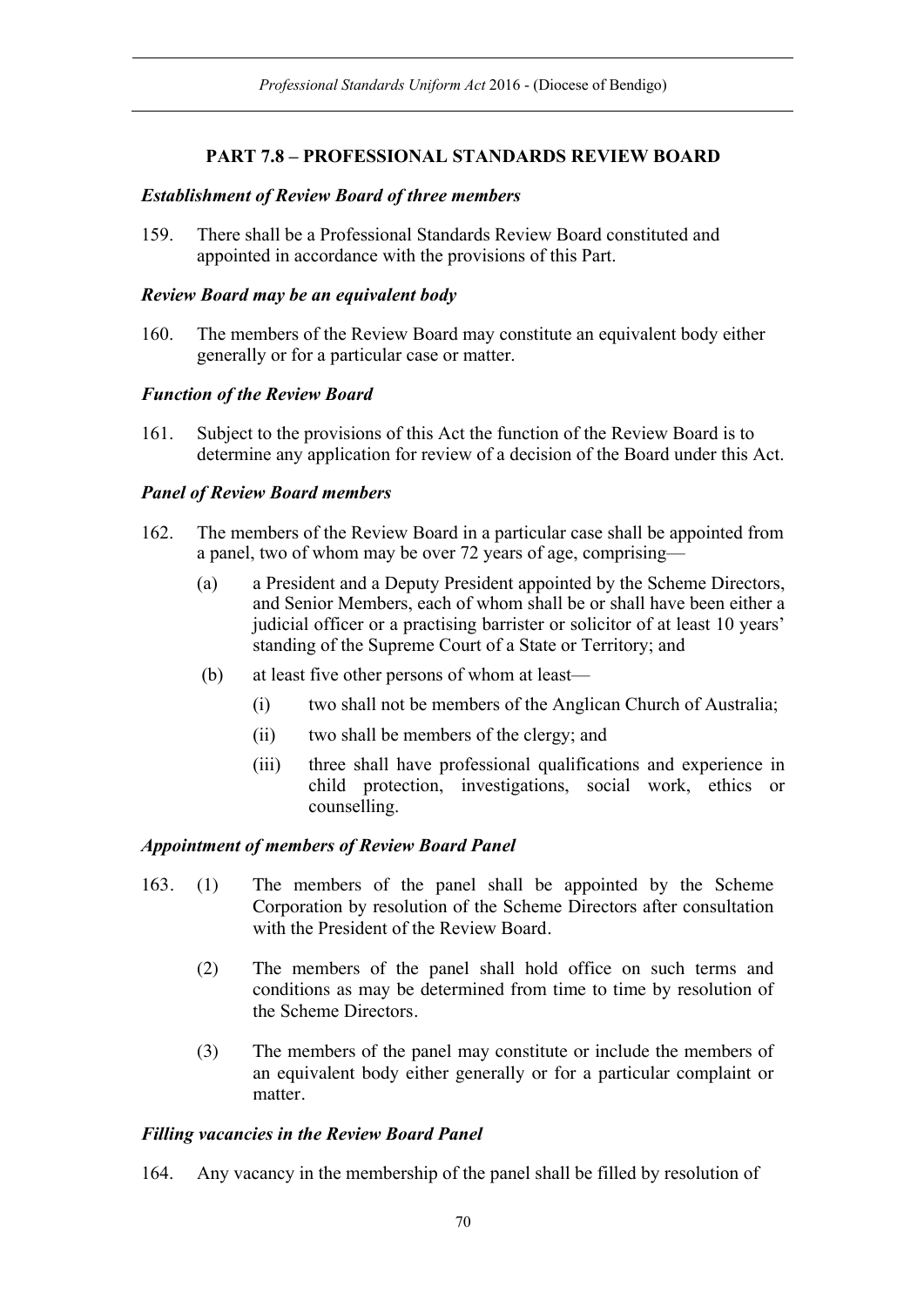## PART 7.8 – PROFESSIONAL STANDARDS REVIEW BOARD

***Establishment of Review Board of three members***

159. There shall be a Professional Standards Review Board constituted and appointed in accordance with the provisions of this Part.

***Review Board may be an equivalent body***

160. The members of the Review Board may constitute an equivalent body either generally or for a particular case or matter.

***Function of the Review Board***

161. Subject to the provisions of this Act the function of the Review Board is to determine any application for review of a decision of the Board under this Act.

***Panel of Review Board members***

162. The members of the Review Board in a particular case shall be appointed from a panel, two of whom may be over 72 years of age, comprising—

   (a) a President and a Deputy President appointed by the Scheme Directors, and Senior Members, each of whom shall be or shall have been either a judicial officer or a practising barrister or solicitor of at least 10 years' standing of the Supreme Court of a State or Territory; and

   (b) at least five other persons of whom at least—

      (i) two shall not be members of the Anglican Church of Australia;

      (ii) two shall be members of the clergy; and

      (iii) three shall have professional qualifications and experience in child protection, investigations, social work, ethics or counselling.

***Appointment of members of Review Board Panel***

163. (1) The members of the panel shall be appointed by the Scheme Corporation by resolution of the Scheme Directors after consultation with the President of the Review Board.

   (2) The members of the panel shall hold office on such terms and conditions as may be determined from time to time by resolution of the Scheme Directors.

   (3) The members of the panel may constitute or include the members of an equivalent body either generally or for a particular complaint or matter.

***Filling vacancies in the Review Board Panel***

164. Any vacancy in the membership of the panel shall be filled by resolution of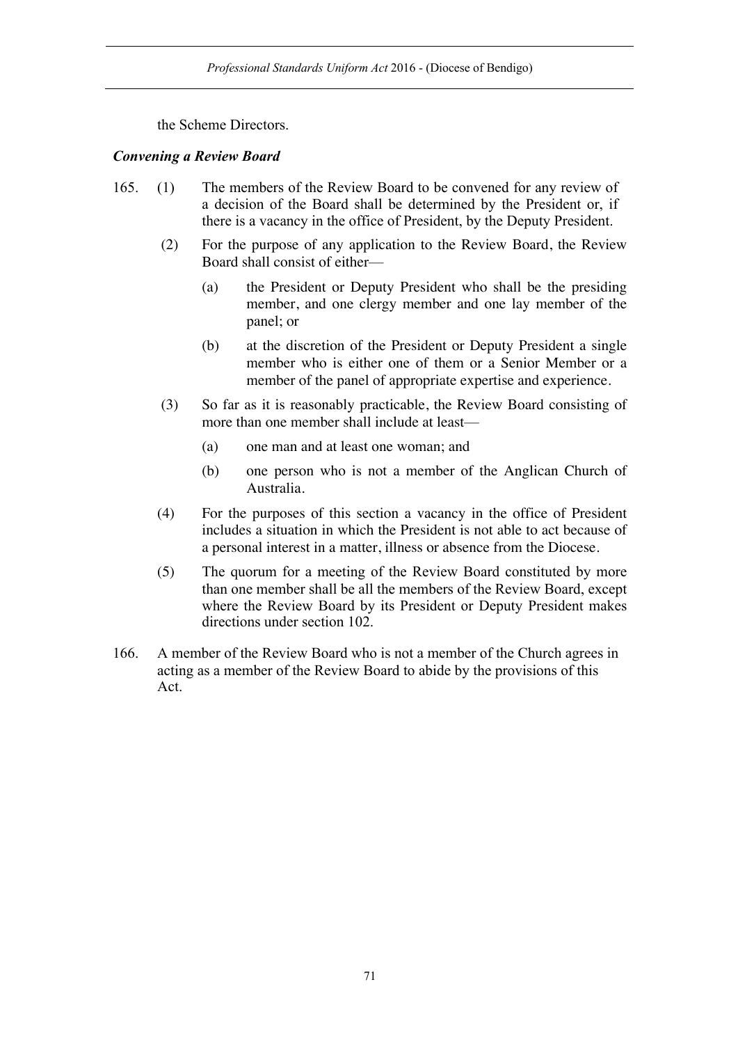the Scheme Directors.

***Convening a Review Board***

165. (1) The members of the Review Board to be convened for any review of a decision of the Board shall be determined by the President or, if there is a vacancy in the office of President, by the Deputy President.

(2) For the purpose of any application to the Review Board, the Review Board shall consist of either—

(a) the President or Deputy President who shall be the presiding member, and one clergy member and one lay member of the panel; or

(b) at the discretion of the President or Deputy President a single member who is either one of them or a Senior Member or a member of the panel of appropriate expertise and experience.

(3) So far as it is reasonably practicable, the Review Board consisting of more than one member shall include at least—

(a) one man and at least one woman; and

(b) one person who is not a member of the Anglican Church of Australia.

(4) For the purposes of this section a vacancy in the office of President includes a situation in which the President is not able to act because of a personal interest in a matter, illness or absence from the Diocese.

(5) The quorum for a meeting of the Review Board constituted by more than one member shall be all the members of the Review Board, except where the Review Board by its President or Deputy President makes directions under section 102.

166. A member of the Review Board who is not a member of the Church agrees in acting as a member of the Review Board to abide by the provisions of this Act.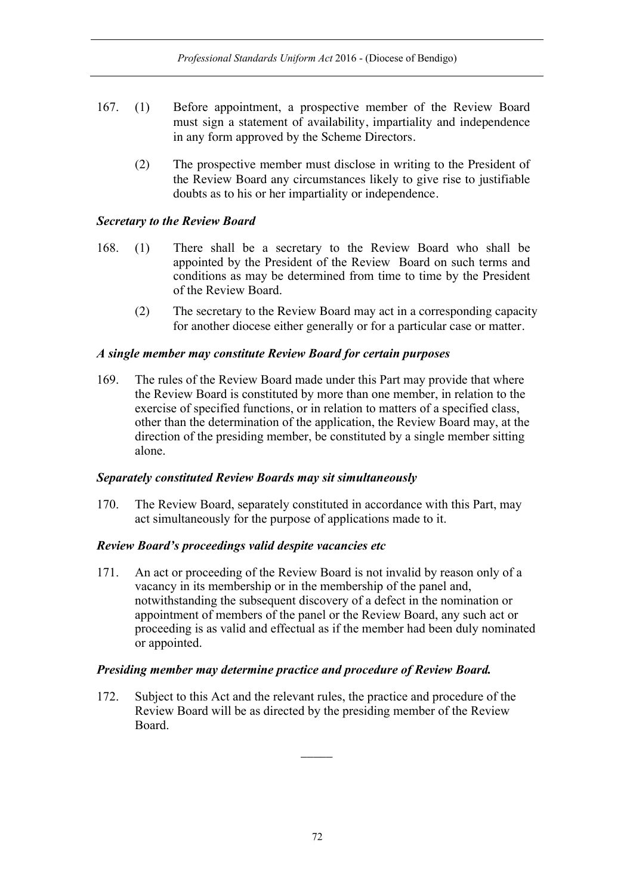167. (1) Before appointment, a prospective member of the Review Board must sign a statement of availability, impartiality and independence in any form approved by the Scheme Directors.

(2) The prospective member must disclose in writing to the President of the Review Board any circumstances likely to give rise to justifiable doubts as to his or her impartiality or independence.

***Secretary to the Review Board***

168. (1) There shall be a secretary to the Review Board who shall be appointed by the President of the Review Board on such terms and conditions as may be determined from time to time by the President of the Review Board.

(2) The secretary to the Review Board may act in a corresponding capacity for another diocese either generally or for a particular case or matter.

***A single member may constitute Review Board for certain purposes***

169. The rules of the Review Board made under this Part may provide that where the Review Board is constituted by more than one member, in relation to the exercise of specified functions, or in relation to matters of a specified class, other than the determination of the application, the Review Board may, at the direction of the presiding member, be constituted by a single member sitting alone.

***Separately constituted Review Boards may sit simultaneously***

170. The Review Board, separately constituted in accordance with this Part, may act simultaneously for the purpose of applications made to it.

***Review Board's proceedings valid despite vacancies etc***

171. An act or proceeding of the Review Board is not invalid by reason only of a vacancy in its membership or in the membership of the panel and, notwithstanding the subsequent discovery of a defect in the nomination or appointment of members of the panel or the Review Board, any such act or proceeding is as valid and effectual as if the member had been duly nominated or appointed.

***Presiding member may determine practice and procedure of Review Board.***

172. Subject to this Act and the relevant rules, the practice and procedure of the Review Board will be as directed by the presiding member of the Review Board.

\_\_\_\_\_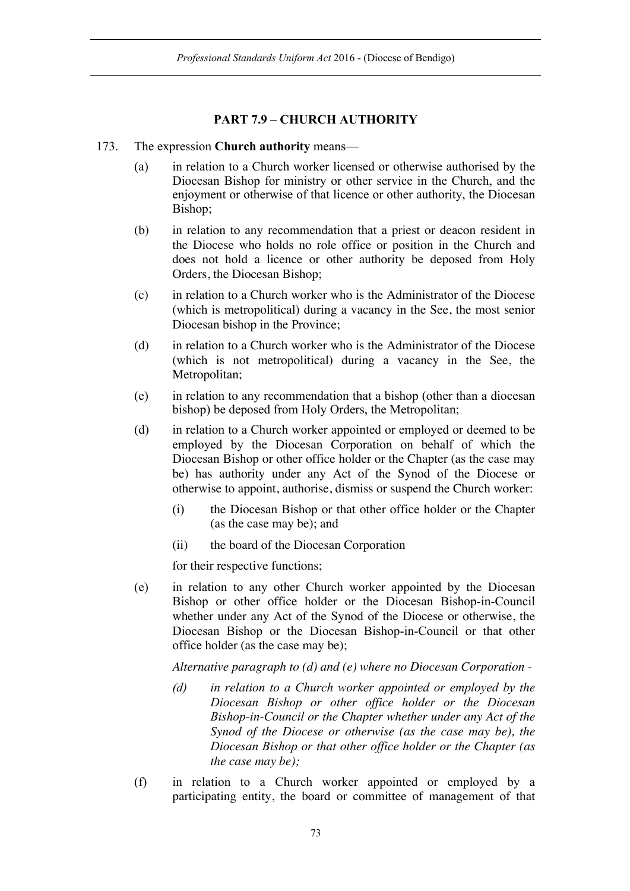## PART 7.9 – CHURCH AUTHORITY

173. The expression **Church authority** means—

(a) in relation to a Church worker licensed or otherwise authorised by the Diocesan Bishop for ministry or other service in the Church, and the enjoyment or otherwise of that licence or other authority, the Diocesan Bishop;

(b) in relation to any recommendation that a priest or deacon resident in the Diocese who holds no role office or position in the Church and does not hold a licence or other authority be deposed from Holy Orders, the Diocesan Bishop;

(c) in relation to a Church worker who is the Administrator of the Diocese (which is metropolitical) during a vacancy in the See, the most senior Diocesan bishop in the Province;

(d) in relation to a Church worker who is the Administrator of the Diocese (which is not metropolitical) during a vacancy in the See, the Metropolitan;

(e) in relation to any recommendation that a bishop (other than a diocesan bishop) be deposed from Holy Orders, the Metropolitan;

(d) in relation to a Church worker appointed or employed or deemed to be employed by the Diocesan Corporation on behalf of which the Diocesan Bishop or other office holder or the Chapter (as the case may be) has authority under any Act of the Synod of the Diocese or otherwise to appoint, authorise, dismiss or suspend the Church worker:

   (i) the Diocesan Bishop or that other office holder or the Chapter (as the case may be); and

   (ii) the board of the Diocesan Corporation

   for their respective functions;

(e) in relation to any other Church worker appointed by the Diocesan Bishop or other office holder or the Diocesan Bishop-in-Council whether under any Act of the Synod of the Diocese or otherwise, the Diocesan Bishop or the Diocesan Bishop-in-Council or that other office holder (as the case may be);

   *Alternative paragraph to (d) and (e) where no Diocesan Corporation -*

   *(d) in relation to a Church worker appointed or employed by the Diocesan Bishop or other office holder or the Diocesan Bishop-in-Council or the Chapter whether under any Act of the Synod of the Diocese or otherwise (as the case may be), the Diocesan Bishop or that other office holder or the Chapter (as the case may be);*

(f) in relation to a Church worker appointed or employed by a participating entity, the board or committee of management of that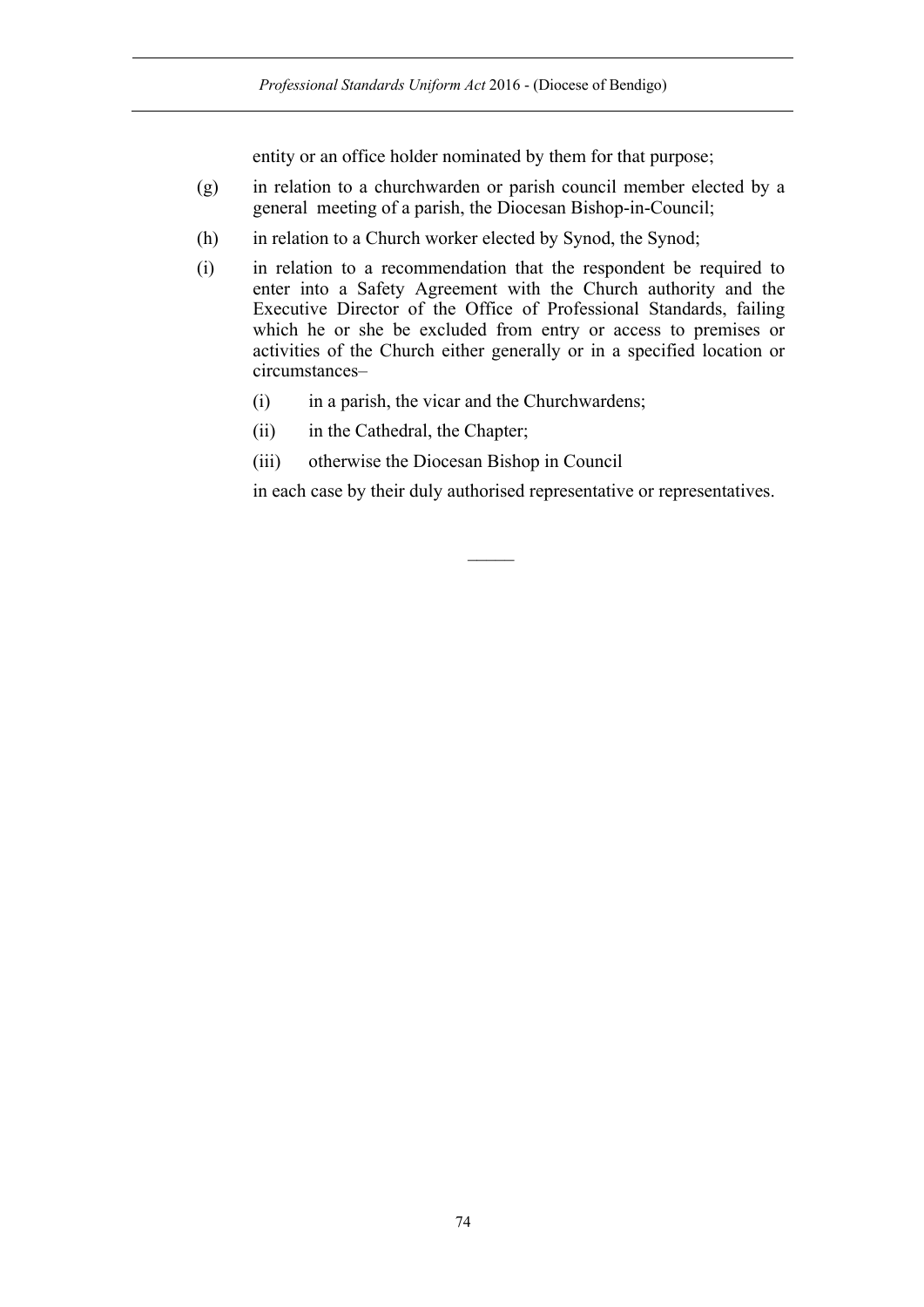entity or an office holder nominated by them for that purpose;

(g) in relation to a churchwarden or parish council member elected by a general meeting of a parish, the Diocesan Bishop-in-Council;

(h) in relation to a Church worker elected by Synod, the Synod;

(i) in relation to a recommendation that the respondent be required to enter into a Safety Agreement with the Church authority and the Executive Director of the Office of Professional Standards, failing which he or she be excluded from entry or access to premises or activities of the Church either generally or in a specified location or circumstances–

  (i) in a parish, the vicar and the Churchwardens;

  (ii) in the Cathedral, the Chapter;

  (iii) otherwise the Diocesan Bishop in Council

  in each case by their duly authorised representative or representatives.

———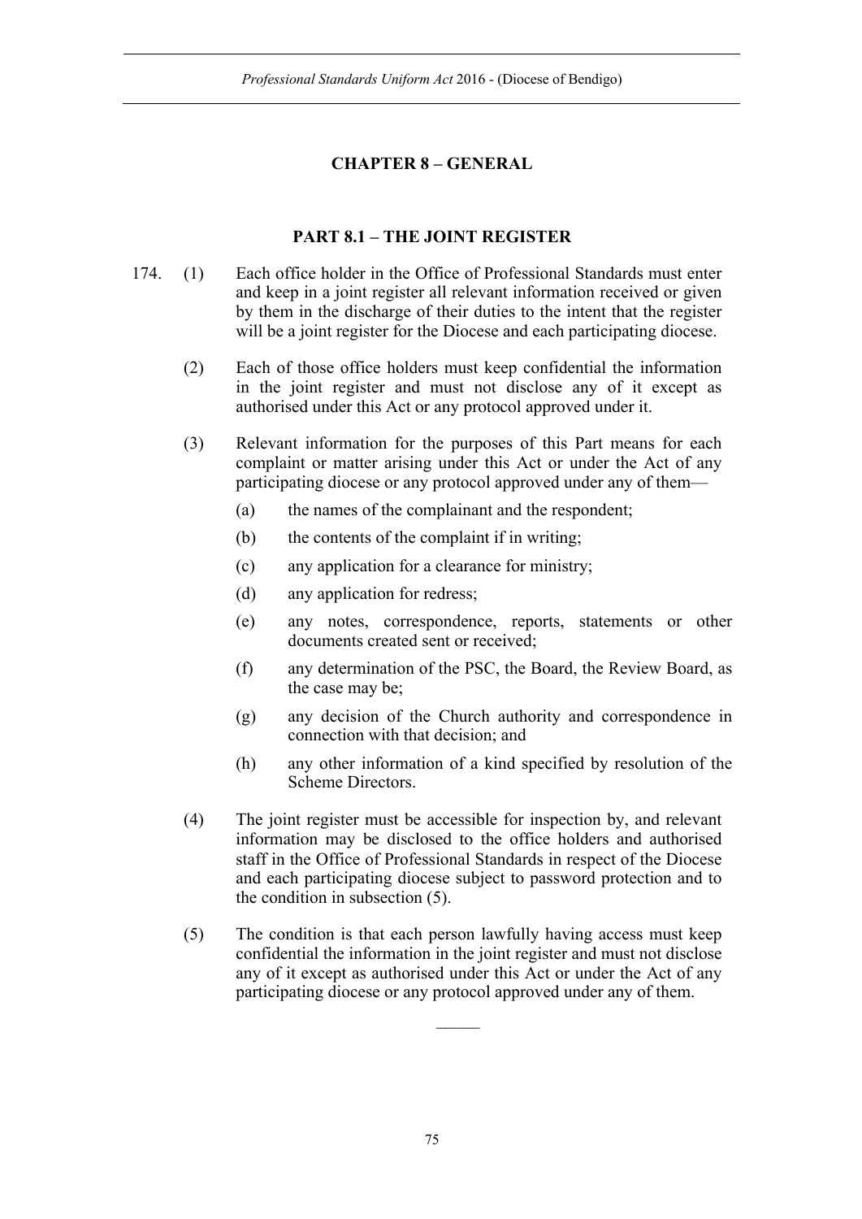# CHAPTER 8 – GENERAL

## PART 8.1 – THE JOINT REGISTER

174. (1) Each office holder in the Office of Professional Standards must enter and keep in a joint register all relevant information received or given by them in the discharge of their duties to the intent that the register will be a joint register for the Diocese and each participating diocese.

(2) Each of those office holders must keep confidential the information in the joint register and must not disclose any of it except as authorised under this Act or any protocol approved under it.

(3) Relevant information for the purposes of this Part means for each complaint or matter arising under this Act or under the Act of any participating diocese or any protocol approved under any of them—

- (a) the names of the complainant and the respondent;
- (b) the contents of the complaint if in writing;
- (c) any application for a clearance for ministry;
- (d) any application for redress;
- (e) any notes, correspondence, reports, statements or other documents created sent or received;
- (f) any determination of the PSC, the Board, the Review Board, as the case may be;
- (g) any decision of the Church authority and correspondence in connection with that decision; and
- (h) any other information of a kind specified by resolution of the Scheme Directors.

(4) The joint register must be accessible for inspection by, and relevant information may be disclosed to the office holders and authorised staff in the Office of Professional Standards in respect of the Diocese and each participating diocese subject to password protection and to the condition in subsection (5).

(5) The condition is that each person lawfully having access must keep confidential the information in the joint register and must not disclose any of it except as authorised under this Act or under the Act of any participating diocese or any protocol approved under any of them.

———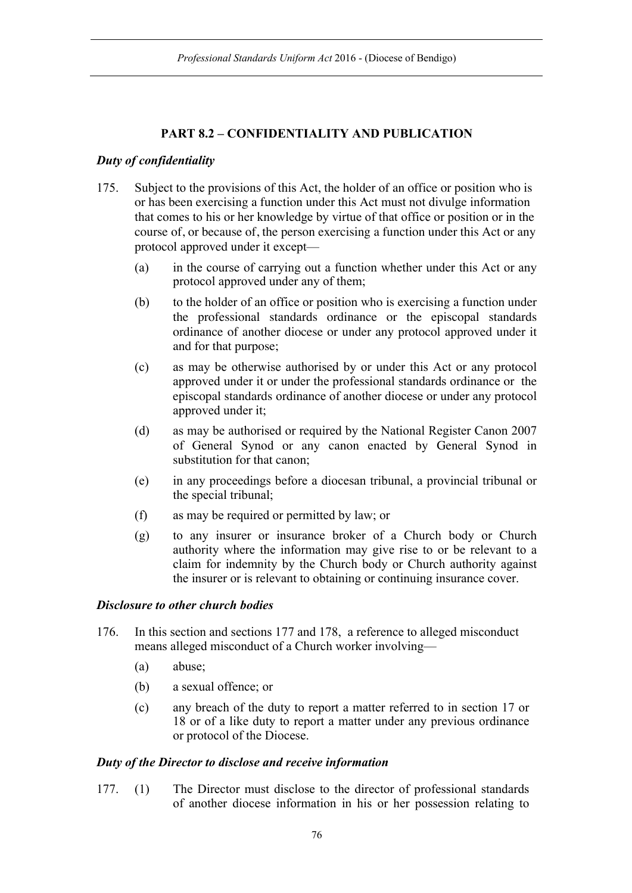## PART 8.2 – CONFIDENTIALITY AND PUBLICATION

***Duty of confidentiality***

175. Subject to the provisions of this Act, the holder of an office or position who is or has been exercising a function under this Act must not divulge information that comes to his or her knowledge by virtue of that office or position or in the course of, or because of, the person exercising a function under this Act or any protocol approved under it except—

    (a) in the course of carrying out a function whether under this Act or any protocol approved under any of them;

    (b) to the holder of an office or position who is exercising a function under the professional standards ordinance or the episcopal standards ordinance of another diocese or under any protocol approved under it and for that purpose;

    (c) as may be otherwise authorised by or under this Act or any protocol approved under it or under the professional standards ordinance or the episcopal standards ordinance of another diocese or under any protocol approved under it;

    (d) as may be authorised or required by the National Register Canon 2007 of General Synod or any canon enacted by General Synod in substitution for that canon;

    (e) in any proceedings before a diocesan tribunal, a provincial tribunal or the special tribunal;

    (f) as may be required or permitted by law; or

    (g) to any insurer or insurance broker of a Church body or Church authority where the information may give rise to or be relevant to a claim for indemnity by the Church body or Church authority against the insurer or is relevant to obtaining or continuing insurance cover.

***Disclosure to other church bodies***

176. In this section and sections 177 and 178, a reference to alleged misconduct means alleged misconduct of a Church worker involving—

    (a) abuse;

    (b) a sexual offence; or

    (c) any breach of the duty to report a matter referred to in section 17 or 18 or of a like duty to report a matter under any previous ordinance or protocol of the Diocese.

***Duty of the Director to disclose and receive information***

177. (1) The Director must disclose to the director of professional standards of another diocese information in his or her possession relating to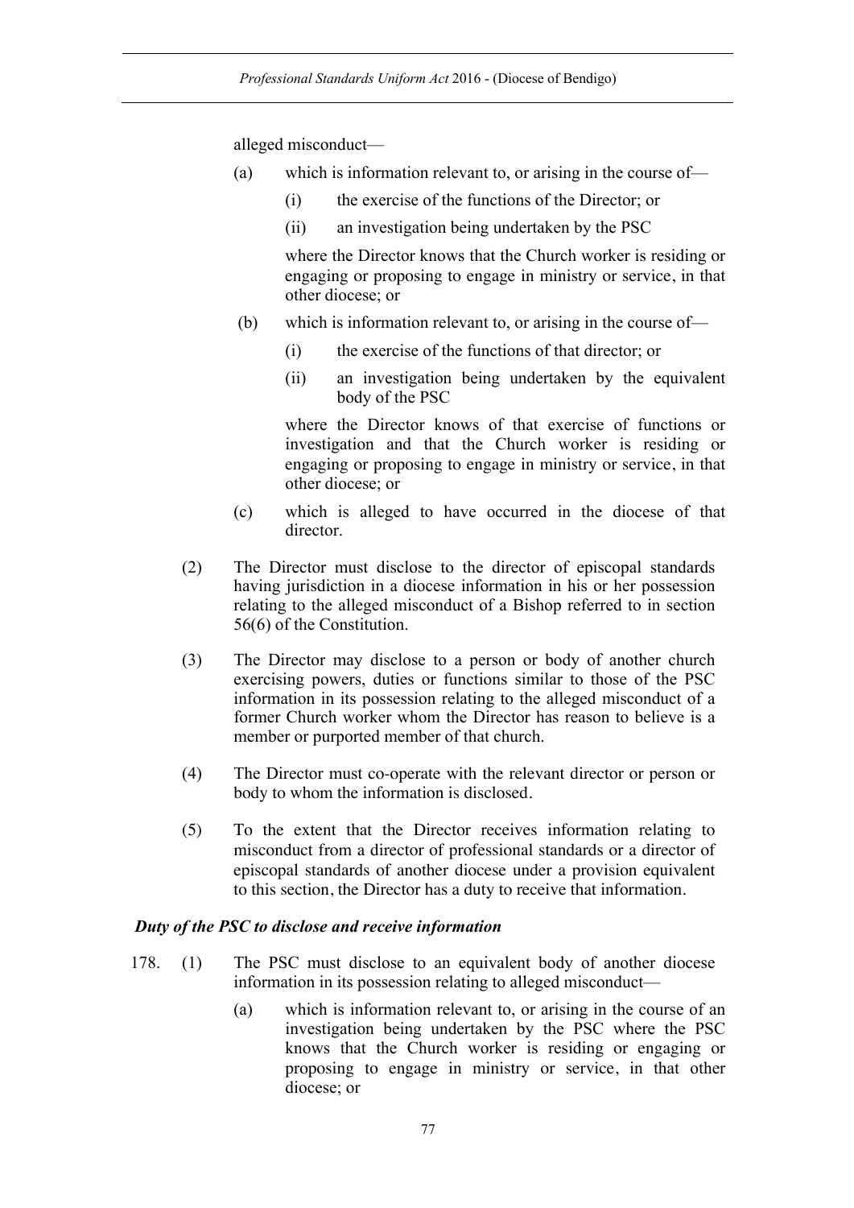alleged misconduct—

- (a) which is information relevant to, or arising in the course of—
  - (i) the exercise of the functions of the Director; or
  - (ii) an investigation being undertaken by the PSC

  where the Director knows that the Church worker is residing or engaging or proposing to engage in ministry or service, in that other diocese; or

- (b) which is information relevant to, or arising in the course of—
  - (i) the exercise of the functions of that director; or
  - (ii) an investigation being undertaken by the equivalent body of the PSC

  where the Director knows of that exercise of functions or investigation and that the Church worker is residing or engaging or proposing to engage in ministry or service, in that other diocese; or

- (c) which is alleged to have occurred in the diocese of that director.

(2) The Director must disclose to the director of episcopal standards having jurisdiction in a diocese information in his or her possession relating to the alleged misconduct of a Bishop referred to in section 56(6) of the Constitution.

(3) The Director may disclose to a person or body of another church exercising powers, duties or functions similar to those of the PSC information in its possession relating to the alleged misconduct of a former Church worker whom the Director has reason to believe is a member or purported member of that church.

(4) The Director must co-operate with the relevant director or person or body to whom the information is disclosed.

(5) To the extent that the Director receives information relating to misconduct from a director of professional standards or a director of episcopal standards of another diocese under a provision equivalent to this section, the Director has a duty to receive that information.

### *Duty of the PSC to disclose and receive information*

178. (1) The PSC must disclose to an equivalent body of another diocese information in its possession relating to alleged misconduct—

- (a) which is information relevant to, or arising in the course of an investigation being undertaken by the PSC where the PSC knows that the Church worker is residing or engaging or proposing to engage in ministry or service, in that other diocese; or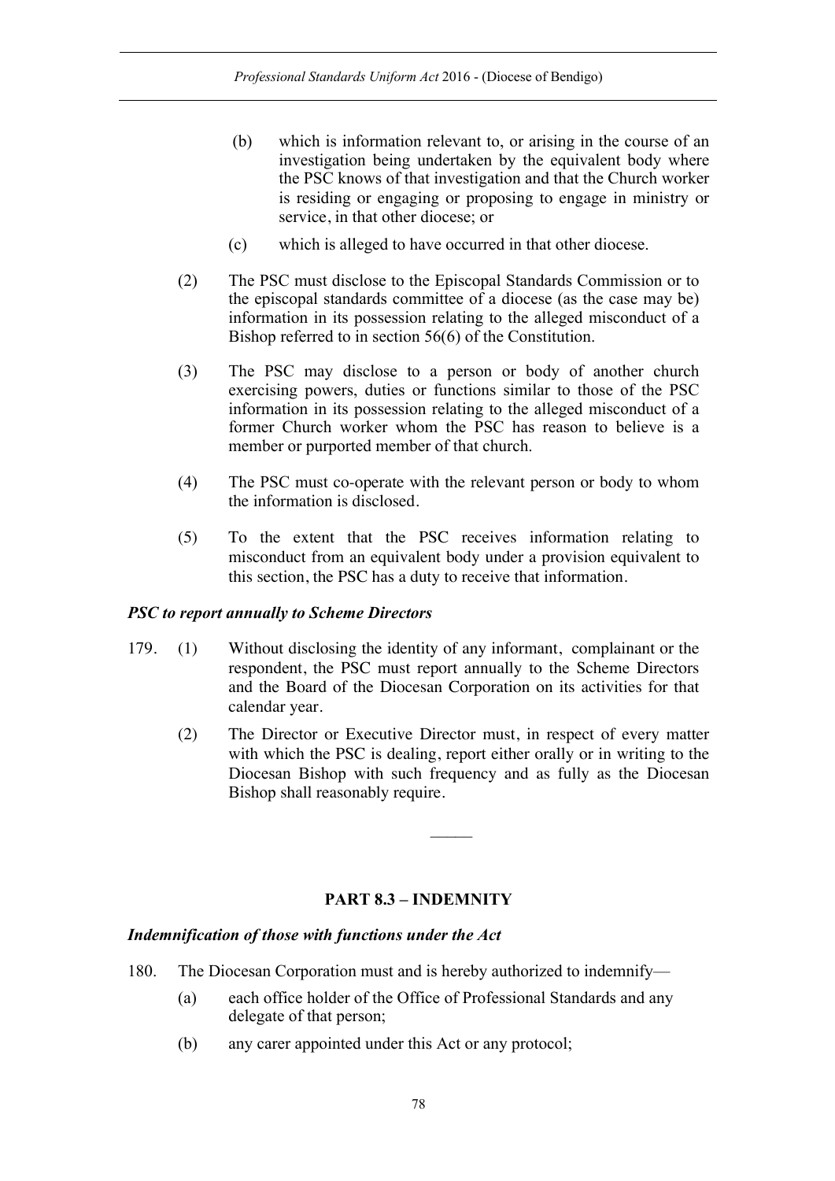(b) which is information relevant to, or arising in the course of an investigation being undertaken by the equivalent body where the PSC knows of that investigation and that the Church worker is residing or engaging or proposing to engage in ministry or service, in that other diocese; or

(c) which is alleged to have occurred in that other diocese.

(2) The PSC must disclose to the Episcopal Standards Commission or to the episcopal standards committee of a diocese (as the case may be) information in its possession relating to the alleged misconduct of a Bishop referred to in section 56(6) of the Constitution.

(3) The PSC may disclose to a person or body of another church exercising powers, duties or functions similar to those of the PSC information in its possession relating to the alleged misconduct of a former Church worker whom the PSC has reason to believe is a member or purported member of that church.

(4) The PSC must co-operate with the relevant person or body to whom the information is disclosed.

(5) To the extent that the PSC receives information relating to misconduct from an equivalent body under a provision equivalent to this section, the PSC has a duty to receive that information.

***PSC to report annually to Scheme Directors***

179. (1) Without disclosing the identity of any informant, complainant or the respondent, the PSC must report annually to the Scheme Directors and the Board of the Diocesan Corporation on its activities for that calendar year.

(2) The Director or Executive Director must, in respect of every matter with which the PSC is dealing, report either orally or in writing to the Diocesan Bishop with such frequency and as fully as the Diocesan Bishop shall reasonably require.

———

## PART 8.3 – INDEMNITY

***Indemnification of those with functions under the Act***

180. The Diocesan Corporation must and is hereby authorized to indemnify—

(a) each office holder of the Office of Professional Standards and any delegate of that person;

(b) any carer appointed under this Act or any protocol;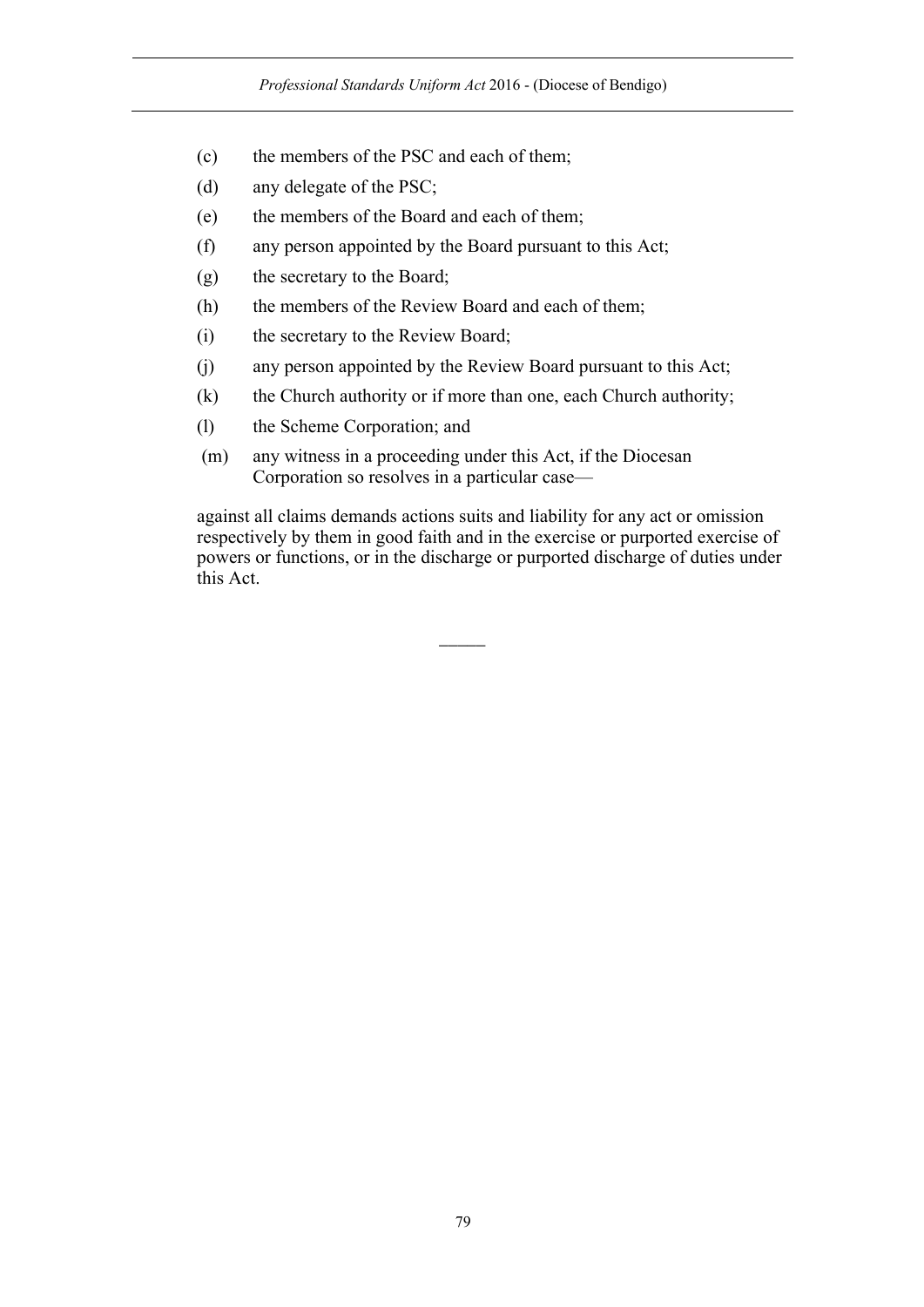(c) the members of the PSC and each of them;

(d) any delegate of the PSC;

(e) the members of the Board and each of them;

(f) any person appointed by the Board pursuant to this Act;

(g) the secretary to the Board;

(h) the members of the Review Board and each of them;

(i) the secretary to the Review Board;

(j) any person appointed by the Review Board pursuant to this Act;

(k) the Church authority or if more than one, each Church authority;

(l) the Scheme Corporation; and

(m) any witness in a proceeding under this Act, if the Diocesan Corporation so resolves in a particular case—

against all claims demands actions suits and liability for any act or omission respectively by them in good faith and in the exercise or purported exercise of powers or functions, or in the discharge or purported discharge of duties under this Act.

———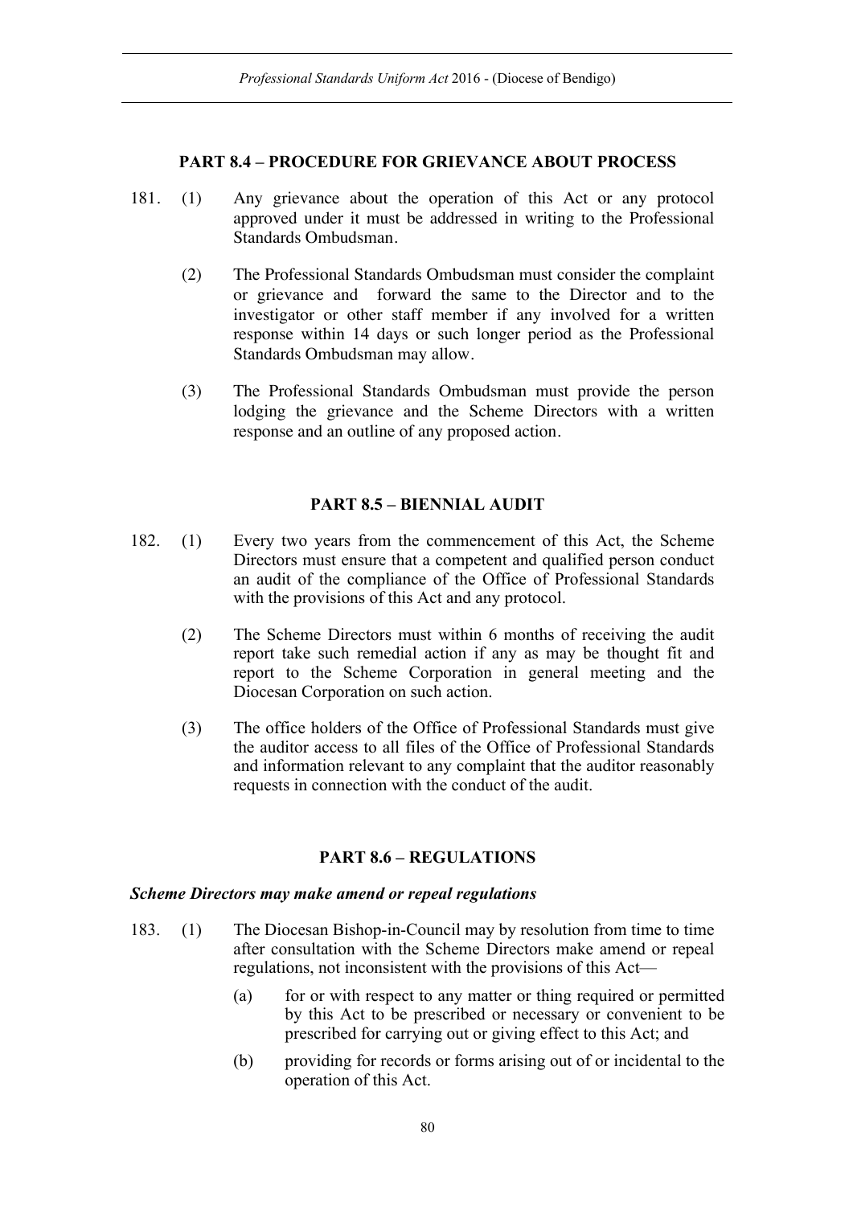## PART 8.4 – PROCEDURE FOR GRIEVANCE ABOUT PROCESS

181. (1) Any grievance about the operation of this Act or any protocol approved under it must be addressed in writing to the Professional Standards Ombudsman.

(2) The Professional Standards Ombudsman must consider the complaint or grievance and forward the same to the Director and to the investigator or other staff member if any involved for a written response within 14 days or such longer period as the Professional Standards Ombudsman may allow.

(3) The Professional Standards Ombudsman must provide the person lodging the grievance and the Scheme Directors with a written response and an outline of any proposed action.

## PART 8.5 – BIENNIAL AUDIT

182. (1) Every two years from the commencement of this Act, the Scheme Directors must ensure that a competent and qualified person conduct an audit of the compliance of the Office of Professional Standards with the provisions of this Act and any protocol.

(2) The Scheme Directors must within 6 months of receiving the audit report take such remedial action if any as may be thought fit and report to the Scheme Corporation in general meeting and the Diocesan Corporation on such action.

(3) The office holders of the Office of Professional Standards must give the auditor access to all files of the Office of Professional Standards and information relevant to any complaint that the auditor reasonably requests in connection with the conduct of the audit.

## PART 8.6 – REGULATIONS

### *Scheme Directors may make amend or repeal regulations*

183. (1) The Diocesan Bishop-in-Council may by resolution from time to time after consultation with the Scheme Directors make amend or repeal regulations, not inconsistent with the provisions of this Act—

(a) for or with respect to any matter or thing required or permitted by this Act to be prescribed or necessary or convenient to be prescribed for carrying out or giving effect to this Act; and

(b) providing for records or forms arising out of or incidental to the operation of this Act.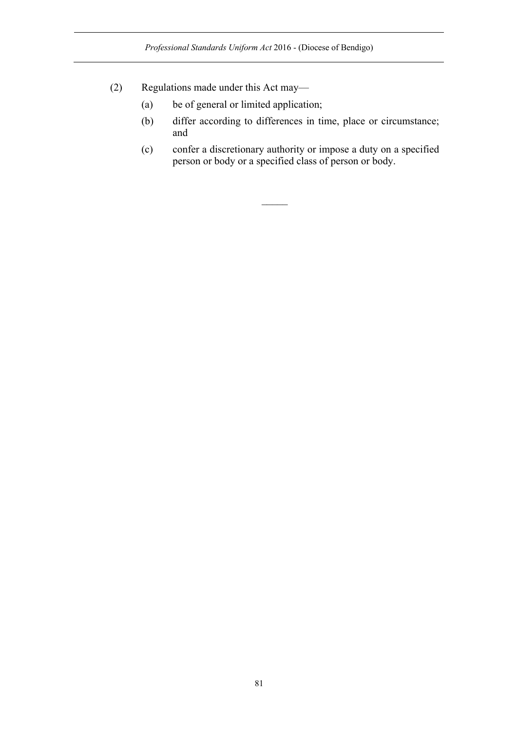(2) Regulations made under this Act may—

(a) be of general or limited application;

(b) differ according to differences in time, place or circumstance; and

(c) confer a discretionary authority or impose a duty on a specified person or body or a specified class of person or body.

———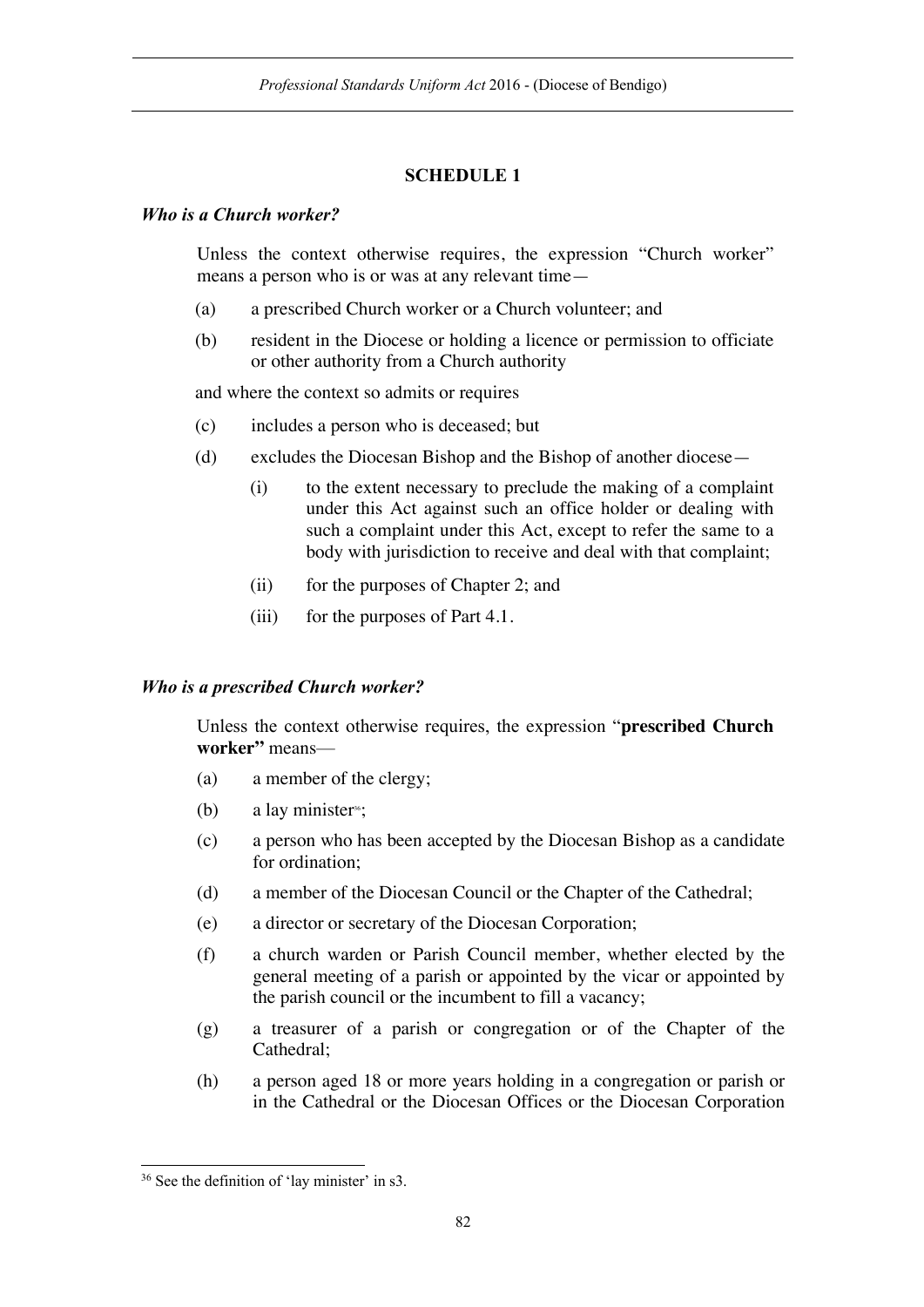# SCHEDULE 1

### *Who is a Church worker?*

Unless the context otherwise requires, the expression "Church worker" means a person who is or was at any relevant time—

(a) a prescribed Church worker or a Church volunteer; and

(b) resident in the Diocese or holding a licence or permission to officiate or other authority from a Church authority

and where the context so admits or requires

(c) includes a person who is deceased; but

(d) excludes the Diocesan Bishop and the Bishop of another diocese—

   (i) to the extent necessary to preclude the making of a complaint under this Act against such an office holder or dealing with such a complaint under this Act, except to refer the same to a body with jurisdiction to receive and deal with that complaint;

   (ii) for the purposes of Chapter 2; and

   (iii) for the purposes of Part 4.1.

### *Who is a prescribed Church worker?*

Unless the context otherwise requires, the expression "**prescribed Church worker"** means—

(a) a member of the clergy;

(b) a lay minister[36];

(c) a person who has been accepted by the Diocesan Bishop as a candidate for ordination;

(d) a member of the Diocesan Council or the Chapter of the Cathedral;

(e) a director or secretary of the Diocesan Corporation;

(f) a church warden or Parish Council member, whether elected by the general meeting of a parish or appointed by the vicar or appointed by the parish council or the incumbent to fill a vacancy;

(g) a treasurer of a parish or congregation or of the Chapter of the Cathedral;

(h) a person aged 18 or more years holding in a congregation or parish or in the Cathedral or the Diocesan Offices or the Diocesan Corporation

---

[36] See the definition of 'lay minister' in s3.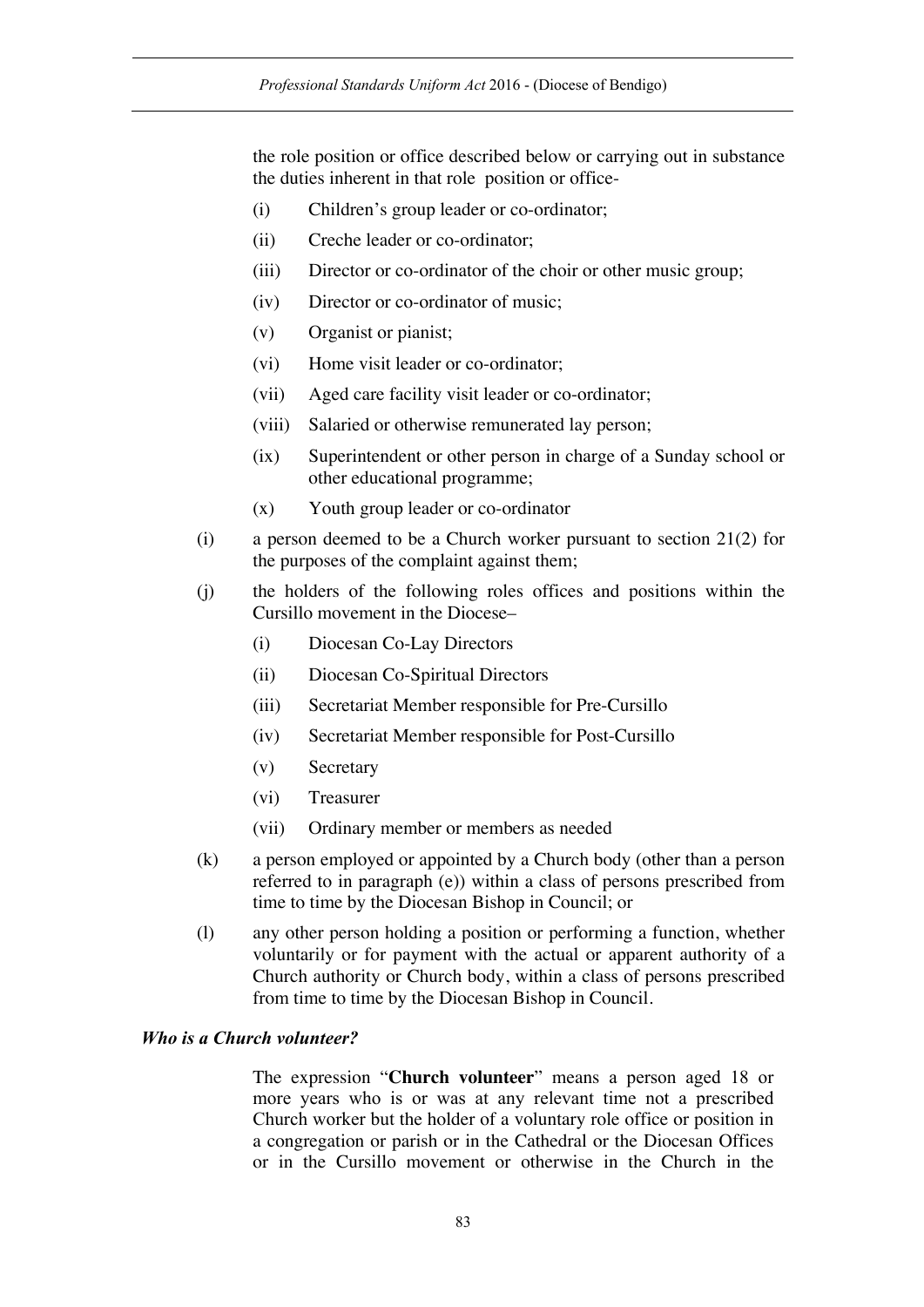the role position or office described below or carrying out in substance the duties inherent in that role position or office-

(i) Children's group leader or co-ordinator;

(ii) Creche leader or co-ordinator;

(iii) Director or co-ordinator of the choir or other music group;

(iv) Director or co-ordinator of music;

(v) Organist or pianist;

(vi) Home visit leader or co-ordinator;

(vii) Aged care facility visit leader or co-ordinator;

(viii) Salaried or otherwise remunerated lay person;

(ix) Superintendent or other person in charge of a Sunday school or other educational programme;

(x) Youth group leader or co-ordinator

(i) a person deemed to be a Church worker pursuant to section 21(2) for the purposes of the complaint against them;

(j) the holders of the following roles offices and positions within the Cursillo movement in the Diocese–

(i) Diocesan Co-Lay Directors

(ii) Diocesan Co-Spiritual Directors

(iii) Secretariat Member responsible for Pre-Cursillo

(iv) Secretariat Member responsible for Post-Cursillo

(v) Secretary

(vi) Treasurer

(vii) Ordinary member or members as needed

(k) a person employed or appointed by a Church body (other than a person referred to in paragraph (e)) within a class of persons prescribed from time to time by the Diocesan Bishop in Council; or

(l) any other person holding a position or performing a function, whether voluntarily or for payment with the actual or apparent authority of a Church authority or Church body, within a class of persons prescribed from time to time by the Diocesan Bishop in Council.

***Who is a Church volunteer?***

The expression "**Church volunteer**" means a person aged 18 or more years who is or was at any relevant time not a prescribed Church worker but the holder of a voluntary role office or position in a congregation or parish or in the Cathedral or the Diocesan Offices or in the Cursillo movement or otherwise in the Church in the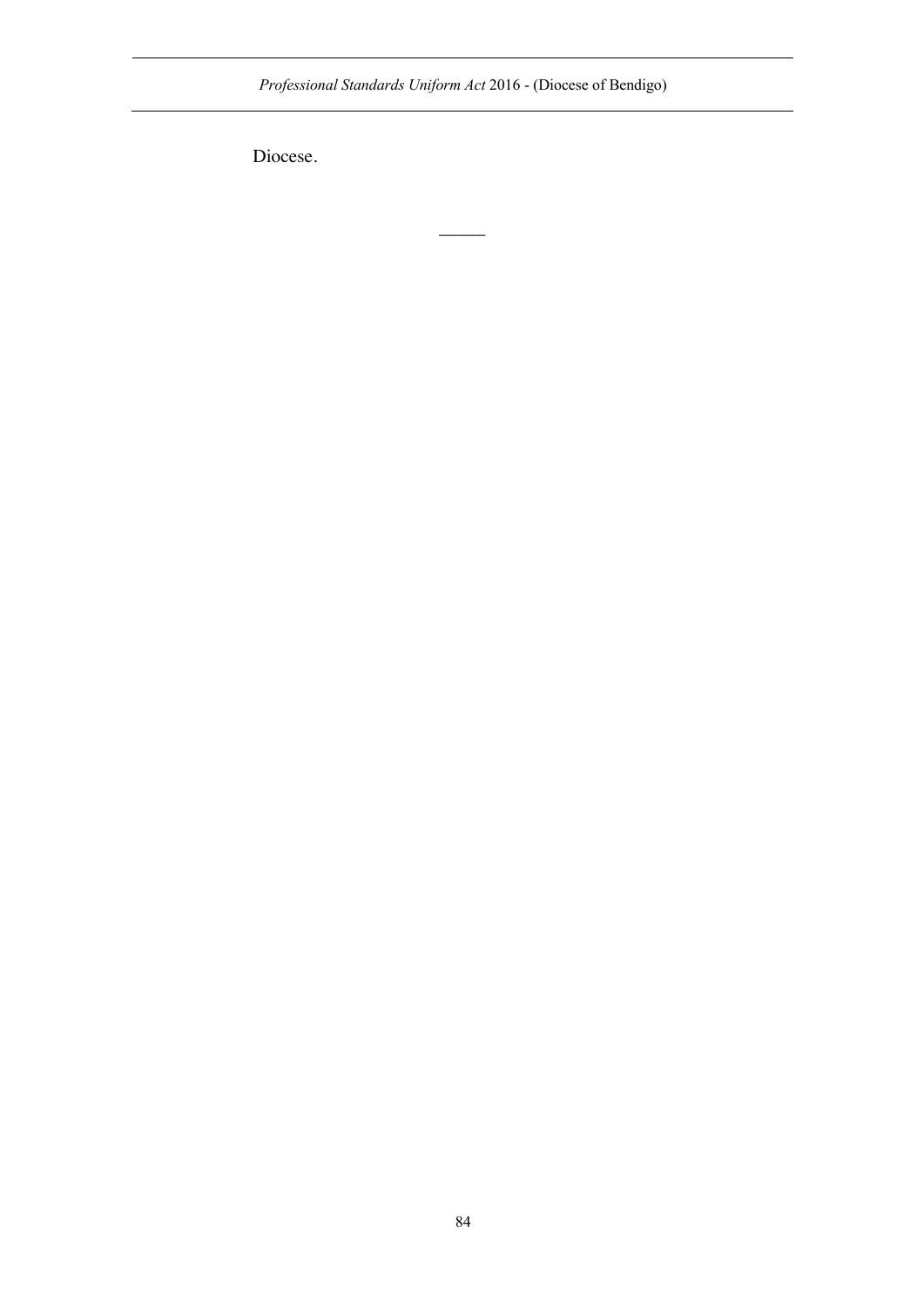Diocese.

———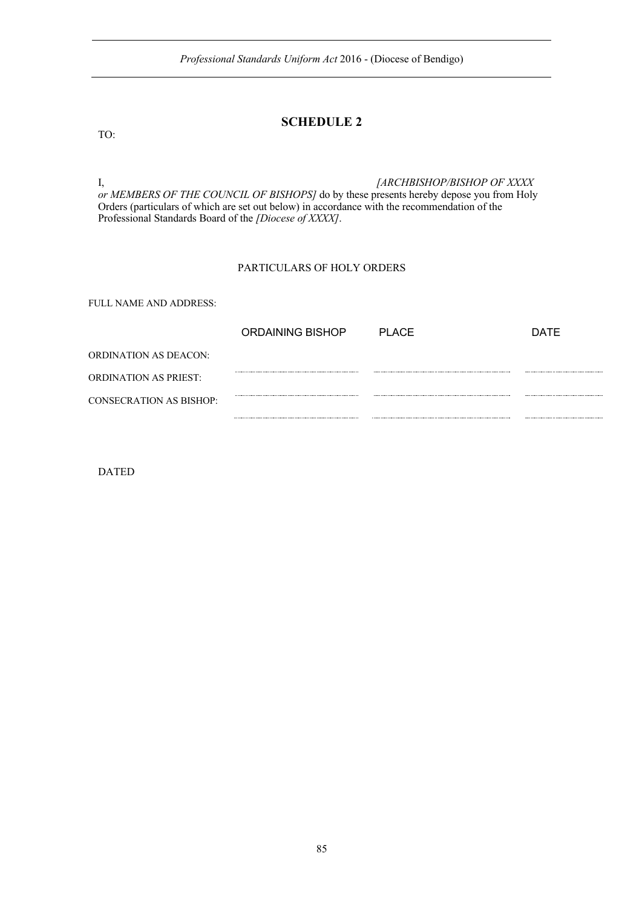# SCHEDULE 2

TO:

I, *[ARCHBISHOP/BISHOP OF XXXX or MEMBERS OF THE COUNCIL OF BISHOPS]* do by these presents hereby depose you from Holy Orders (particulars of which are set out below) in accordance with the recommendation of the Professional Standards Board of the *[Diocese of XXXX]*.

PARTICULARS OF HOLY ORDERS

FULL NAME AND ADDRESS:

| | ORDAINING BISHOP | PLACE | DATE |
|---|---|---|---|
| ORDINATION AS DEACON: | ........................ | ........................ | ........................ |
| ORDINATION AS PRIEST: | ........................ | ........................ | ........................ |
| CONSECRATION AS BISHOP: | ........................ | ........................ | ........................ |

DATED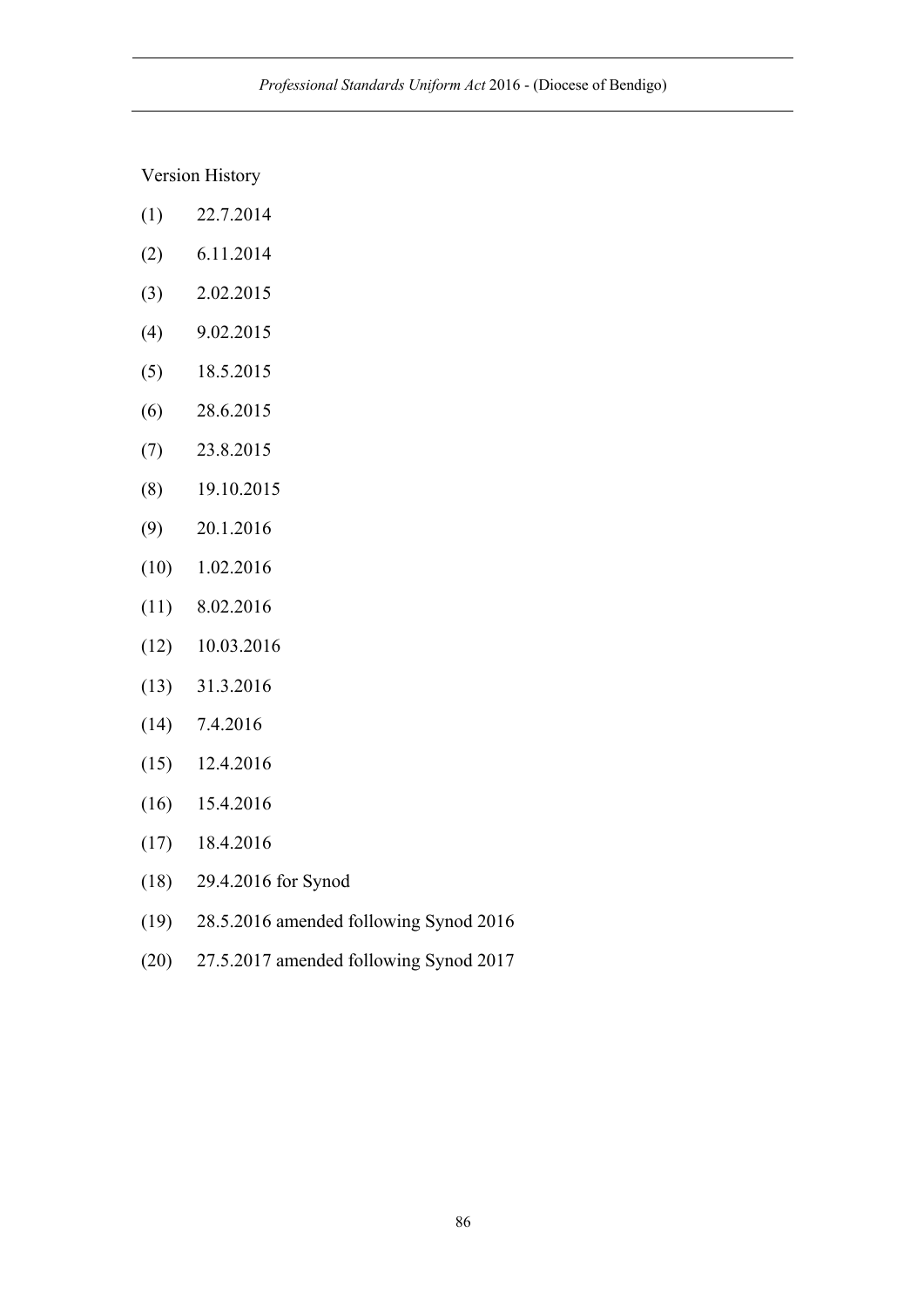Version History

(1) 22.7.2014

(2) 6.11.2014

(3) 2.02.2015

(4) 9.02.2015

(5) 18.5.2015

(6) 28.6.2015

(7) 23.8.2015

(8) 19.10.2015

(9) 20.1.2016

(10) 1.02.2016

(11) 8.02.2016

(12) 10.03.2016

(13) 31.3.2016

(14) 7.4.2016

(15) 12.4.2016

(16) 15.4.2016

(17) 18.4.2016

(18) 29.4.2016 for Synod

(19) 28.5.2016 amended following Synod 2016

(20) 27.5.2017 amended following Synod 2017